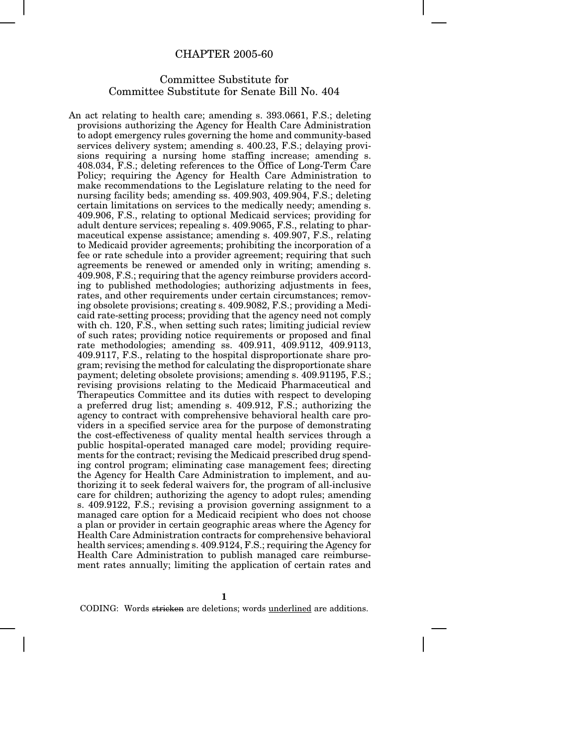# CHAPTER 2005-60

## Committee Substitute for Committee Substitute for Senate Bill No. 404

An act relating to health care; amending s. 393.0661, F.S.; deleting provisions authorizing the Agency for Health Care Administration to adopt emergency rules governing the home and community-based services delivery system; amending s. 400.23, F.S.; delaying provisions requiring a nursing home staffing increase; amending s. 408.034, F.S.; deleting references to the Office of Long-Term Care Policy; requiring the Agency for Health Care Administration to make recommendations to the Legislature relating to the need for nursing facility beds; amending ss. 409.903, 409.904, F.S.; deleting certain limitations on services to the medically needy; amending s. 409.906, F.S., relating to optional Medicaid services; providing for adult denture services; repealing s. 409.9065, F.S., relating to pharmaceutical expense assistance; amending s. 409.907, F.S., relating to Medicaid provider agreements; prohibiting the incorporation of a fee or rate schedule into a provider agreement; requiring that such agreements be renewed or amended only in writing; amending s. 409.908, F.S.; requiring that the agency reimburse providers according to published methodologies; authorizing adjustments in fees, rates, and other requirements under certain circumstances; removing obsolete provisions; creating s. 409.9082, F.S.; providing a Medicaid rate-setting process; providing that the agency need not comply with ch. 120, F.S., when setting such rates; limiting judicial review of such rates; providing notice requirements or proposed and final rate methodologies; amending ss. 409.911, 409.9112, 409.9113, 409.9117, F.S., relating to the hospital disproportionate share program; revising the method for calculating the disproportionate share payment; deleting obsolete provisions; amending s. 409.91195, F.S.; revising provisions relating to the Medicaid Pharmaceutical and Therapeutics Committee and its duties with respect to developing a preferred drug list; amending s. 409.912, F.S.; authorizing the agency to contract with comprehensive behavioral health care providers in a specified service area for the purpose of demonstrating the cost-effectiveness of quality mental health services through a public hospital-operated managed care model; providing requirements for the contract; revising the Medicaid prescribed drug spending control program; eliminating case management fees; directing the Agency for Health Care Administration to implement, and authorizing it to seek federal waivers for, the program of all-inclusive care for children; authorizing the agency to adopt rules; amending s. 409.9122, F.S.; revising a provision governing assignment to a managed care option for a Medicaid recipient who does not choose a plan or provider in certain geographic areas where the Agency for Health Care Administration contracts for comprehensive behavioral health services; amending s. 409.9124, F.S.; requiring the Agency for Health Care Administration to publish managed care reimbursement rates annually; limiting the application of certain rates and

CODING: Words ~~stricken~~ are deletions; words underlined are additions.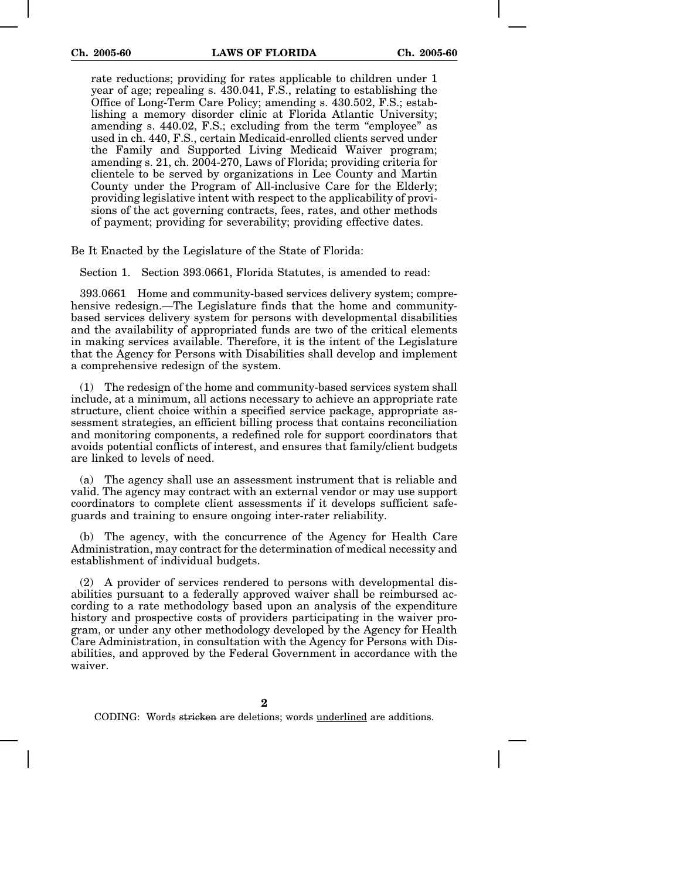rate reductions; providing for rates applicable to children under 1 year of age; repealing s. 430.041, F.S., relating to establishing the Office of Long-Term Care Policy; amending s. 430.502, F.S.; establishing a memory disorder clinic at Florida Atlantic University; amending s. 440.02, F.S.; excluding from the term "employee" as used in ch. 440, F.S., certain Medicaid-enrolled clients served under the Family and Supported Living Medicaid Waiver program; amending s. 21, ch. 2004-270, Laws of Florida; providing criteria for clientele to be served by organizations in Lee County and Martin County under the Program of All-inclusive Care for the Elderly; providing legislative intent with respect to the applicability of provisions of the act governing contracts, fees, rates, and other methods of payment; providing for severability; providing effective dates.

Be It Enacted by the Legislature of the State of Florida:

Section 1. Section 393.0661, Florida Statutes, is amended to read:

393.0661 Home and community-based services delivery system; comprehensive redesign.—The Legislature finds that the home and community-based services delivery system for persons with developmental disabilities and the availability of appropriated funds are two of the critical elements in making services available. Therefore, it is the intent of the Legislature that the Agency for Persons with Disabilities shall develop and implement a comprehensive redesign of the system.

(1) The redesign of the home and community-based services system shall include, at a minimum, all actions necessary to achieve an appropriate rate structure, client choice within a specified service package, appropriate assessment strategies, an efficient billing process that contains reconciliation and monitoring components, a redefined role for support coordinators that avoids potential conflicts of interest, and ensures that family/client budgets are linked to levels of need.

(a) The agency shall use an assessment instrument that is reliable and valid. The agency may contract with an external vendor or may use support coordinators to complete client assessments if it develops sufficient safeguards and training to ensure ongoing inter-rater reliability.

(b) The agency, with the concurrence of the Agency for Health Care Administration, may contract for the determination of medical necessity and establishment of individual budgets.

(2) A provider of services rendered to persons with developmental disabilities pursuant to a federally approved waiver shall be reimbursed according to a rate methodology based upon an analysis of the expenditure history and prospective costs of providers participating in the waiver program, or under any other methodology developed by the Agency for Health Care Administration, in consultation with the Agency for Persons with Disabilities, and approved by the Federal Government in accordance with the waiver.

CODING: Words ~~stricken~~ are deletions; words <u>underlined</u> are additions.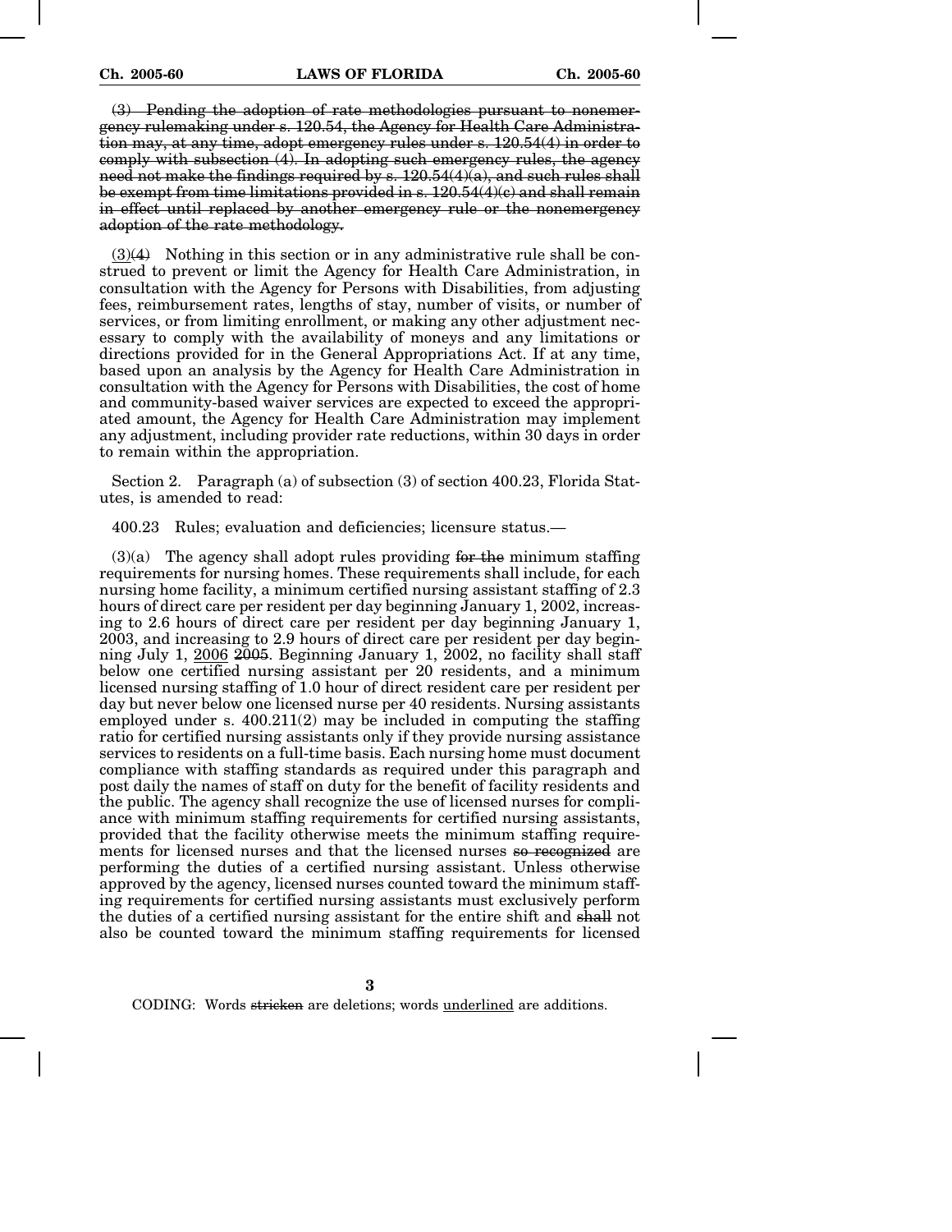~~(3) Pending the adoption of rate methodologies pursuant to nonemergency rulemaking under s. 120.54, the Agency for Health Care Administration may, at any time, adopt emergency rules under s. 120.54(4) in order to comply with subsection (4). In adopting such emergency rules, the agency need not make the findings required by s. 120.54(4)(a), and such rules shall be exempt from time limitations provided in s. 120.54(4)(c) and shall remain in effect until replaced by another emergency rule or the nonemergency adoption of the rate methodology.~~

<u>(3)</u>~~(4)~~ Nothing in this section or in any administrative rule shall be construed to prevent or limit the Agency for Health Care Administration, in consultation with the Agency for Persons with Disabilities, from adjusting fees, reimbursement rates, lengths of stay, number of visits, or number of services, or from limiting enrollment, or making any other adjustment necessary to comply with the availability of moneys and any limitations or directions provided for in the General Appropriations Act. If at any time, based upon an analysis by the Agency for Health Care Administration in consultation with the Agency for Persons with Disabilities, the cost of home and community-based waiver services are expected to exceed the appropriated amount, the Agency for Health Care Administration may implement any adjustment, including provider rate reductions, within 30 days in order to remain within the appropriation.

Section 2. Paragraph (a) of subsection (3) of section 400.23, Florida Statutes, is amended to read:

400.23 Rules; evaluation and deficiencies; licensure status.—

(3)(a) The agency shall adopt rules providing ~~for the~~ minimum staffing requirements for nursing homes. These requirements shall include, for each nursing home facility, a minimum certified nursing assistant staffing of 2.3 hours of direct care per resident per day beginning January 1, 2002, increasing to 2.6 hours of direct care per resident per day beginning January 1, 2003, and increasing to 2.9 hours of direct care per resident per day beginning July 1, <u>2006</u> ~~2005~~. Beginning January 1, 2002, no facility shall staff below one certified nursing assistant per 20 residents, and a minimum licensed nursing staffing of 1.0 hour of direct resident care per resident per day but never below one licensed nurse per 40 residents. Nursing assistants employed under s. 400.211(2) may be included in computing the staffing ratio for certified nursing assistants only if they provide nursing assistance services to residents on a full-time basis. Each nursing home must document compliance with staffing standards as required under this paragraph and post daily the names of staff on duty for the benefit of facility residents and the public. The agency shall recognize the use of licensed nurses for compliance with minimum staffing requirements for certified nursing assistants, provided that the facility otherwise meets the minimum staffing requirements for licensed nurses and that the licensed nurses ~~so recognized~~ are performing the duties of a certified nursing assistant. Unless otherwise approved by the agency, licensed nurses counted toward the minimum staffing requirements for certified nursing assistants must exclusively perform the duties of a certified nursing assistant for the entire shift and ~~shall~~ not also be counted toward the minimum staffing requirements for licensed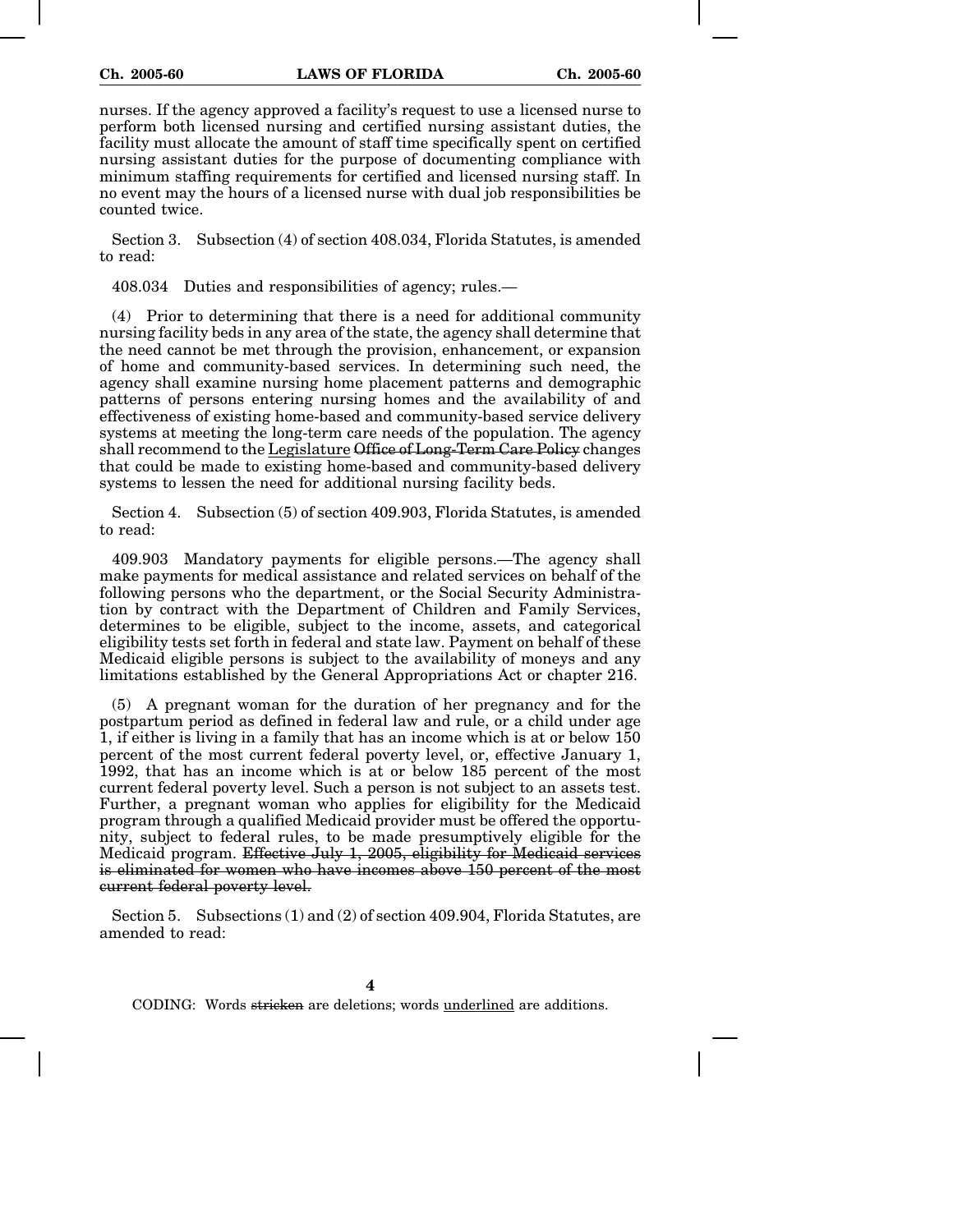nurses. If the agency approved a facility's request to use a licensed nurse to perform both licensed nursing and certified nursing assistant duties, the facility must allocate the amount of staff time specifically spent on certified nursing assistant duties for the purpose of documenting compliance with minimum staffing requirements for certified and licensed nursing staff. In no event may the hours of a licensed nurse with dual job responsibilities be counted twice.

Section 3. Subsection (4) of section 408.034, Florida Statutes, is amended to read:

408.034 Duties and responsibilities of agency; rules.—

(4) Prior to determining that there is a need for additional community nursing facility beds in any area of the state, the agency shall determine that the need cannot be met through the provision, enhancement, or expansion of home and community-based services. In determining such need, the agency shall examine nursing home placement patterns and demographic patterns of persons entering nursing homes and the availability of and effectiveness of existing home-based and community-based service delivery systems at meeting the long-term care needs of the population. The agency shall recommend to the <u>Legislature</u> ~~Office of Long-Term Care Policy~~ changes that could be made to existing home-based and community-based delivery systems to lessen the need for additional nursing facility beds.

Section 4. Subsection (5) of section 409.903, Florida Statutes, is amended to read:

409.903 Mandatory payments for eligible persons.—The agency shall make payments for medical assistance and related services on behalf of the following persons who the department, or the Social Security Administration by contract with the Department of Children and Family Services, determines to be eligible, subject to the income, assets, and categorical eligibility tests set forth in federal and state law. Payment on behalf of these Medicaid eligible persons is subject to the availability of moneys and any limitations established by the General Appropriations Act or chapter 216.

(5) A pregnant woman for the duration of her pregnancy and for the postpartum period as defined in federal law and rule, or a child under age 1, if either is living in a family that has an income which is at or below 150 percent of the most current federal poverty level, or, effective January 1, 1992, that has an income which is at or below 185 percent of the most current federal poverty level. Such a person is not subject to an assets test. Further, a pregnant woman who applies for eligibility for the Medicaid program through a qualified Medicaid provider must be offered the opportunity, subject to federal rules, to be made presumptively eligible for the Medicaid program. ~~Effective July 1, 2005, eligibility for Medicaid services is eliminated for women who have incomes above 150 percent of the most current federal poverty level.~~

Section 5. Subsections (1) and (2) of section 409.904, Florida Statutes, are amended to read: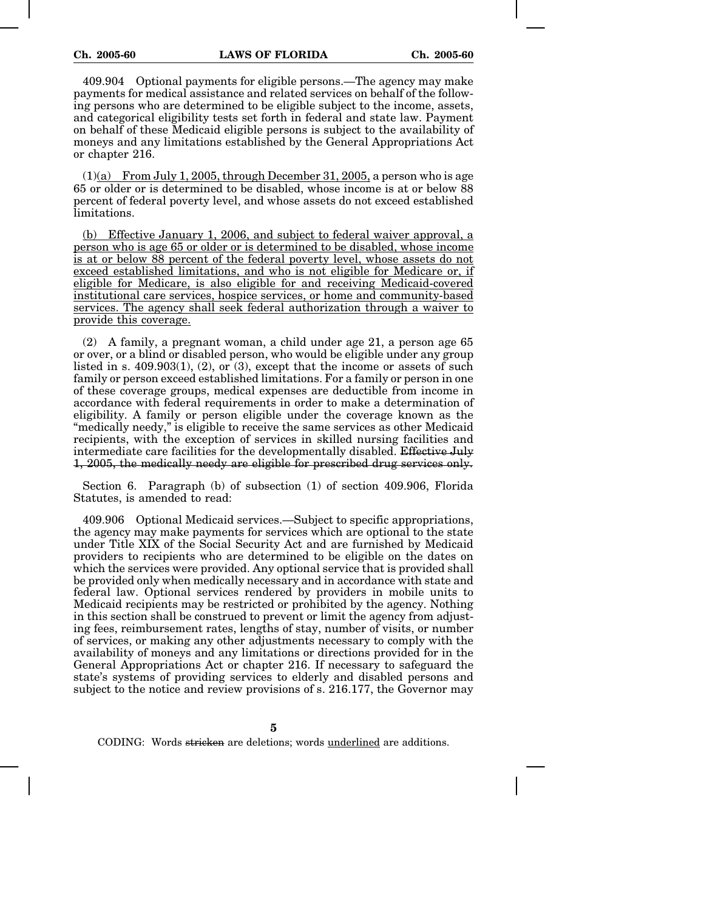409.904 Optional payments for eligible persons.—The agency may make payments for medical assistance and related services on behalf of the following persons who are determined to be eligible subject to the income, assets, and categorical eligibility tests set forth in federal and state law. Payment on behalf of these Medicaid eligible persons is subject to the availability of moneys and any limitations established by the General Appropriations Act or chapter 216.

(1)<u>(a) From July 1, 2005, through December 31, 2005,</u> a person who is age 65 or older or is determined to be disabled, whose income is at or below 88 percent of federal poverty level, and whose assets do not exceed established limitations.

<u>(b) Effective January 1, 2006, and subject to federal waiver approval, a person who is age 65 or older or is determined to be disabled, whose income is at or below 88 percent of the federal poverty level, whose assets do not exceed established limitations, and who is not eligible for Medicare or, if eligible for Medicare, is also eligible for and receiving Medicaid-covered institutional care services, hospice services, or home and community-based services. The agency shall seek federal authorization through a waiver to provide this coverage.</u>

(2) A family, a pregnant woman, a child under age 21, a person age 65 or over, or a blind or disabled person, who would be eligible under any group listed in s. 409.903(1), (2), or (3), except that the income or assets of such family or person exceed established limitations. For a family or person in one of these coverage groups, medical expenses are deductible from income in accordance with federal requirements in order to make a determination of eligibility. A family or person eligible under the coverage known as the "medically needy," is eligible to receive the same services as other Medicaid recipients, with the exception of services in skilled nursing facilities and intermediate care facilities for the developmentally disabled. ~~Effective July 1, 2005, the medically needy are eligible for prescribed drug services only.~~

Section 6. Paragraph (b) of subsection (1) of section 409.906, Florida Statutes, is amended to read:

409.906 Optional Medicaid services.—Subject to specific appropriations, the agency may make payments for services which are optional to the state under Title XIX of the Social Security Act and are furnished by Medicaid providers to recipients who are determined to be eligible on the dates on which the services were provided. Any optional service that is provided shall be provided only when medically necessary and in accordance with state and federal law. Optional services rendered by providers in mobile units to Medicaid recipients may be restricted or prohibited by the agency. Nothing in this section shall be construed to prevent or limit the agency from adjusting fees, reimbursement rates, lengths of stay, number of visits, or number of services, or making any other adjustments necessary to comply with the availability of moneys and any limitations or directions provided for in the General Appropriations Act or chapter 216. If necessary to safeguard the state's systems of providing services to elderly and disabled persons and subject to the notice and review provisions of s. 216.177, the Governor may

CODING: Words ~~stricken~~ are deletions; words <u>underlined</u> are additions.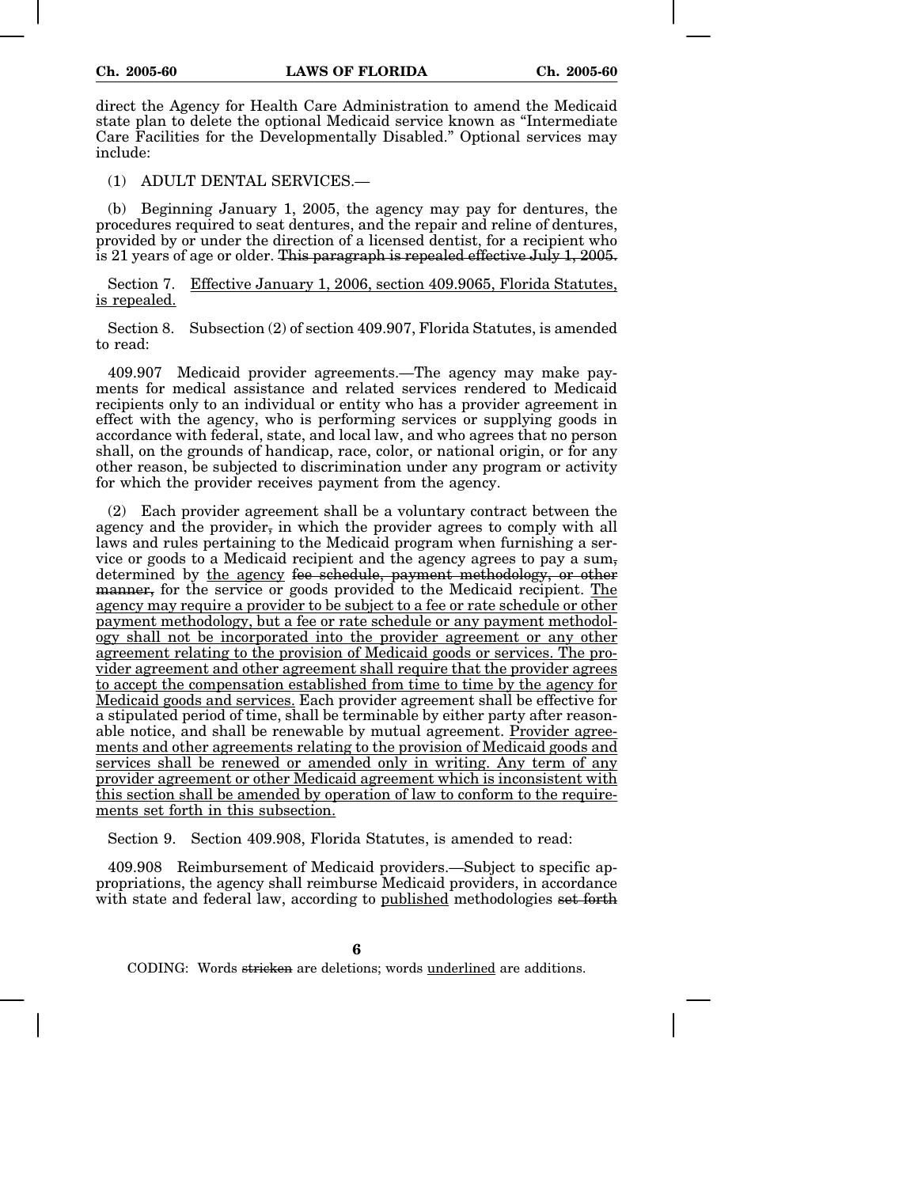direct the Agency for Health Care Administration to amend the Medicaid state plan to delete the optional Medicaid service known as "Intermediate Care Facilities for the Developmentally Disabled." Optional services may include:

(1) ADULT DENTAL SERVICES.—

(b) Beginning January 1, 2005, the agency may pay for dentures, the procedures required to seat dentures, and the repair and reline of dentures, provided by or under the direction of a licensed dentist, for a recipient who is 21 years of age or older. ~~This paragraph is repealed effective July 1, 2005.~~

Section 7. <u>Effective January 1, 2006, section 409.9065, Florida Statutes, is repealed.</u>

Section 8. Subsection (2) of section 409.907, Florida Statutes, is amended to read:

409.907 Medicaid provider agreements.—The agency may make payments for medical assistance and related services rendered to Medicaid recipients only to an individual or entity who has a provider agreement in effect with the agency, who is performing services or supplying goods in accordance with federal, state, and local law, and who agrees that no person shall, on the grounds of handicap, race, color, or national origin, or for any other reason, be subjected to discrimination under any program or activity for which the provider receives payment from the agency.

(2) Each provider agreement shall be a voluntary contract between the agency and the provider~~,~~ in which the provider agrees to comply with all laws and rules pertaining to the Medicaid program when furnishing a service or goods to a Medicaid recipient and the agency agrees to pay a sum~~,~~ determined by <u>the agency</u> ~~fee schedule, payment methodology, or other manner,~~ for the service or goods provided to the Medicaid recipient. <u>The agency may require a provider to be subject to a fee or rate schedule or other payment methodology, but a fee or rate schedule or any payment methodology shall not be incorporated into the provider agreement or any other agreement relating to the provision of Medicaid goods or services. The provider agreement and other agreement shall require that the provider agrees to accept the compensation established from time to time by the agency for Medicaid goods and services.</u> Each provider agreement shall be effective for a stipulated period of time, shall be terminable by either party after reasonable notice, and shall be renewable by mutual agreement. <u>Provider agreements and other agreements relating to the provision of Medicaid goods and services shall be renewed or amended only in writing. Any term of any provider agreement or other Medicaid agreement which is inconsistent with this section shall be amended by operation of law to conform to the requirements set forth in this subsection.</u>

Section 9. Section 409.908, Florida Statutes, is amended to read:

409.908 Reimbursement of Medicaid providers.—Subject to specific appropriations, the agency shall reimburse Medicaid providers, in accordance with state and federal law, according to <u>published</u> methodologies ~~set forth~~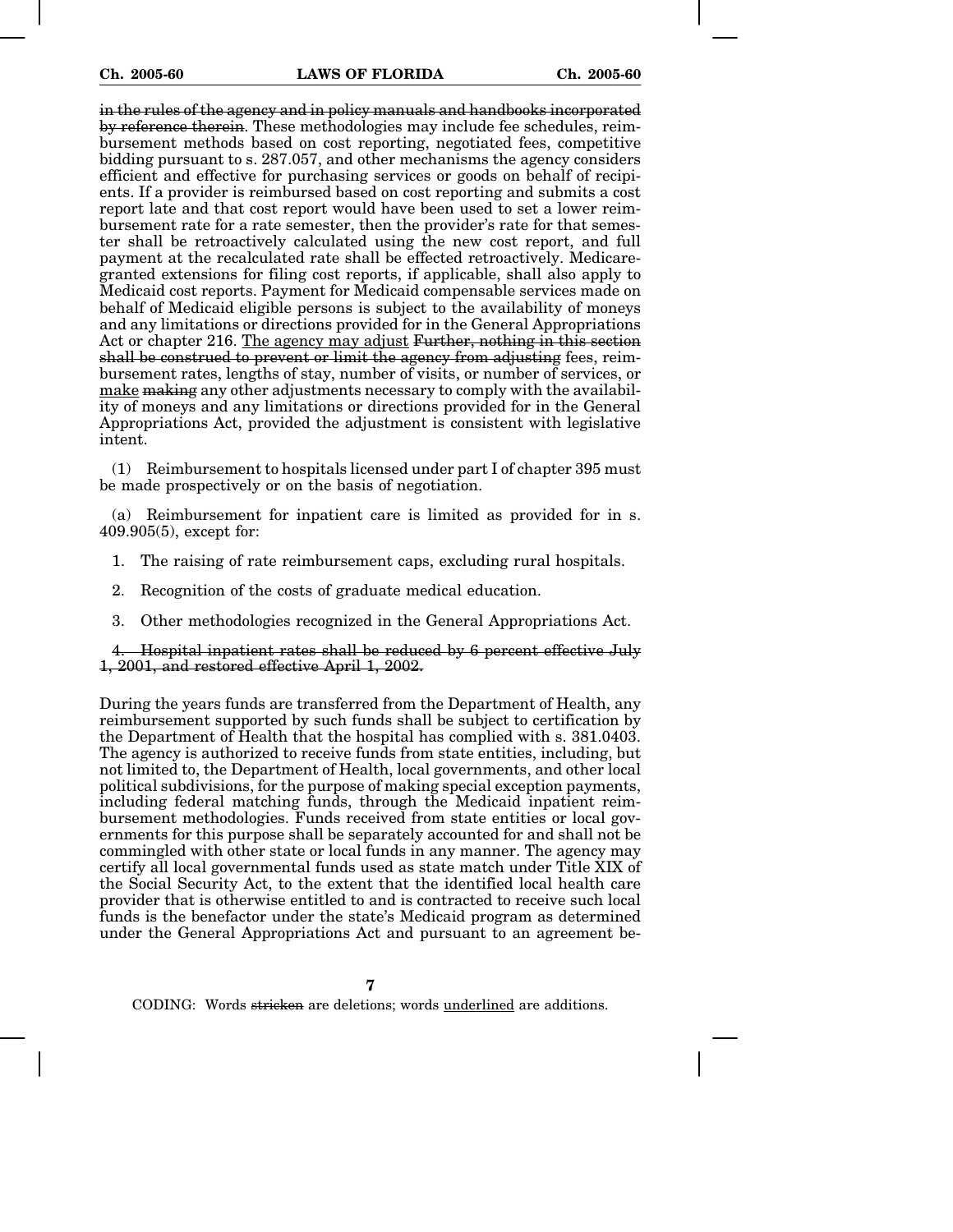~~in the rules of the agency and in policy manuals and handbooks incorporated by reference therein~~. These methodologies may include fee schedules, reimbursement methods based on cost reporting, negotiated fees, competitive bidding pursuant to s. 287.057, and other mechanisms the agency considers efficient and effective for purchasing services or goods on behalf of recipients. If a provider is reimbursed based on cost reporting and submits a cost report late and that cost report would have been used to set a lower reimbursement rate for a rate semester, then the provider's rate for that semester shall be retroactively calculated using the new cost report, and full payment at the recalculated rate shall be effected retroactively. Medicare-granted extensions for filing cost reports, if applicable, shall also apply to Medicaid cost reports. Payment for Medicaid compensable services made on behalf of Medicaid eligible persons is subject to the availability of moneys and any limitations or directions provided for in the General Appropriations Act or chapter 216. <u>The agency may adjust</u> ~~Further, nothing in this section shall be construed to prevent or limit the agency from adjusting~~ fees, reimbursement rates, lengths of stay, number of visits, or number of services, or <u>make</u> ~~making~~ any other adjustments necessary to comply with the availability of moneys and any limitations or directions provided for in the General Appropriations Act, provided the adjustment is consistent with legislative intent.

(1) Reimbursement to hospitals licensed under part I of chapter 395 must be made prospectively or on the basis of negotiation.

(a) Reimbursement for inpatient care is limited as provided for in s. 409.905(5), except for:

1. The raising of rate reimbursement caps, excluding rural hospitals.

2. Recognition of the costs of graduate medical education.

3. Other methodologies recognized in the General Appropriations Act.

~~4. Hospital inpatient rates shall be reduced by 6 percent effective July 1, 2001, and restored effective April 1, 2002.~~

During the years funds are transferred from the Department of Health, any reimbursement supported by such funds shall be subject to certification by the Department of Health that the hospital has complied with s. 381.0403. The agency is authorized to receive funds from state entities, including, but not limited to, the Department of Health, local governments, and other local political subdivisions, for the purpose of making special exception payments, including federal matching funds, through the Medicaid inpatient reimbursement methodologies. Funds received from state entities or local governments for this purpose shall be separately accounted for and shall not be commingled with other state or local funds in any manner. The agency may certify all local governmental funds used as state match under Title XIX of the Social Security Act, to the extent that the identified local health care provider that is otherwise entitled to and is contracted to receive such local funds is the benefactor under the state's Medicaid program as determined under the General Appropriations Act and pursuant to an agreement be-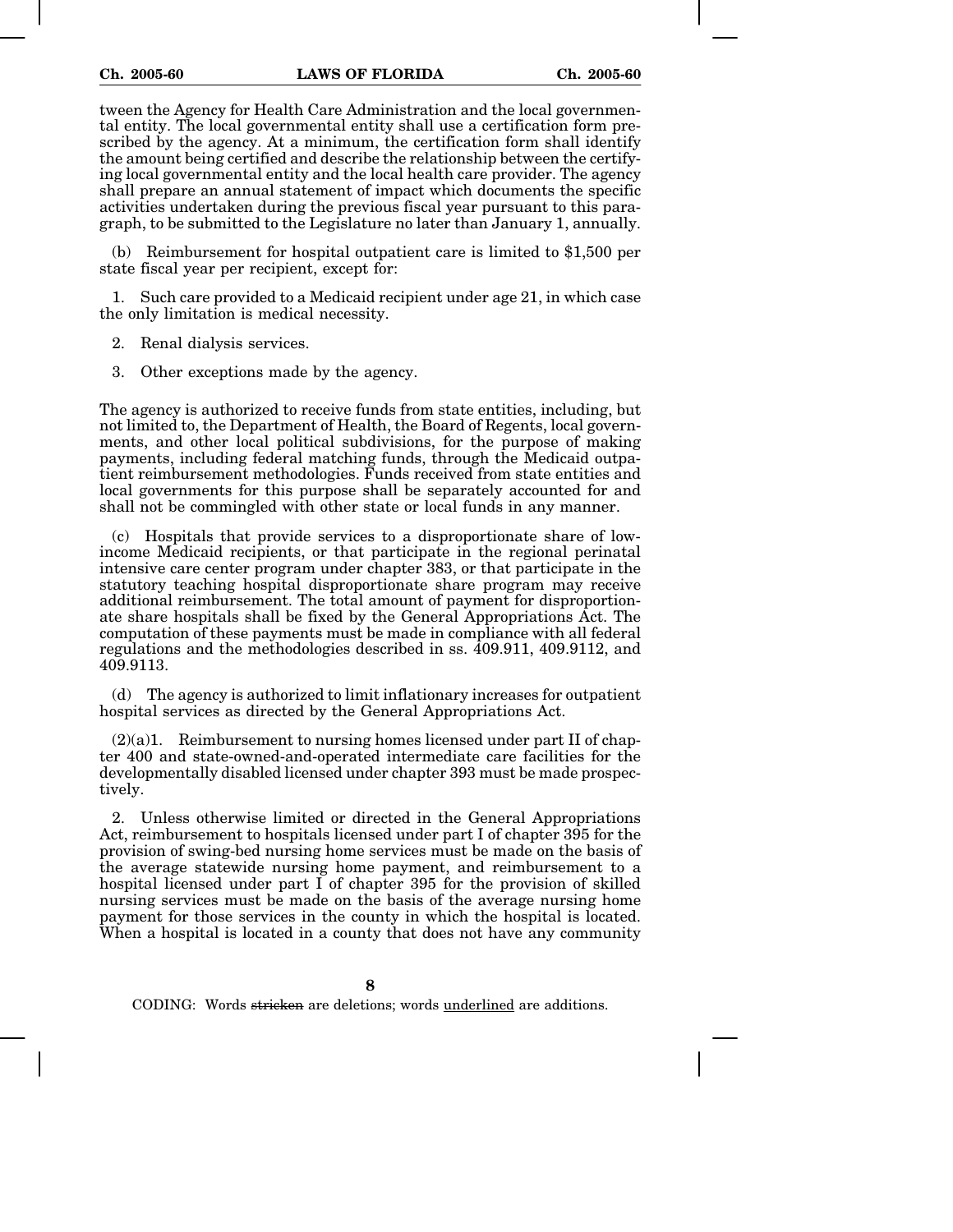tween the Agency for Health Care Administration and the local governmental entity. The local governmental entity shall use a certification form prescribed by the agency. At a minimum, the certification form shall identify the amount being certified and describe the relationship between the certifying local governmental entity and the local health care provider. The agency shall prepare an annual statement of impact which documents the specific activities undertaken during the previous fiscal year pursuant to this paragraph, to be submitted to the Legislature no later than January 1, annually.

(b) Reimbursement for hospital outpatient care is limited to $1,500 per state fiscal year per recipient, except for:

1. Such care provided to a Medicaid recipient under age 21, in which case the only limitation is medical necessity.

2. Renal dialysis services.

3. Other exceptions made by the agency.

The agency is authorized to receive funds from state entities, including, but not limited to, the Department of Health, the Board of Regents, local governments, and other local political subdivisions, for the purpose of making payments, including federal matching funds, through the Medicaid outpatient reimbursement methodologies. Funds received from state entities and local governments for this purpose shall be separately accounted for and shall not be commingled with other state or local funds in any manner.

(c) Hospitals that provide services to a disproportionate share of low-income Medicaid recipients, or that participate in the regional perinatal intensive care center program under chapter 383, or that participate in the statutory teaching hospital disproportionate share program may receive additional reimbursement. The total amount of payment for disproportionate share hospitals shall be fixed by the General Appropriations Act. The computation of these payments must be made in compliance with all federal regulations and the methodologies described in ss. 409.911, 409.9112, and 409.9113.

(d) The agency is authorized to limit inflationary increases for outpatient hospital services as directed by the General Appropriations Act.

(2)(a)1. Reimbursement to nursing homes licensed under part II of chapter 400 and state-owned-and-operated intermediate care facilities for the developmentally disabled licensed under chapter 393 must be made prospectively.

2. Unless otherwise limited or directed in the General Appropriations Act, reimbursement to hospitals licensed under part I of chapter 395 for the provision of swing-bed nursing home services must be made on the basis of the average statewide nursing home payment, and reimbursement to a hospital licensed under part I of chapter 395 for the provision of skilled nursing services must be made on the basis of the average nursing home payment for those services in the county in which the hospital is located. When a hospital is located in a county that does not have any community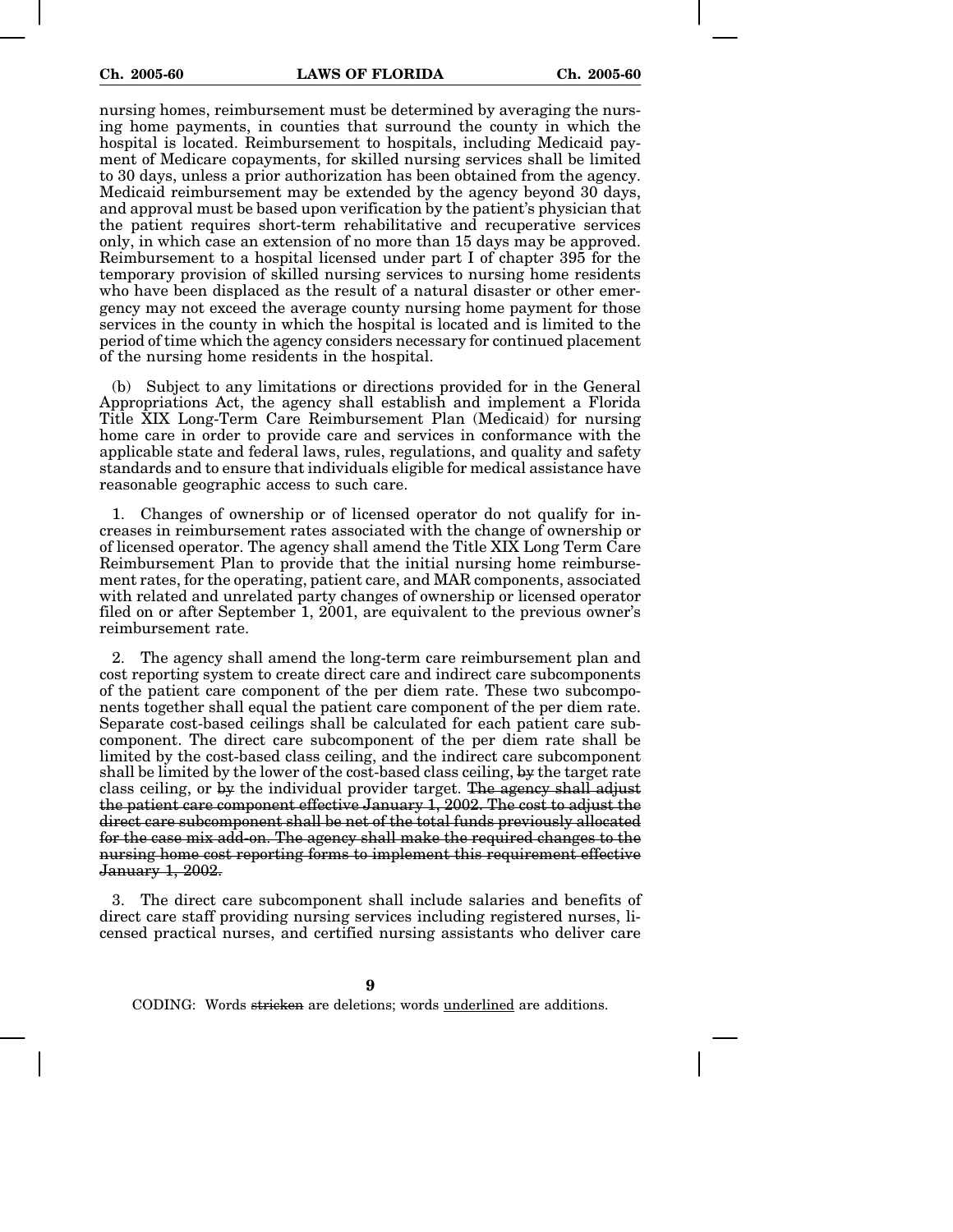nursing homes, reimbursement must be determined by averaging the nursing home payments, in counties that surround the county in which the hospital is located. Reimbursement to hospitals, including Medicaid payment of Medicare copayments, for skilled nursing services shall be limited to 30 days, unless a prior authorization has been obtained from the agency. Medicaid reimbursement may be extended by the agency beyond 30 days, and approval must be based upon verification by the patient's physician that the patient requires short-term rehabilitative and recuperative services only, in which case an extension of no more than 15 days may be approved. Reimbursement to a hospital licensed under part I of chapter 395 for the temporary provision of skilled nursing services to nursing home residents who have been displaced as the result of a natural disaster or other emergency may not exceed the average county nursing home payment for those services in the county in which the hospital is located and is limited to the period of time which the agency considers necessary for continued placement of the nursing home residents in the hospital.

(b) Subject to any limitations or directions provided for in the General Appropriations Act, the agency shall establish and implement a Florida Title XIX Long-Term Care Reimbursement Plan (Medicaid) for nursing home care in order to provide care and services in conformance with the applicable state and federal laws, rules, regulations, and quality and safety standards and to ensure that individuals eligible for medical assistance have reasonable geographic access to such care.

1. Changes of ownership or of licensed operator do not qualify for increases in reimbursement rates associated with the change of ownership or of licensed operator. The agency shall amend the Title XIX Long Term Care Reimbursement Plan to provide that the initial nursing home reimbursement rates, for the operating, patient care, and MAR components, associated with related and unrelated party changes of ownership or licensed operator filed on or after September 1, 2001, are equivalent to the previous owner's reimbursement rate.

2. The agency shall amend the long-term care reimbursement plan and cost reporting system to create direct care and indirect care subcomponents of the patient care component of the per diem rate. These two subcomponents together shall equal the patient care component of the per diem rate. Separate cost-based ceilings shall be calculated for each patient care subcomponent. The direct care subcomponent of the per diem rate shall be limited by the cost-based class ceiling, and the indirect care subcomponent shall be limited by the lower of the cost-based class ceiling, ~~by~~ the target rate class ceiling, or ~~by~~ the individual provider target. ~~The agency shall adjust the patient care component effective January 1, 2002. The cost to adjust the direct care subcomponent shall be net of the total funds previously allocated for the case mix add-on. The agency shall make the required changes to the nursing home cost reporting forms to implement this requirement effective January 1, 2002.~~

3. The direct care subcomponent shall include salaries and benefits of direct care staff providing nursing services including registered nurses, licensed practical nurses, and certified nursing assistants who deliver care

CODING: Words ~~stricken~~ are deletions; words <u>underlined</u> are additions.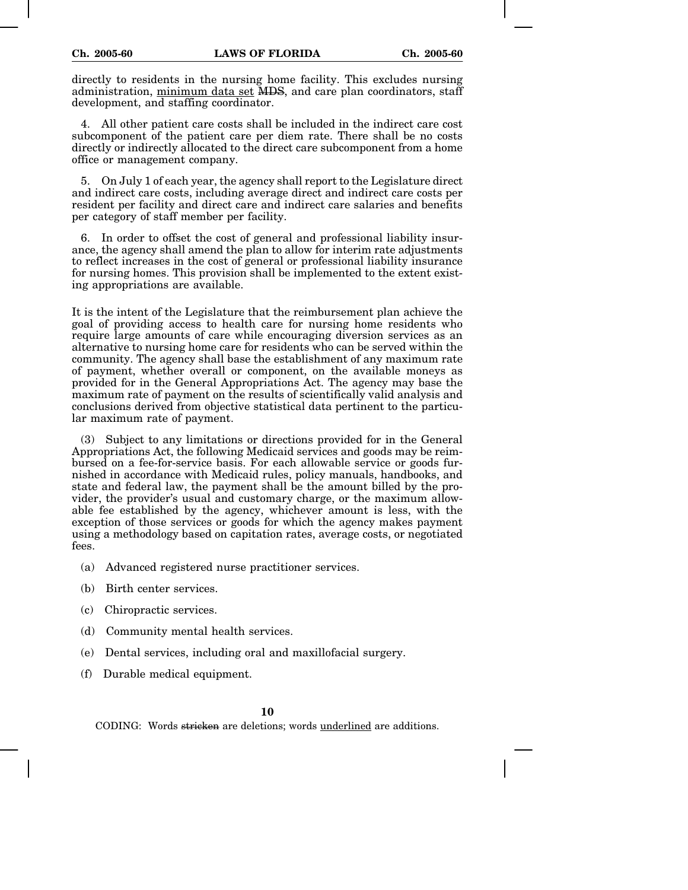directly to residents in the nursing home facility. This excludes nursing administration, <u>minimum data set</u> ~~MDS~~, and care plan coordinators, staff development, and staffing coordinator.

4. All other patient care costs shall be included in the indirect care cost subcomponent of the patient care per diem rate. There shall be no costs directly or indirectly allocated to the direct care subcomponent from a home office or management company.

5. On July 1 of each year, the agency shall report to the Legislature direct and indirect care costs, including average direct and indirect care costs per resident per facility and direct care and indirect care salaries and benefits per category of staff member per facility.

6. In order to offset the cost of general and professional liability insurance, the agency shall amend the plan to allow for interim rate adjustments to reflect increases in the cost of general or professional liability insurance for nursing homes. This provision shall be implemented to the extent existing appropriations are available.

It is the intent of the Legislature that the reimbursement plan achieve the goal of providing access to health care for nursing home residents who require large amounts of care while encouraging diversion services as an alternative to nursing home care for residents who can be served within the community. The agency shall base the establishment of any maximum rate of payment, whether overall or component, on the available moneys as provided for in the General Appropriations Act. The agency may base the maximum rate of payment on the results of scientifically valid analysis and conclusions derived from objective statistical data pertinent to the particular maximum rate of payment.

(3) Subject to any limitations or directions provided for in the General Appropriations Act, the following Medicaid services and goods may be reimbursed on a fee-for-service basis. For each allowable service or goods furnished in accordance with Medicaid rules, policy manuals, handbooks, and state and federal law, the payment shall be the amount billed by the provider, the provider's usual and customary charge, or the maximum allowable fee established by the agency, whichever amount is less, with the exception of those services or goods for which the agency makes payment using a methodology based on capitation rates, average costs, or negotiated fees.

(a) Advanced registered nurse practitioner services.

(b) Birth center services.

(c) Chiropractic services.

(d) Community mental health services.

(e) Dental services, including oral and maxillofacial surgery.

(f) Durable medical equipment.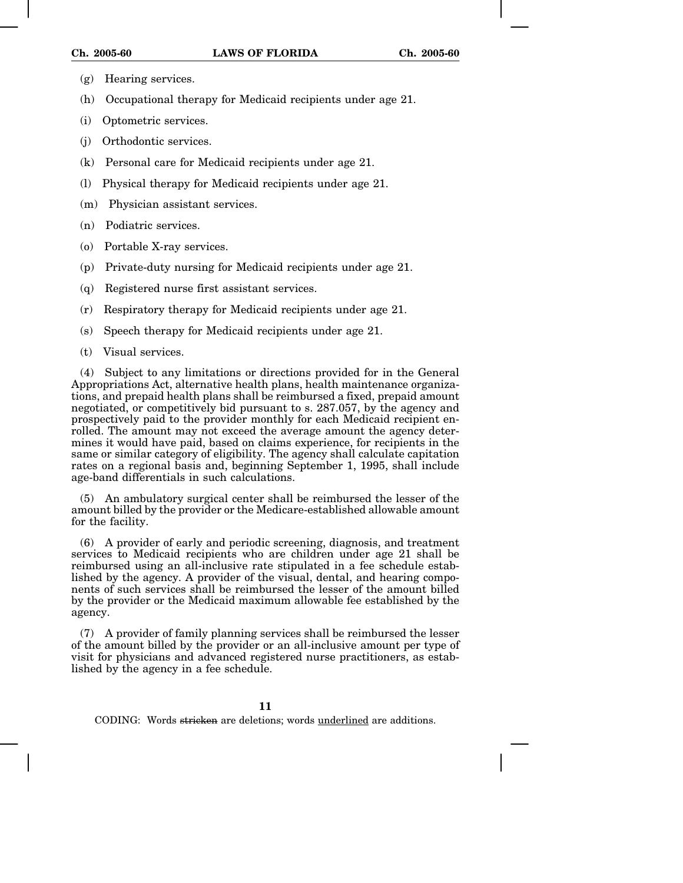(g) Hearing services.

(h) Occupational therapy for Medicaid recipients under age 21.

(i) Optometric services.

(j) Orthodontic services.

(k) Personal care for Medicaid recipients under age 21.

(l) Physical therapy for Medicaid recipients under age 21.

(m) Physician assistant services.

(n) Podiatric services.

(o) Portable X-ray services.

(p) Private-duty nursing for Medicaid recipients under age 21.

(q) Registered nurse first assistant services.

(r) Respiratory therapy for Medicaid recipients under age 21.

(s) Speech therapy for Medicaid recipients under age 21.

(t) Visual services.

(4) Subject to any limitations or directions provided for in the General Appropriations Act, alternative health plans, health maintenance organizations, and prepaid health plans shall be reimbursed a fixed, prepaid amount negotiated, or competitively bid pursuant to s. 287.057, by the agency and prospectively paid to the provider monthly for each Medicaid recipient enrolled. The amount may not exceed the average amount the agency determines it would have paid, based on claims experience, for recipients in the same or similar category of eligibility. The agency shall calculate capitation rates on a regional basis and, beginning September 1, 1995, shall include age-band differentials in such calculations.

(5) An ambulatory surgical center shall be reimbursed the lesser of the amount billed by the provider or the Medicare-established allowable amount for the facility.

(6) A provider of early and periodic screening, diagnosis, and treatment services to Medicaid recipients who are children under age 21 shall be reimbursed using an all-inclusive rate stipulated in a fee schedule established by the agency. A provider of the visual, dental, and hearing components of such services shall be reimbursed the lesser of the amount billed by the provider or the Medicaid maximum allowable fee established by the agency.

(7) A provider of family planning services shall be reimbursed the lesser of the amount billed by the provider or an all-inclusive amount per type of visit for physicians and advanced registered nurse practitioners, as established by the agency in a fee schedule.

CODING: Words ~~stricken~~ are deletions; words <u>underlined</u> are additions.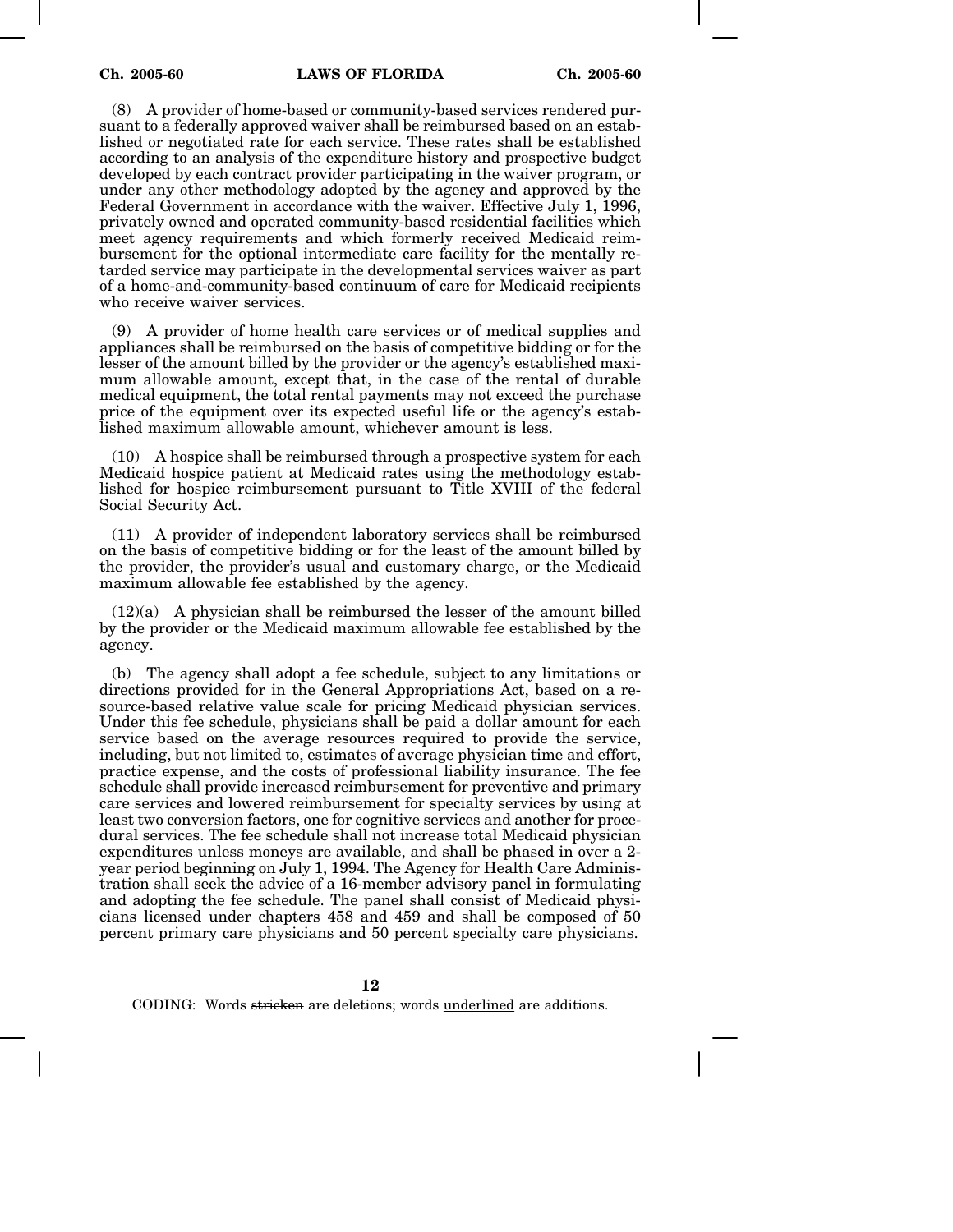(8) A provider of home-based or community-based services rendered pursuant to a federally approved waiver shall be reimbursed based on an established or negotiated rate for each service. These rates shall be established according to an analysis of the expenditure history and prospective budget developed by each contract provider participating in the waiver program, or under any other methodology adopted by the agency and approved by the Federal Government in accordance with the waiver. Effective July 1, 1996, privately owned and operated community-based residential facilities which meet agency requirements and which formerly received Medicaid reimbursement for the optional intermediate care facility for the mentally retarded service may participate in the developmental services waiver as part of a home-and-community-based continuum of care for Medicaid recipients who receive waiver services.

(9) A provider of home health care services or of medical supplies and appliances shall be reimbursed on the basis of competitive bidding or for the lesser of the amount billed by the provider or the agency's established maximum allowable amount, except that, in the case of the rental of durable medical equipment, the total rental payments may not exceed the purchase price of the equipment over its expected useful life or the agency's established maximum allowable amount, whichever amount is less.

(10) A hospice shall be reimbursed through a prospective system for each Medicaid hospice patient at Medicaid rates using the methodology established for hospice reimbursement pursuant to Title XVIII of the federal Social Security Act.

(11) A provider of independent laboratory services shall be reimbursed on the basis of competitive bidding or for the least of the amount billed by the provider, the provider's usual and customary charge, or the Medicaid maximum allowable fee established by the agency.

(12)(a) A physician shall be reimbursed the lesser of the amount billed by the provider or the Medicaid maximum allowable fee established by the agency.

(b) The agency shall adopt a fee schedule, subject to any limitations or directions provided for in the General Appropriations Act, based on a resource-based relative value scale for pricing Medicaid physician services. Under this fee schedule, physicians shall be paid a dollar amount for each service based on the average resources required to provide the service, including, but not limited to, estimates of average physician time and effort, practice expense, and the costs of professional liability insurance. The fee schedule shall provide increased reimbursement for preventive and primary care services and lowered reimbursement for specialty services by using at least two conversion factors, one for cognitive services and another for procedural services. The fee schedule shall not increase total Medicaid physician expenditures unless moneys are available, and shall be phased in over a 2-year period beginning on July 1, 1994. The Agency for Health Care Administration shall seek the advice of a 16-member advisory panel in formulating and adopting the fee schedule. The panel shall consist of Medicaid physicians licensed under chapters 458 and 459 and shall be composed of 50 percent primary care physicians and 50 percent specialty care physicians.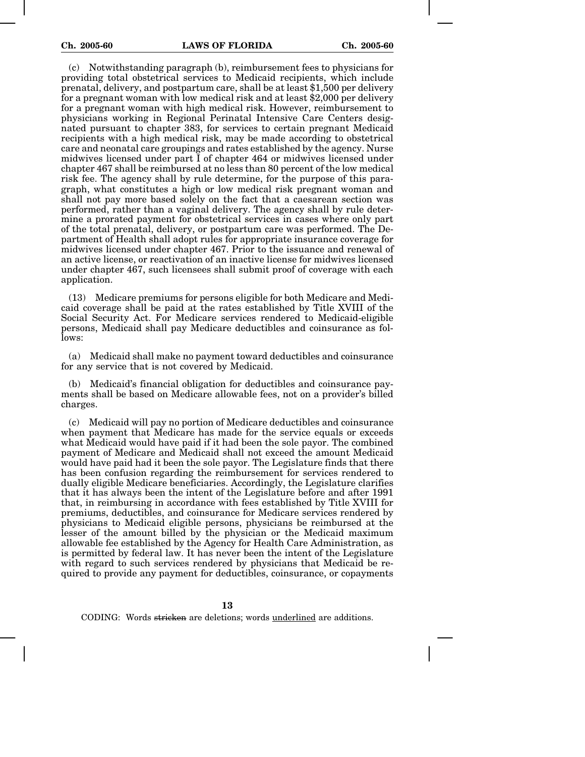(c) Notwithstanding paragraph (b), reimbursement fees to physicians for providing total obstetrical services to Medicaid recipients, which include prenatal, delivery, and postpartum care, shall be at least $1,500 per delivery for a pregnant woman with low medical risk and at least $2,000 per delivery for a pregnant woman with high medical risk. However, reimbursement to physicians working in Regional Perinatal Intensive Care Centers designated pursuant to chapter 383, for services to certain pregnant Medicaid recipients with a high medical risk, may be made according to obstetrical care and neonatal care groupings and rates established by the agency. Nurse midwives licensed under part I of chapter 464 or midwives licensed under chapter 467 shall be reimbursed at no less than 80 percent of the low medical risk fee. The agency shall by rule determine, for the purpose of this paragraph, what constitutes a high or low medical risk pregnant woman and shall not pay more based solely on the fact that a caesarean section was performed, rather than a vaginal delivery. The agency shall by rule determine a prorated payment for obstetrical services in cases where only part of the total prenatal, delivery, or postpartum care was performed. The Department of Health shall adopt rules for appropriate insurance coverage for midwives licensed under chapter 467. Prior to the issuance and renewal of an active license, or reactivation of an inactive license for midwives licensed under chapter 467, such licensees shall submit proof of coverage with each application.

(13) Medicare premiums for persons eligible for both Medicare and Medicaid coverage shall be paid at the rates established by Title XVIII of the Social Security Act. For Medicare services rendered to Medicaid-eligible persons, Medicaid shall pay Medicare deductibles and coinsurance as follows:

(a) Medicaid shall make no payment toward deductibles and coinsurance for any service that is not covered by Medicaid.

(b) Medicaid's financial obligation for deductibles and coinsurance payments shall be based on Medicare allowable fees, not on a provider's billed charges.

(c) Medicaid will pay no portion of Medicare deductibles and coinsurance when payment that Medicare has made for the service equals or exceeds what Medicaid would have paid if it had been the sole payor. The combined payment of Medicare and Medicaid shall not exceed the amount Medicaid would have paid had it been the sole payor. The Legislature finds that there has been confusion regarding the reimbursement for services rendered to dually eligible Medicare beneficiaries. Accordingly, the Legislature clarifies that it has always been the intent of the Legislature before and after 1991 that, in reimbursing in accordance with fees established by Title XVIII for premiums, deductibles, and coinsurance for Medicare services rendered by physicians to Medicaid eligible persons, physicians be reimbursed at the lesser of the amount billed by the physician or the Medicaid maximum allowable fee established by the Agency for Health Care Administration, as is permitted by federal law. It has never been the intent of the Legislature with regard to such services rendered by physicians that Medicaid be required to provide any payment for deductibles, coinsurance, or copayments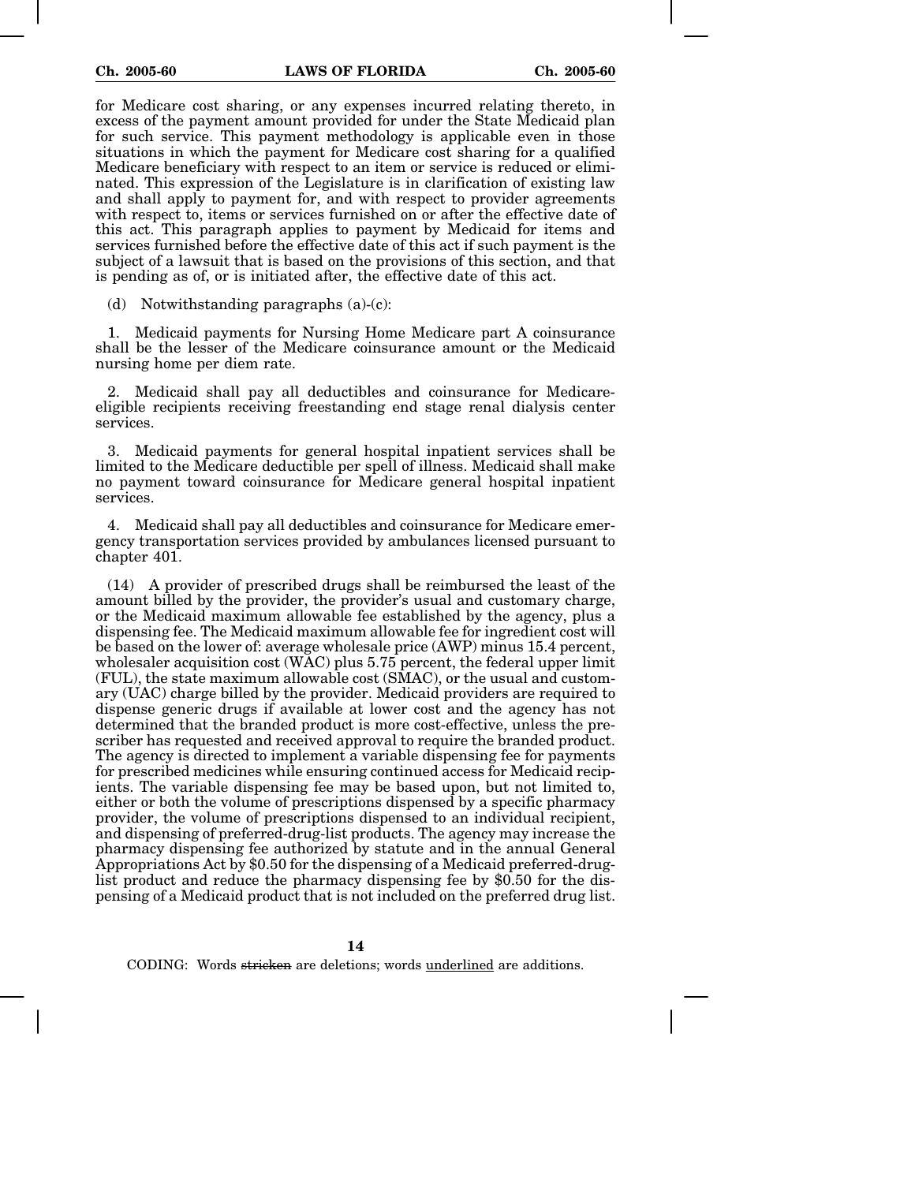for Medicare cost sharing, or any expenses incurred relating thereto, in excess of the payment amount provided for under the State Medicaid plan for such service. This payment methodology is applicable even in those situations in which the payment for Medicare cost sharing for a qualified Medicare beneficiary with respect to an item or service is reduced or eliminated. This expression of the Legislature is in clarification of existing law and shall apply to payment for, and with respect to provider agreements with respect to, items or services furnished on or after the effective date of this act. This paragraph applies to payment by Medicaid for items and services furnished before the effective date of this act if such payment is the subject of a lawsuit that is based on the provisions of this section, and that is pending as of, or is initiated after, the effective date of this act.

(d) Notwithstanding paragraphs (a)-(c):

1. Medicaid payments for Nursing Home Medicare part A coinsurance shall be the lesser of the Medicare coinsurance amount or the Medicaid nursing home per diem rate.

2. Medicaid shall pay all deductibles and coinsurance for Medicare-eligible recipients receiving freestanding end stage renal dialysis center services.

3. Medicaid payments for general hospital inpatient services shall be limited to the Medicare deductible per spell of illness. Medicaid shall make no payment toward coinsurance for Medicare general hospital inpatient services.

4. Medicaid shall pay all deductibles and coinsurance for Medicare emergency transportation services provided by ambulances licensed pursuant to chapter 401.

(14) A provider of prescribed drugs shall be reimbursed the least of the amount billed by the provider, the provider's usual and customary charge, or the Medicaid maximum allowable fee established by the agency, plus a dispensing fee. The Medicaid maximum allowable fee for ingredient cost will be based on the lower of: average wholesale price (AWP) minus 15.4 percent, wholesaler acquisition cost (WAC) plus 5.75 percent, the federal upper limit (FUL), the state maximum allowable cost (SMAC), or the usual and customary (UAC) charge billed by the provider. Medicaid providers are required to dispense generic drugs if available at lower cost and the agency has not determined that the branded product is more cost-effective, unless the prescriber has requested and received approval to require the branded product. The agency is directed to implement a variable dispensing fee for payments for prescribed medicines while ensuring continued access for Medicaid recipients. The variable dispensing fee may be based upon, but not limited to, either or both the volume of prescriptions dispensed by a specific pharmacy provider, the volume of prescriptions dispensed to an individual recipient, and dispensing of preferred-drug-list products. The agency may increase the pharmacy dispensing fee authorized by statute and in the annual General Appropriations Act by $0.50 for the dispensing of a Medicaid preferred-drug-list product and reduce the pharmacy dispensing fee by $0.50 for the dispensing of a Medicaid product that is not included on the preferred drug list.

CODING: Words ~~stricken~~ are deletions; words <u>underlined</u> are additions.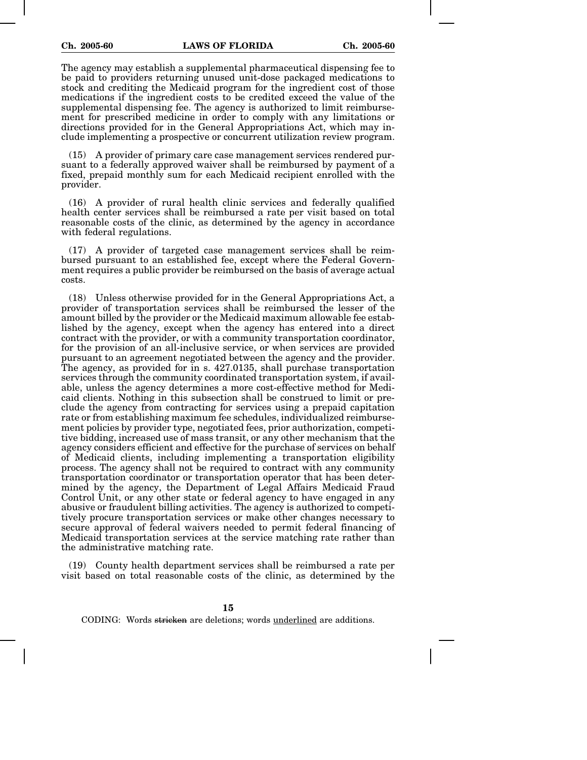The agency may establish a supplemental pharmaceutical dispensing fee to be paid to providers returning unused unit-dose packaged medications to stock and crediting the Medicaid program for the ingredient cost of those medications if the ingredient costs to be credited exceed the value of the supplemental dispensing fee. The agency is authorized to limit reimbursement for prescribed medicine in order to comply with any limitations or directions provided for in the General Appropriations Act, which may include implementing a prospective or concurrent utilization review program.

(15) A provider of primary care case management services rendered pursuant to a federally approved waiver shall be reimbursed by payment of a fixed, prepaid monthly sum for each Medicaid recipient enrolled with the provider.

(16) A provider of rural health clinic services and federally qualified health center services shall be reimbursed a rate per visit based on total reasonable costs of the clinic, as determined by the agency in accordance with federal regulations.

(17) A provider of targeted case management services shall be reimbursed pursuant to an established fee, except where the Federal Government requires a public provider be reimbursed on the basis of average actual costs.

(18) Unless otherwise provided for in the General Appropriations Act, a provider of transportation services shall be reimbursed the lesser of the amount billed by the provider or the Medicaid maximum allowable fee established by the agency, except when the agency has entered into a direct contract with the provider, or with a community transportation coordinator, for the provision of an all-inclusive service, or when services are provided pursuant to an agreement negotiated between the agency and the provider. The agency, as provided for in s. 427.0135, shall purchase transportation services through the community coordinated transportation system, if available, unless the agency determines a more cost-effective method for Medicaid clients. Nothing in this subsection shall be construed to limit or preclude the agency from contracting for services using a prepaid capitation rate or from establishing maximum fee schedules, individualized reimbursement policies by provider type, negotiated fees, prior authorization, competitive bidding, increased use of mass transit, or any other mechanism that the agency considers efficient and effective for the purchase of services on behalf of Medicaid clients, including implementing a transportation eligibility process. The agency shall not be required to contract with any community transportation coordinator or transportation operator that has been determined by the agency, the Department of Legal Affairs Medicaid Fraud Control Unit, or any other state or federal agency to have engaged in any abusive or fraudulent billing activities. The agency is authorized to competitively procure transportation services or make other changes necessary to secure approval of federal waivers needed to permit federal financing of Medicaid transportation services at the service matching rate rather than the administrative matching rate.

(19) County health department services shall be reimbursed a rate per visit based on total reasonable costs of the clinic, as determined by the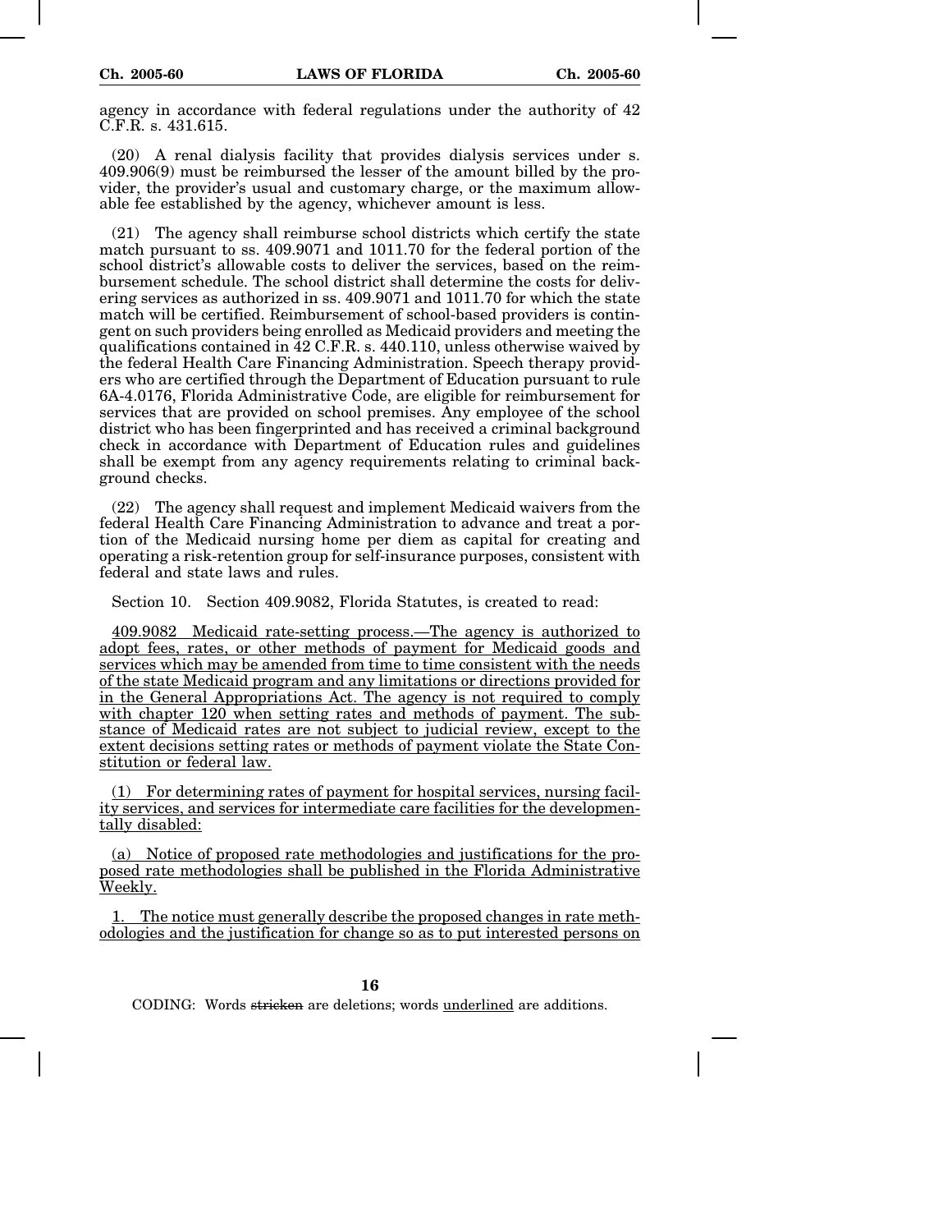agency in accordance with federal regulations under the authority of 42 C.F.R. s. 431.615.

(20) A renal dialysis facility that provides dialysis services under s. 409.906(9) must be reimbursed the lesser of the amount billed by the provider, the provider's usual and customary charge, or the maximum allowable fee established by the agency, whichever amount is less.

(21) The agency shall reimburse school districts which certify the state match pursuant to ss. 409.9071 and 1011.70 for the federal portion of the school district's allowable costs to deliver the services, based on the reimbursement schedule. The school district shall determine the costs for delivering services as authorized in ss. 409.9071 and 1011.70 for which the state match will be certified. Reimbursement of school-based providers is contingent on such providers being enrolled as Medicaid providers and meeting the qualifications contained in 42 C.F.R. s. 440.110, unless otherwise waived by the federal Health Care Financing Administration. Speech therapy providers who are certified through the Department of Education pursuant to rule 6A-4.0176, Florida Administrative Code, are eligible for reimbursement for services that are provided on school premises. Any employee of the school district who has been fingerprinted and has received a criminal background check in accordance with Department of Education rules and guidelines shall be exempt from any agency requirements relating to criminal background checks.

(22) The agency shall request and implement Medicaid waivers from the federal Health Care Financing Administration to advance and treat a portion of the Medicaid nursing home per diem as capital for creating and operating a risk-retention group for self-insurance purposes, consistent with federal and state laws and rules.

Section 10. Section 409.9082, Florida Statutes, is created to read:

<u>409.9082 Medicaid rate-setting process.—The agency is authorized to adopt fees, rates, or other methods of payment for Medicaid goods and services which may be amended from time to time consistent with the needs of the state Medicaid program and any limitations or directions provided for in the General Appropriations Act. The agency is not required to comply with chapter 120 when setting rates and methods of payment. The substance of Medicaid rates are not subject to judicial review, except to the extent decisions setting rates or methods of payment violate the State Constitution or federal law.</u>

<u>(1) For determining rates of payment for hospital services, nursing facility services, and services for intermediate care facilities for the developmentally disabled:</u>

<u>(a) Notice of proposed rate methodologies and justifications for the proposed rate methodologies shall be published in the Florida Administrative Weekly.</u>

<u>1. The notice must generally describe the proposed changes in rate methodologies and the justification for change so as to put interested persons on</u>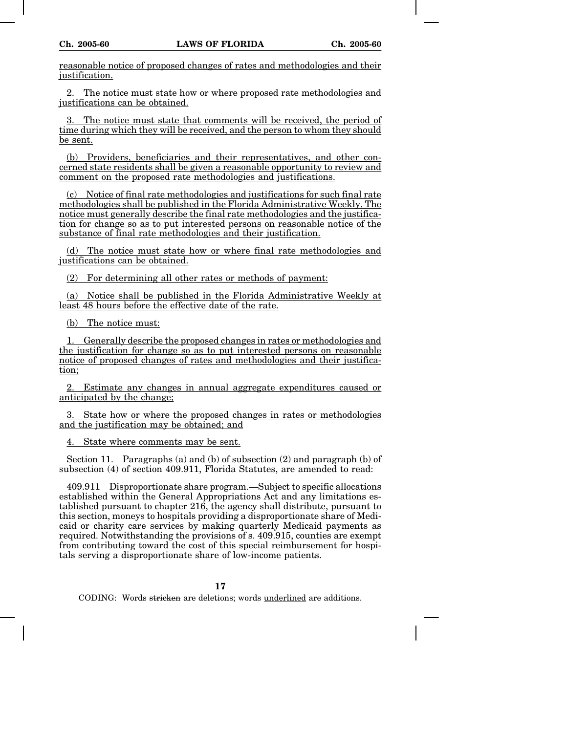reasonable notice of proposed changes of rates and methodologies and their justification.

2. The notice must state how or where proposed rate methodologies and justifications can be obtained.

3. The notice must state that comments will be received, the period of time during which they will be received, and the person to whom they should be sent.

(b) Providers, beneficiaries and their representatives, and other concerned state residents shall be given a reasonable opportunity to review and comment on the proposed rate methodologies and justifications.

(c) Notice of final rate methodologies and justifications for such final rate methodologies shall be published in the Florida Administrative Weekly. The notice must generally describe the final rate methodologies and the justification for change so as to put interested persons on reasonable notice of the substance of final rate methodologies and their justification.

(d) The notice must state how or where final rate methodologies and justifications can be obtained.

(2) For determining all other rates or methods of payment:

(a) Notice shall be published in the Florida Administrative Weekly at least 48 hours before the effective date of the rate.

(b) The notice must:

1. Generally describe the proposed changes in rates or methodologies and the justification for change so as to put interested persons on reasonable notice of proposed changes of rates and methodologies and their justification;

2. Estimate any changes in annual aggregate expenditures caused or anticipated by the change;

3. State how or where the proposed changes in rates or methodologies and the justification may be obtained; and

4. State where comments may be sent.

Section 11. Paragraphs (a) and (b) of subsection (2) and paragraph (b) of subsection (4) of section 409.911, Florida Statutes, are amended to read:

409.911 Disproportionate share program.—Subject to specific allocations established within the General Appropriations Act and any limitations established pursuant to chapter 216, the agency shall distribute, pursuant to this section, moneys to hospitals providing a disproportionate share of Medicaid or charity care services by making quarterly Medicaid payments as required. Notwithstanding the provisions of s. 409.915, counties are exempt from contributing toward the cost of this special reimbursement for hospitals serving a disproportionate share of low-income patients.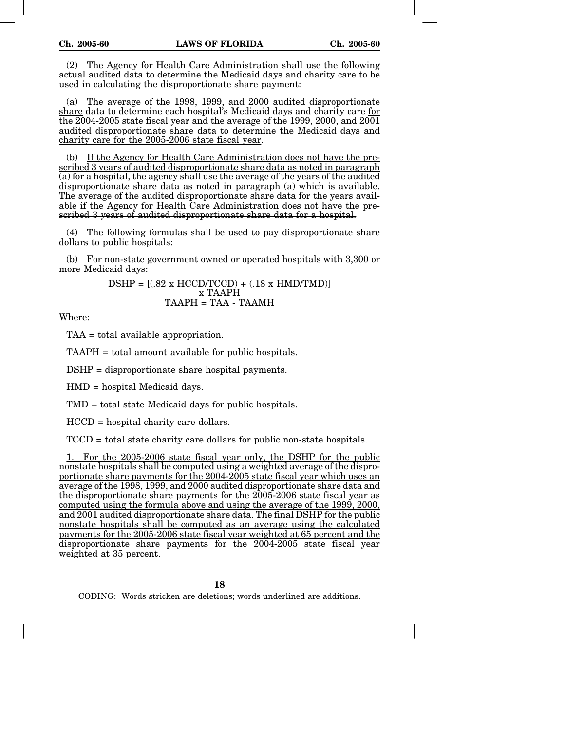(2) The Agency for Health Care Administration shall use the following actual audited data to determine the Medicaid days and charity care to be used in calculating the disproportionate share payment:

(a) The average of the 1998, 1999, and 2000 audited disproportionate share data to determine each hospital's Medicaid days and charity care for the 2004-2005 state fiscal year and the average of the 1999, 2000, and 2001 audited disproportionate share data to determine the Medicaid days and charity care for the 2005-2006 state fiscal year.

(b) If the Agency for Health Care Administration does not have the prescribed 3 years of audited disproportionate share data as noted in paragraph (a) for a hospital, the agency shall use the average of the years of the audited disproportionate share data as noted in paragraph (a) which is available. ~~The average of the audited disproportionate share data for the years available if the Agency for Health Care Administration does not have the prescribed 3 years of audited disproportionate share data for a hospital.~~

(4) The following formulas shall be used to pay disproportionate share dollars to public hospitals:

(b) For non-state government owned or operated hospitals with 3,300 or more Medicaid days:

$$DSHP = [(.82 \times HCCD/TCCD) + (.18 \times HMD/TMD)] \times TAAPH$$

$$TAAPH = TAA - TAAMH$$

Where:

TAA = total available appropriation.

TAAPH = total amount available for public hospitals.

DSHP = disproportionate share hospital payments.

HMD = hospital Medicaid days.

TMD = total state Medicaid days for public hospitals.

HCCD = hospital charity care dollars.

TCCD = total state charity care dollars for public non-state hospitals.

1. For the 2005-2006 state fiscal year only, the DSHP for the public nonstate hospitals shall be computed using a weighted average of the disproportionate share payments for the 2004-2005 state fiscal year which uses an average of the 1998, 1999, and 2000 audited disproportionate share data and the disproportionate share payments for the 2005-2006 state fiscal year as computed using the formula above and using the average of the 1999, 2000, and 2001 audited disproportionate share data. The final DSHP for the public nonstate hospitals shall be computed as an average using the calculated payments for the 2005-2006 state fiscal year weighted at 65 percent and the disproportionate share payments for the 2004-2005 state fiscal year weighted at 35 percent.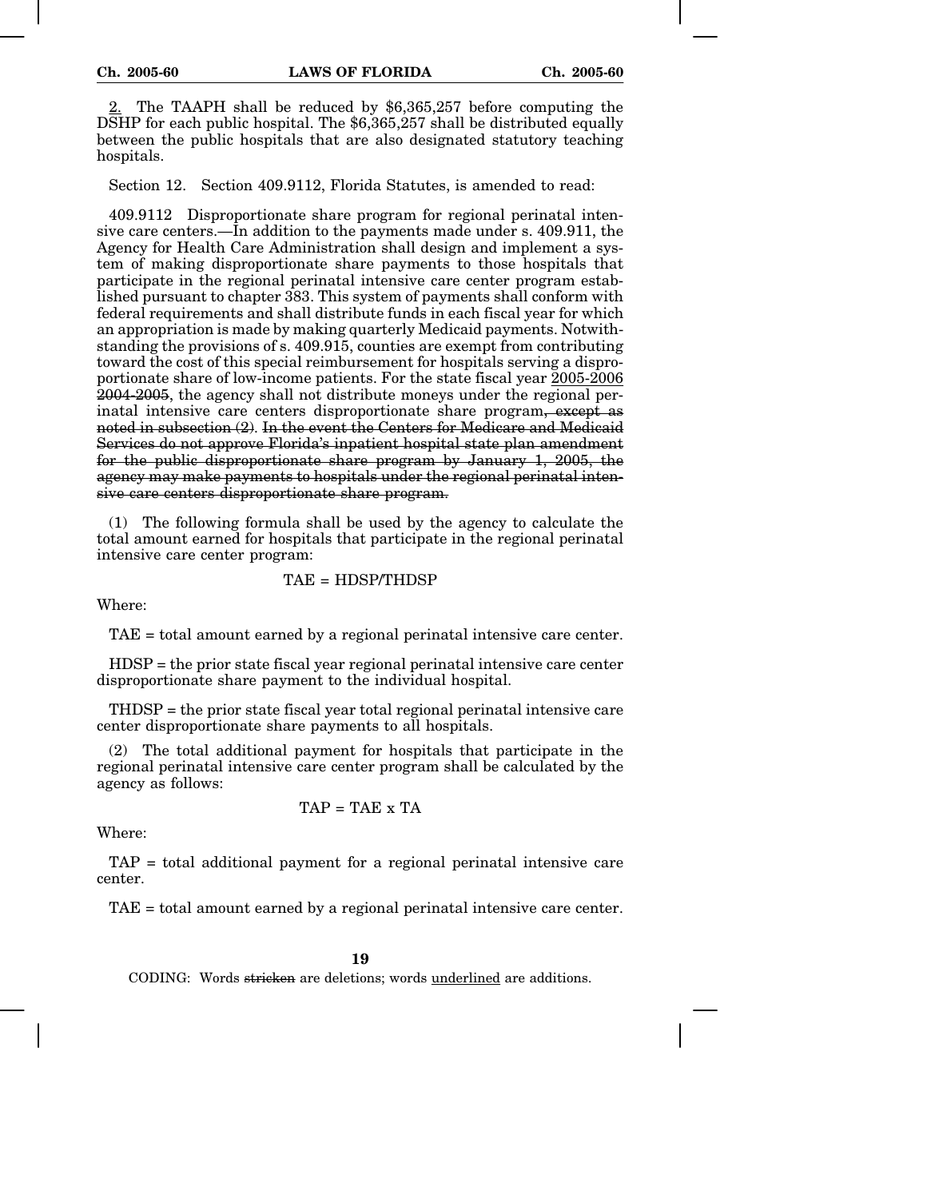2. The TAAPH shall be reduced by $6,365,257 before computing the DSHP for each public hospital. The $6,365,257 shall be distributed equally between the public hospitals that are also designated statutory teaching hospitals.

Section 12. Section 409.9112, Florida Statutes, is amended to read:

409.9112 Disproportionate share program for regional perinatal intensive care centers.—In addition to the payments made under s. 409.911, the Agency for Health Care Administration shall design and implement a system of making disproportionate share payments to those hospitals that participate in the regional perinatal intensive care center program established pursuant to chapter 383. This system of payments shall conform with federal requirements and shall distribute funds in each fiscal year for which an appropriation is made by making quarterly Medicaid payments. Notwithstanding the provisions of s. 409.915, counties are exempt from contributing toward the cost of this special reimbursement for hospitals serving a disproportionate share of low-income patients. For the state fiscal year 2005-2006 ~~2004-2005~~, the agency shall not distribute moneys under the regional perinatal intensive care centers disproportionate share program~~, except as noted in subsection (2)~~. ~~In the event the Centers for Medicare and Medicaid Services do not approve Florida's inpatient hospital state plan amendment for the public disproportionate share program by January 1, 2005, the agency may make payments to hospitals under the regional perinatal intensive care centers disproportionate share program.~~

(1) The following formula shall be used by the agency to calculate the total amount earned for hospitals that participate in the regional perinatal intensive care center program:

$$TAE = HDSP/THDSP$$

Where:

TAE = total amount earned by a regional perinatal intensive care center.

HDSP = the prior state fiscal year regional perinatal intensive care center disproportionate share payment to the individual hospital.

THDSP = the prior state fiscal year total regional perinatal intensive care center disproportionate share payments to all hospitals.

(2) The total additional payment for hospitals that participate in the regional perinatal intensive care center program shall be calculated by the agency as follows:

$$TAP = TAE \times TA$$

Where:

TAP = total additional payment for a regional perinatal intensive care center.

TAE = total amount earned by a regional perinatal intensive care center.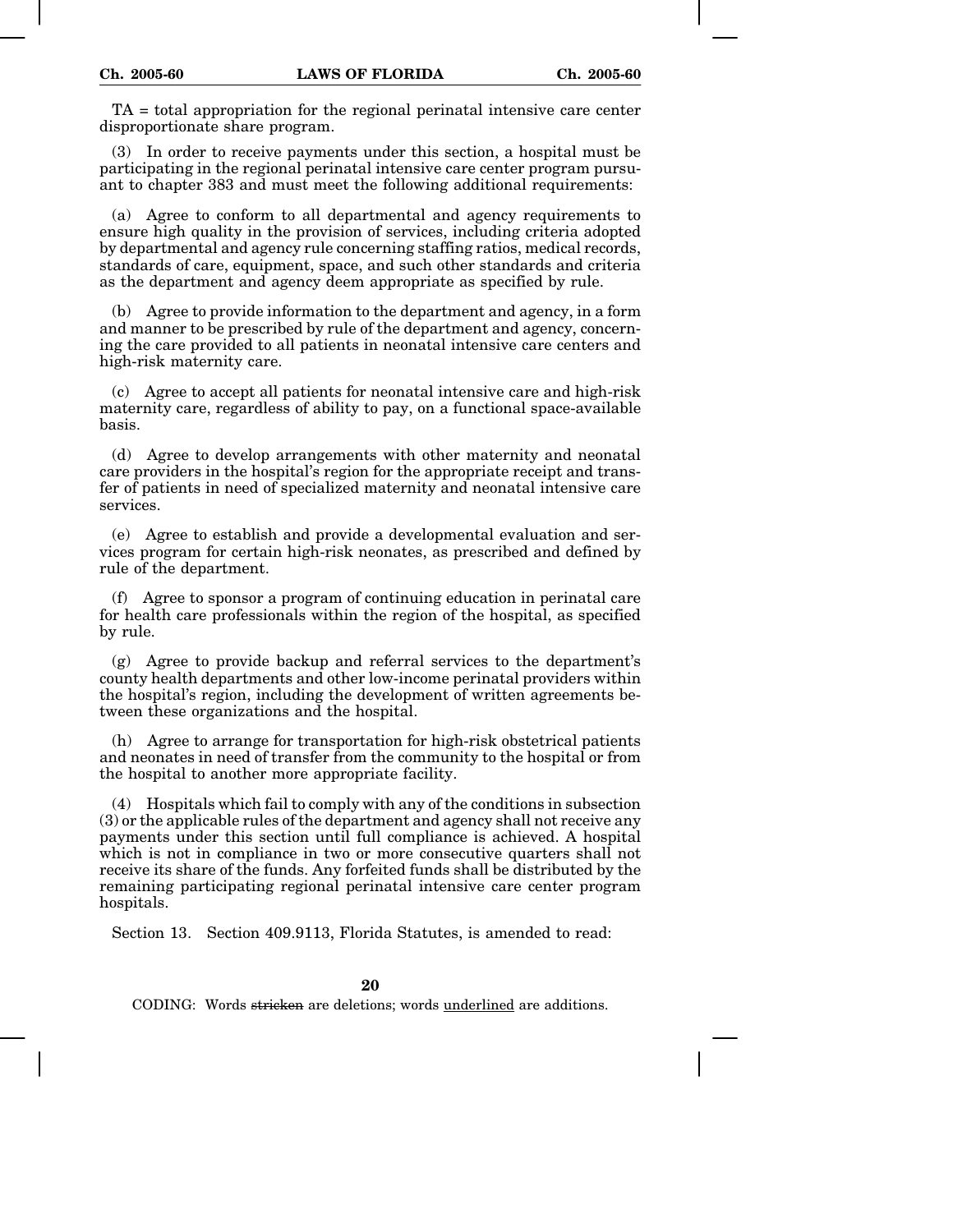TA = total appropriation for the regional perinatal intensive care center disproportionate share program.

(3) In order to receive payments under this section, a hospital must be participating in the regional perinatal intensive care center program pursuant to chapter 383 and must meet the following additional requirements:

(a) Agree to conform to all departmental and agency requirements to ensure high quality in the provision of services, including criteria adopted by departmental and agency rule concerning staffing ratios, medical records, standards of care, equipment, space, and such other standards and criteria as the department and agency deem appropriate as specified by rule.

(b) Agree to provide information to the department and agency, in a form and manner to be prescribed by rule of the department and agency, concerning the care provided to all patients in neonatal intensive care centers and high-risk maternity care.

(c) Agree to accept all patients for neonatal intensive care and high-risk maternity care, regardless of ability to pay, on a functional space-available basis.

(d) Agree to develop arrangements with other maternity and neonatal care providers in the hospital's region for the appropriate receipt and transfer of patients in need of specialized maternity and neonatal intensive care services.

(e) Agree to establish and provide a developmental evaluation and services program for certain high-risk neonates, as prescribed and defined by rule of the department.

(f) Agree to sponsor a program of continuing education in perinatal care for health care professionals within the region of the hospital, as specified by rule.

(g) Agree to provide backup and referral services to the department's county health departments and other low-income perinatal providers within the hospital's region, including the development of written agreements between these organizations and the hospital.

(h) Agree to arrange for transportation for high-risk obstetrical patients and neonates in need of transfer from the community to the hospital or from the hospital to another more appropriate facility.

(4) Hospitals which fail to comply with any of the conditions in subsection (3) or the applicable rules of the department and agency shall not receive any payments under this section until full compliance is achieved. A hospital which is not in compliance in two or more consecutive quarters shall not receive its share of the funds. Any forfeited funds shall be distributed by the remaining participating regional perinatal intensive care center program hospitals.

Section 13. Section 409.9113, Florida Statutes, is amended to read:

CODING: Words ~~stricken~~ are deletions; words <u>underlined</u> are additions.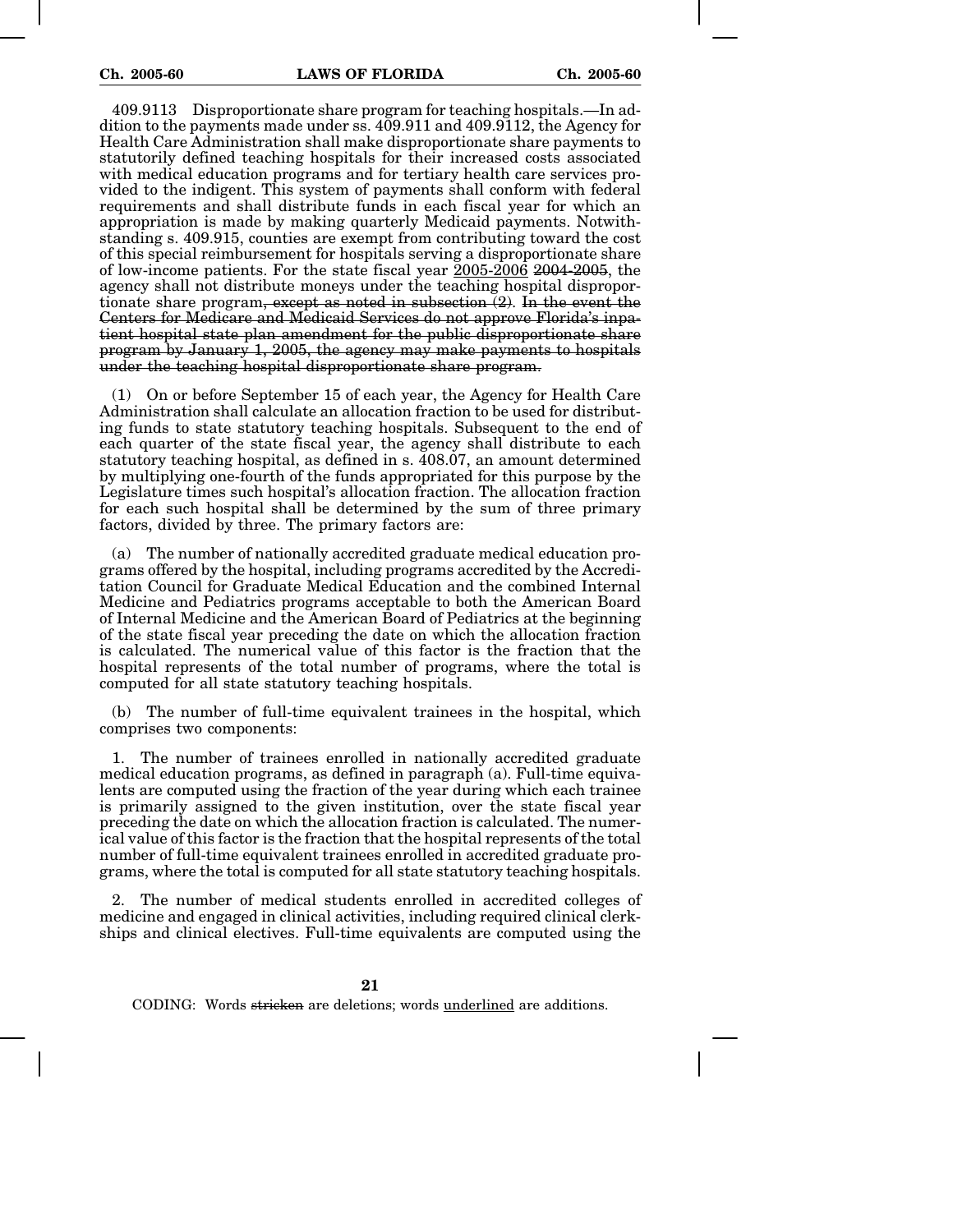409.9113 Disproportionate share program for teaching hospitals.—In addition to the payments made under ss. 409.911 and 409.9112, the Agency for Health Care Administration shall make disproportionate share payments to statutorily defined teaching hospitals for their increased costs associated with medical education programs and for tertiary health care services provided to the indigent. This system of payments shall conform with federal requirements and shall distribute funds in each fiscal year for which an appropriation is made by making quarterly Medicaid payments. Notwithstanding s. 409.915, counties are exempt from contributing toward the cost of this special reimbursement for hospitals serving a disproportionate share of low-income patients. For the state fiscal year <u>2005-2006</u> ~~2004-2005~~, the agency shall not distribute moneys under the teaching hospital disproportionate share program~~, except as noted in subsection (2)~~. ~~In the event the Centers for Medicare and Medicaid Services do not approve Florida's inpatient hospital state plan amendment for the public disproportionate share program by January 1, 2005, the agency may make payments to hospitals under the teaching hospital disproportionate share program.~~

(1) On or before September 15 of each year, the Agency for Health Care Administration shall calculate an allocation fraction to be used for distributing funds to state statutory teaching hospitals. Subsequent to the end of each quarter of the state fiscal year, the agency shall distribute to each statutory teaching hospital, as defined in s. 408.07, an amount determined by multiplying one-fourth of the funds appropriated for this purpose by the Legislature times such hospital's allocation fraction. The allocation fraction for each such hospital shall be determined by the sum of three primary factors, divided by three. The primary factors are:

(a) The number of nationally accredited graduate medical education programs offered by the hospital, including programs accredited by the Accreditation Council for Graduate Medical Education and the combined Internal Medicine and Pediatrics programs acceptable to both the American Board of Internal Medicine and the American Board of Pediatrics at the beginning of the state fiscal year preceding the date on which the allocation fraction is calculated. The numerical value of this factor is the fraction that the hospital represents of the total number of programs, where the total is computed for all state statutory teaching hospitals.

(b) The number of full-time equivalent trainees in the hospital, which comprises two components:

1. The number of trainees enrolled in nationally accredited graduate medical education programs, as defined in paragraph (a). Full-time equivalents are computed using the fraction of the year during which each trainee is primarily assigned to the given institution, over the state fiscal year preceding the date on which the allocation fraction is calculated. The numerical value of this factor is the fraction that the hospital represents of the total number of full-time equivalent trainees enrolled in accredited graduate programs, where the total is computed for all state statutory teaching hospitals.

2. The number of medical students enrolled in accredited colleges of medicine and engaged in clinical activities, including required clinical clerkships and clinical electives. Full-time equivalents are computed using the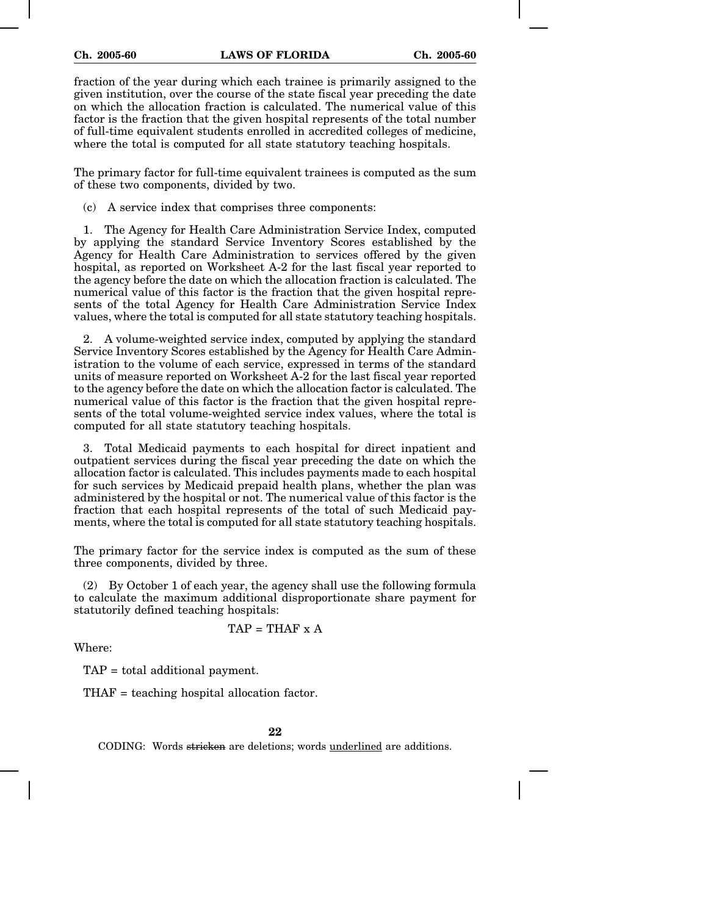fraction of the year during which each trainee is primarily assigned to the given institution, over the course of the state fiscal year preceding the date on which the allocation fraction is calculated. The numerical value of this factor is the fraction that the given hospital represents of the total number of full-time equivalent students enrolled in accredited colleges of medicine, where the total is computed for all state statutory teaching hospitals.

The primary factor for full-time equivalent trainees is computed as the sum of these two components, divided by two.

(c) A service index that comprises three components:

1. The Agency for Health Care Administration Service Index, computed by applying the standard Service Inventory Scores established by the Agency for Health Care Administration to services offered by the given hospital, as reported on Worksheet A-2 for the last fiscal year reported to the agency before the date on which the allocation fraction is calculated. The numerical value of this factor is the fraction that the given hospital represents of the total Agency for Health Care Administration Service Index values, where the total is computed for all state statutory teaching hospitals.

2. A volume-weighted service index, computed by applying the standard Service Inventory Scores established by the Agency for Health Care Administration to the volume of each service, expressed in terms of the standard units of measure reported on Worksheet A-2 for the last fiscal year reported to the agency before the date on which the allocation factor is calculated. The numerical value of this factor is the fraction that the given hospital represents of the total volume-weighted service index values, where the total is computed for all state statutory teaching hospitals.

3. Total Medicaid payments to each hospital for direct inpatient and outpatient services during the fiscal year preceding the date on which the allocation factor is calculated. This includes payments made to each hospital for such services by Medicaid prepaid health plans, whether the plan was administered by the hospital or not. The numerical value of this factor is the fraction that each hospital represents of the total of such Medicaid payments, where the total is computed for all state statutory teaching hospitals.

The primary factor for the service index is computed as the sum of these three components, divided by three.

(2) By October 1 of each year, the agency shall use the following formula to calculate the maximum additional disproportionate share payment for statutorily defined teaching hospitals:

$$TAP = THAF \times A$$

Where:

TAP = total additional payment.

THAF = teaching hospital allocation factor.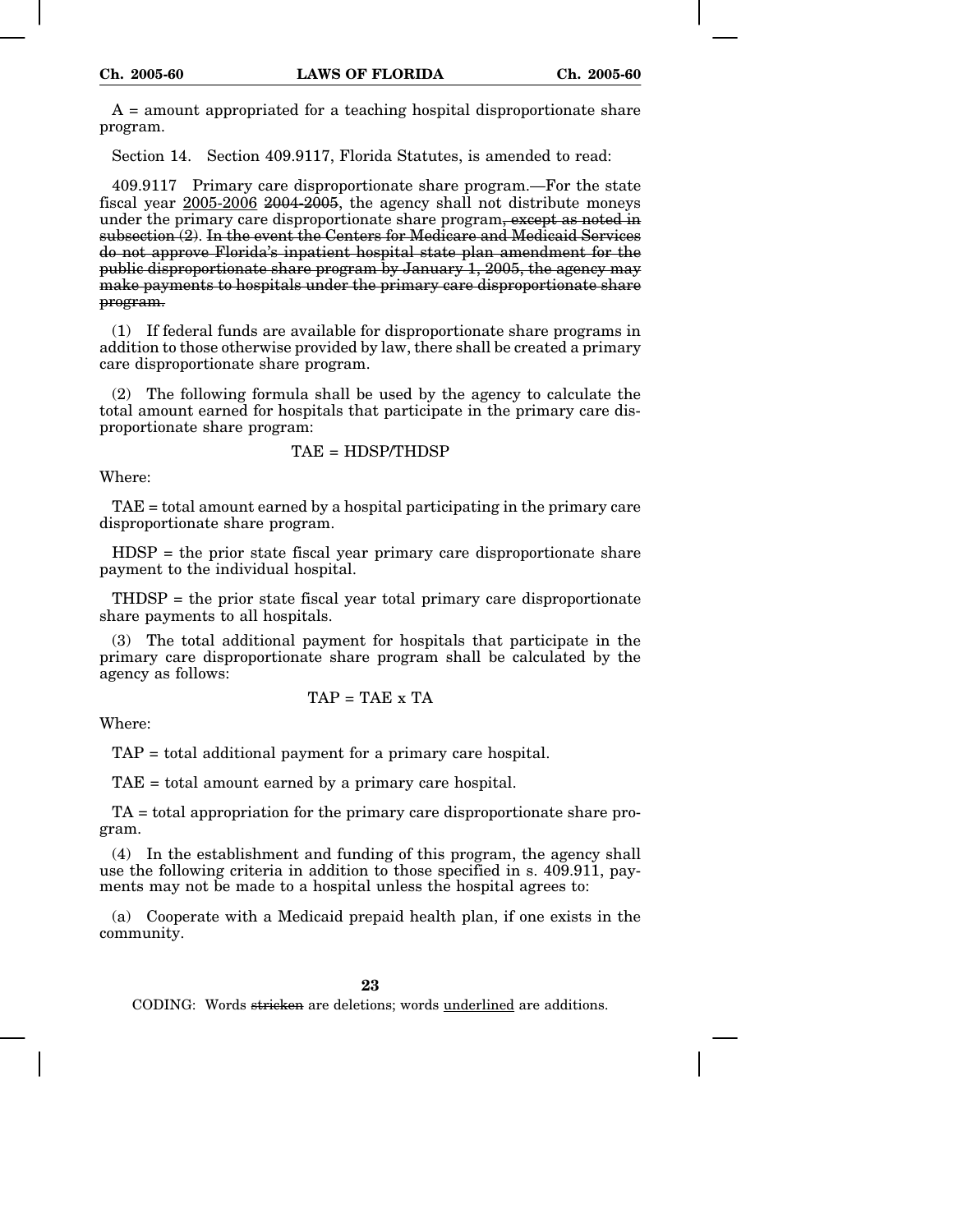A = amount appropriated for a teaching hospital disproportionate share program.

Section 14. Section 409.9117, Florida Statutes, is amended to read:

409.9117 Primary care disproportionate share program.—For the state fiscal year <u>2005-2006</u> ~~2004-2005~~, the agency shall not distribute moneys under the primary care disproportionate share program~~, except as noted in subsection (2)~~. ~~In the event the Centers for Medicare and Medicaid Services do not approve Florida's inpatient hospital state plan amendment for the public disproportionate share program by January 1, 2005, the agency may make payments to hospitals under the primary care disproportionate share program.~~

(1) If federal funds are available for disproportionate share programs in addition to those otherwise provided by law, there shall be created a primary care disproportionate share program.

(2) The following formula shall be used by the agency to calculate the total amount earned for hospitals that participate in the primary care disproportionate share program:

$$TAE = HDSP/THDSP$$

Where:

TAE = total amount earned by a hospital participating in the primary care disproportionate share program.

HDSP = the prior state fiscal year primary care disproportionate share payment to the individual hospital.

THDSP = the prior state fiscal year total primary care disproportionate share payments to all hospitals.

(3) The total additional payment for hospitals that participate in the primary care disproportionate share program shall be calculated by the agency as follows:

$$TAP = TAE \times TA$$

Where:

TAP = total additional payment for a primary care hospital.

TAE = total amount earned by a primary care hospital.

TA = total appropriation for the primary care disproportionate share program.

(4) In the establishment and funding of this program, the agency shall use the following criteria in addition to those specified in s. 409.911, payments may not be made to a hospital unless the hospital agrees to:

(a) Cooperate with a Medicaid prepaid health plan, if one exists in the community.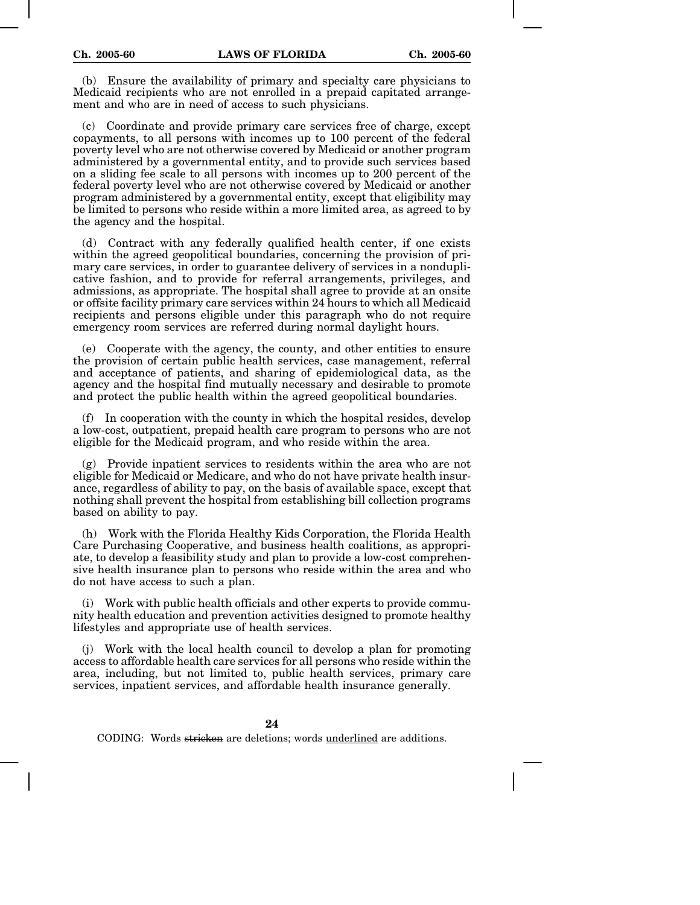(b) Ensure the availability of primary and specialty care physicians to Medicaid recipients who are not enrolled in a prepaid capitated arrangement and who are in need of access to such physicians.

(c) Coordinate and provide primary care services free of charge, except copayments, to all persons with incomes up to 100 percent of the federal poverty level who are not otherwise covered by Medicaid or another program administered by a governmental entity, and to provide such services based on a sliding fee scale to all persons with incomes up to 200 percent of the federal poverty level who are not otherwise covered by Medicaid or another program administered by a governmental entity, except that eligibility may be limited to persons who reside within a more limited area, as agreed to by the agency and the hospital.

(d) Contract with any federally qualified health center, if one exists within the agreed geopolitical boundaries, concerning the provision of primary care services, in order to guarantee delivery of services in a nonduplicative fashion, and to provide for referral arrangements, privileges, and admissions, as appropriate. The hospital shall agree to provide at an onsite or offsite facility primary care services within 24 hours to which all Medicaid recipients and persons eligible under this paragraph who do not require emergency room services are referred during normal daylight hours.

(e) Cooperate with the agency, the county, and other entities to ensure the provision of certain public health services, case management, referral and acceptance of patients, and sharing of epidemiological data, as the agency and the hospital find mutually necessary and desirable to promote and protect the public health within the agreed geopolitical boundaries.

(f) In cooperation with the county in which the hospital resides, develop a low-cost, outpatient, prepaid health care program to persons who are not eligible for the Medicaid program, and who reside within the area.

(g) Provide inpatient services to residents within the area who are not eligible for Medicaid or Medicare, and who do not have private health insurance, regardless of ability to pay, on the basis of available space, except that nothing shall prevent the hospital from establishing bill collection programs based on ability to pay.

(h) Work with the Florida Healthy Kids Corporation, the Florida Health Care Purchasing Cooperative, and business health coalitions, as appropriate, to develop a feasibility study and plan to provide a low-cost comprehensive health insurance plan to persons who reside within the area and who do not have access to such a plan.

(i) Work with public health officials and other experts to provide community health education and prevention activities designed to promote healthy lifestyles and appropriate use of health services.

(j) Work with the local health council to develop a plan for promoting access to affordable health care services for all persons who reside within the area, including, but not limited to, public health services, primary care services, inpatient services, and affordable health insurance generally.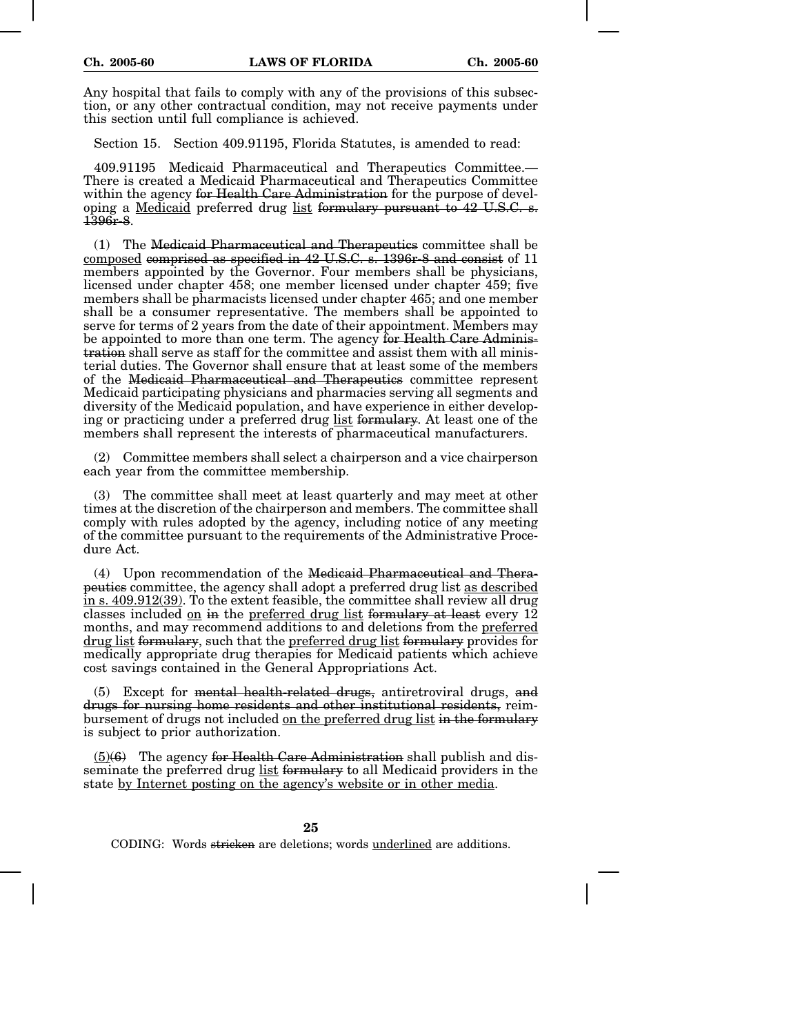Any hospital that fails to comply with any of the provisions of this subsection, or any other contractual condition, may not receive payments under this section until full compliance is achieved.

Section 15. Section 409.91195, Florida Statutes, is amended to read:

409.91195 Medicaid Pharmaceutical and Therapeutics Committee.—There is created a Medicaid Pharmaceutical and Therapeutics Committee within the agency ~~for Health Care Administration~~ for the purpose of developing a <u>Medicaid</u> preferred drug <u>list</u> ~~formulary pursuant to 42 U.S.C. s. 1396r-8~~.

(1) The ~~Medicaid Pharmaceutical and Therapeutics~~ committee shall be <u>composed</u> ~~comprised as specified in 42 U.S.C. s. 1396r-8 and consist~~ of 11 members appointed by the Governor. Four members shall be physicians, licensed under chapter 458; one member licensed under chapter 459; five members shall be pharmacists licensed under chapter 465; and one member shall be a consumer representative. The members shall be appointed to serve for terms of 2 years from the date of their appointment. Members may be appointed to more than one term. The agency ~~for Health Care Administration~~ shall serve as staff for the committee and assist them with all ministerial duties. The Governor shall ensure that at least some of the members of the ~~Medicaid Pharmaceutical and Therapeutics~~ committee represent Medicaid participating physicians and pharmacies serving all segments and diversity of the Medicaid population, and have experience in either developing or practicing under a preferred drug <u>list</u> ~~formulary~~. At least one of the members shall represent the interests of pharmaceutical manufacturers.

(2) Committee members shall select a chairperson and a vice chairperson each year from the committee membership.

(3) The committee shall meet at least quarterly and may meet at other times at the discretion of the chairperson and members. The committee shall comply with rules adopted by the agency, including notice of any meeting of the committee pursuant to the requirements of the Administrative Procedure Act.

(4) Upon recommendation of the ~~Medicaid Pharmaceutical and Therapeutics~~ committee, the agency shall adopt a preferred drug list <u>as described in s. 409.912(39)</u>. To the extent feasible, the committee shall review all drug classes included <u>on</u> ~~in~~ the <u>preferred drug list</u> ~~formulary at least~~ every 12 months, and may recommend additions to and deletions from the <u>preferred drug list</u> ~~formulary~~, such that the <u>preferred drug list</u> ~~formulary~~ provides for medically appropriate drug therapies for Medicaid patients which achieve cost savings contained in the General Appropriations Act.

(5) Except for ~~mental health-related drugs,~~ antiretroviral drugs, ~~and drugs for nursing home residents and other institutional residents,~~ reimbursement of drugs not included <u>on the preferred drug list</u> ~~in the formulary~~ is subject to prior authorization.

<u>(5)</u>~~(6)~~ The agency ~~for Health Care Administration~~ shall publish and disseminate the preferred drug <u>list</u> ~~formulary~~ to all Medicaid providers in the state <u>by Internet posting on the agency's website or in other media</u>.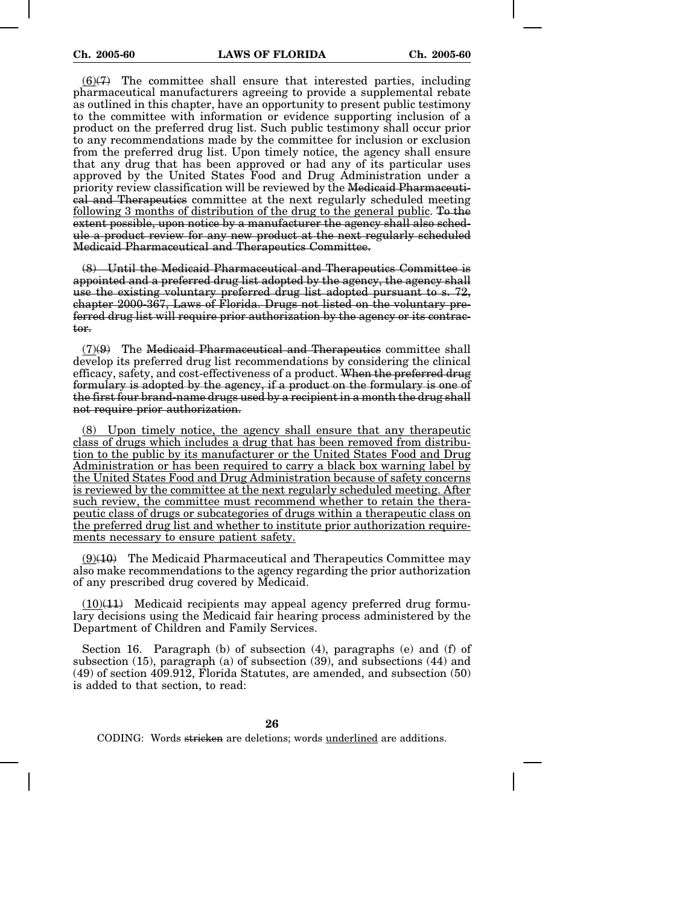(6)(7) The committee shall ensure that interested parties, including pharmaceutical manufacturers agreeing to provide a supplemental rebate as outlined in this chapter, have an opportunity to present public testimony to the committee with information or evidence supporting inclusion of a product on the preferred drug list. Such public testimony shall occur prior to any recommendations made by the committee for inclusion or exclusion from the preferred drug list. Upon timely notice, the agency shall ensure that any drug that has been approved or had any of its particular uses approved by the United States Food and Drug Administration under a priority review classification will be reviewed by the ~~Medicaid Pharmaceutical and Therapeutics~~ committee at the next regularly scheduled meeting following 3 months of distribution of the drug to the general public. ~~To the extent possible, upon notice by a manufacturer the agency shall also schedule a product review for any new product at the next regularly scheduled Medicaid Pharmaceutical and Therapeutics Committee.~~

~~(8) Until the Medicaid Pharmaceutical and Therapeutics Committee is appointed and a preferred drug list adopted by the agency, the agency shall use the existing voluntary preferred drug list adopted pursuant to s. 72, chapter 2000-367, Laws of Florida. Drugs not listed on the voluntary preferred drug list will require prior authorization by the agency or its contractor.~~

(7)(9) The ~~Medicaid Pharmaceutical and Therapeutics~~ committee shall develop its preferred drug list recommendations by considering the clinical efficacy, safety, and cost-effectiveness of a product. ~~When the preferred drug formulary is adopted by the agency, if a product on the formulary is one of the first four brand-name drugs used by a recipient in a month the drug shall not require prior authorization.~~

(8) Upon timely notice, the agency shall ensure that any therapeutic class of drugs which includes a drug that has been removed from distribution to the public by its manufacturer or the United States Food and Drug Administration or has been required to carry a black box warning label by the United States Food and Drug Administration because of safety concerns is reviewed by the committee at the next regularly scheduled meeting. After such review, the committee must recommend whether to retain the therapeutic class of drugs or subcategories of drugs within a therapeutic class on the preferred drug list and whether to institute prior authorization requirements necessary to ensure patient safety.

(9)(10) The Medicaid Pharmaceutical and Therapeutics Committee may also make recommendations to the agency regarding the prior authorization of any prescribed drug covered by Medicaid.

(10)(11) Medicaid recipients may appeal agency preferred drug formulary decisions using the Medicaid fair hearing process administered by the Department of Children and Family Services.

Section 16. Paragraph (b) of subsection (4), paragraphs (e) and (f) of subsection (15), paragraph (a) of subsection (39), and subsections (44) and (49) of section 409.912, Florida Statutes, are amended, and subsection (50) is added to that section, to read:

CODING: Words ~~stricken~~ are deletions; words underlined are additions.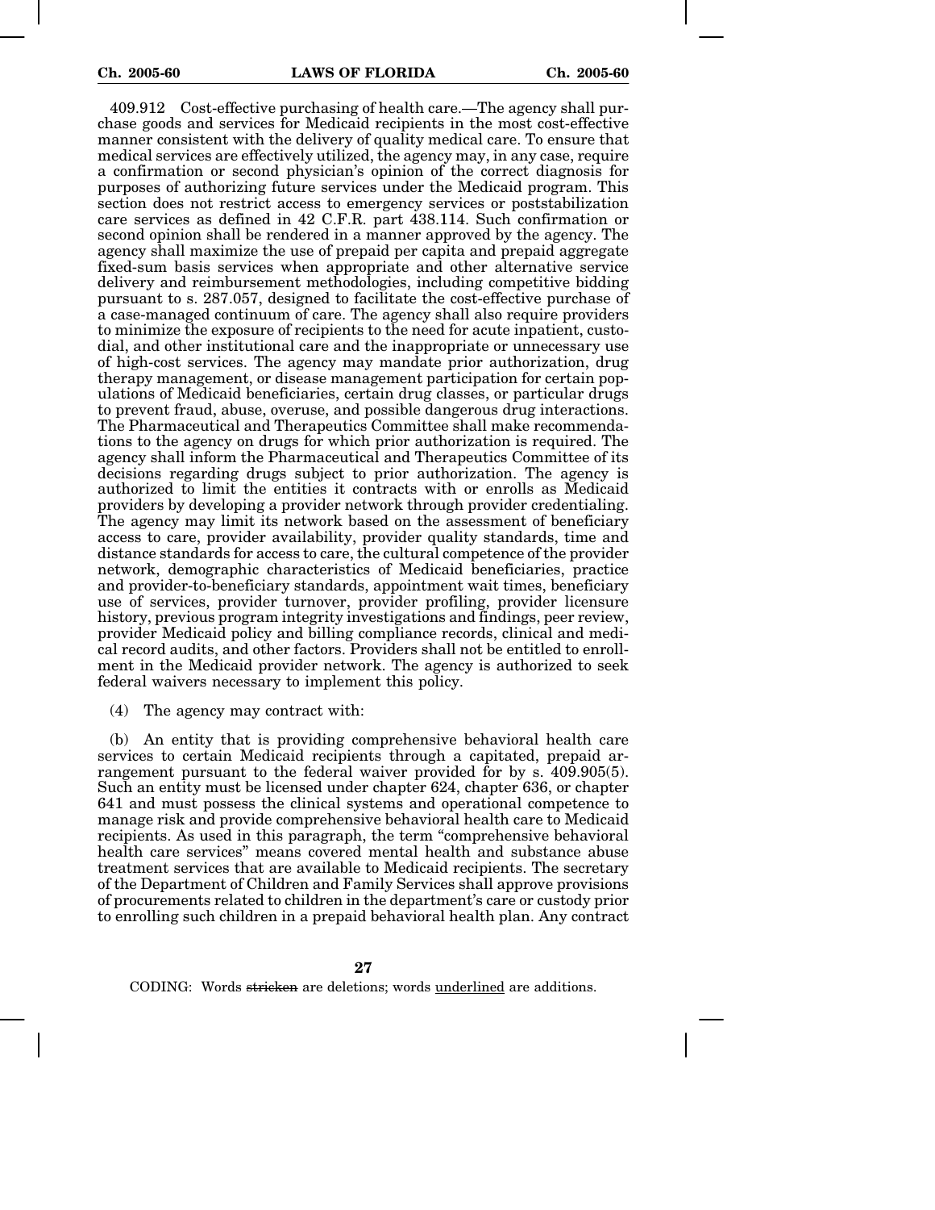409.912 Cost-effective purchasing of health care.—The agency shall purchase goods and services for Medicaid recipients in the most cost-effective manner consistent with the delivery of quality medical care. To ensure that medical services are effectively utilized, the agency may, in any case, require a confirmation or second physician's opinion of the correct diagnosis for purposes of authorizing future services under the Medicaid program. This section does not restrict access to emergency services or poststabilization care services as defined in 42 C.F.R. part 438.114. Such confirmation or second opinion shall be rendered in a manner approved by the agency. The agency shall maximize the use of prepaid per capita and prepaid aggregate fixed-sum basis services when appropriate and other alternative service delivery and reimbursement methodologies, including competitive bidding pursuant to s. 287.057, designed to facilitate the cost-effective purchase of a case-managed continuum of care. The agency shall also require providers to minimize the exposure of recipients to the need for acute inpatient, custodial, and other institutional care and the inappropriate or unnecessary use of high-cost services. The agency may mandate prior authorization, drug therapy management, or disease management participation for certain populations of Medicaid beneficiaries, certain drug classes, or particular drugs to prevent fraud, abuse, overuse, and possible dangerous drug interactions. The Pharmaceutical and Therapeutics Committee shall make recommendations to the agency on drugs for which prior authorization is required. The agency shall inform the Pharmaceutical and Therapeutics Committee of its decisions regarding drugs subject to prior authorization. The agency is authorized to limit the entities it contracts with or enrolls as Medicaid providers by developing a provider network through provider credentialing. The agency may limit its network based on the assessment of beneficiary access to care, provider availability, provider quality standards, time and distance standards for access to care, the cultural competence of the provider network, demographic characteristics of Medicaid beneficiaries, practice and provider-to-beneficiary standards, appointment wait times, beneficiary use of services, provider turnover, provider profiling, provider licensure history, previous program integrity investigations and findings, peer review, provider Medicaid policy and billing compliance records, clinical and medical record audits, and other factors. Providers shall not be entitled to enrollment in the Medicaid provider network. The agency is authorized to seek federal waivers necessary to implement this policy.

(4) The agency may contract with:

(b) An entity that is providing comprehensive behavioral health care services to certain Medicaid recipients through a capitated, prepaid arrangement pursuant to the federal waiver provided for by s. 409.905(5). Such an entity must be licensed under chapter 624, chapter 636, or chapter 641 and must possess the clinical systems and operational competence to manage risk and provide comprehensive behavioral health care to Medicaid recipients. As used in this paragraph, the term "comprehensive behavioral health care services" means covered mental health and substance abuse treatment services that are available to Medicaid recipients. The secretary of the Department of Children and Family Services shall approve provisions of procurements related to children in the department's care or custody prior to enrolling such children in a prepaid behavioral health plan. Any contract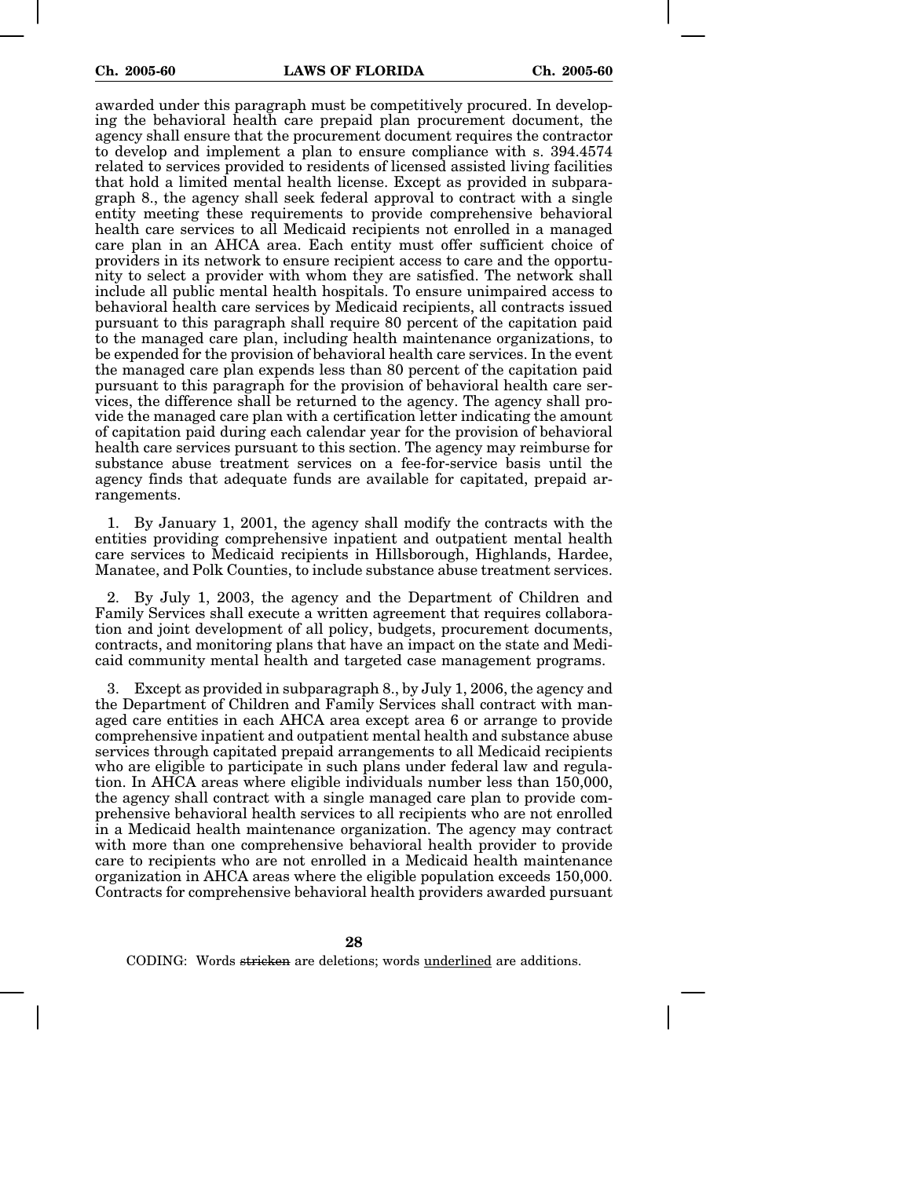awarded under this paragraph must be competitively procured. In developing the behavioral health care prepaid plan procurement document, the agency shall ensure that the procurement document requires the contractor to develop and implement a plan to ensure compliance with s. 394.4574 related to services provided to residents of licensed assisted living facilities that hold a limited mental health license. Except as provided in subparagraph 8., the agency shall seek federal approval to contract with a single entity meeting these requirements to provide comprehensive behavioral health care services to all Medicaid recipients not enrolled in a managed care plan in an AHCA area. Each entity must offer sufficient choice of providers in its network to ensure recipient access to care and the opportunity to select a provider with whom they are satisfied. The network shall include all public mental health hospitals. To ensure unimpaired access to behavioral health care services by Medicaid recipients, all contracts issued pursuant to this paragraph shall require 80 percent of the capitation paid to the managed care plan, including health maintenance organizations, to be expended for the provision of behavioral health care services. In the event the managed care plan expends less than 80 percent of the capitation paid pursuant to this paragraph for the provision of behavioral health care services, the difference shall be returned to the agency. The agency shall provide the managed care plan with a certification letter indicating the amount of capitation paid during each calendar year for the provision of behavioral health care services pursuant to this section. The agency may reimburse for substance abuse treatment services on a fee-for-service basis until the agency finds that adequate funds are available for capitated, prepaid arrangements.

1. By January 1, 2001, the agency shall modify the contracts with the entities providing comprehensive inpatient and outpatient mental health care services to Medicaid recipients in Hillsborough, Highlands, Hardee, Manatee, and Polk Counties, to include substance abuse treatment services.

2. By July 1, 2003, the agency and the Department of Children and Family Services shall execute a written agreement that requires collaboration and joint development of all policy, budgets, procurement documents, contracts, and monitoring plans that have an impact on the state and Medicaid community mental health and targeted case management programs.

3. Except as provided in subparagraph 8., by July 1, 2006, the agency and the Department of Children and Family Services shall contract with managed care entities in each AHCA area except area 6 or arrange to provide comprehensive inpatient and outpatient mental health and substance abuse services through capitated prepaid arrangements to all Medicaid recipients who are eligible to participate in such plans under federal law and regulation. In AHCA areas where eligible individuals number less than 150,000, the agency shall contract with a single managed care plan to provide comprehensive behavioral health services to all recipients who are not enrolled in a Medicaid health maintenance organization. The agency may contract with more than one comprehensive behavioral health provider to provide care to recipients who are not enrolled in a Medicaid health maintenance organization in AHCA areas where the eligible population exceeds 150,000. Contracts for comprehensive behavioral health providers awarded pursuant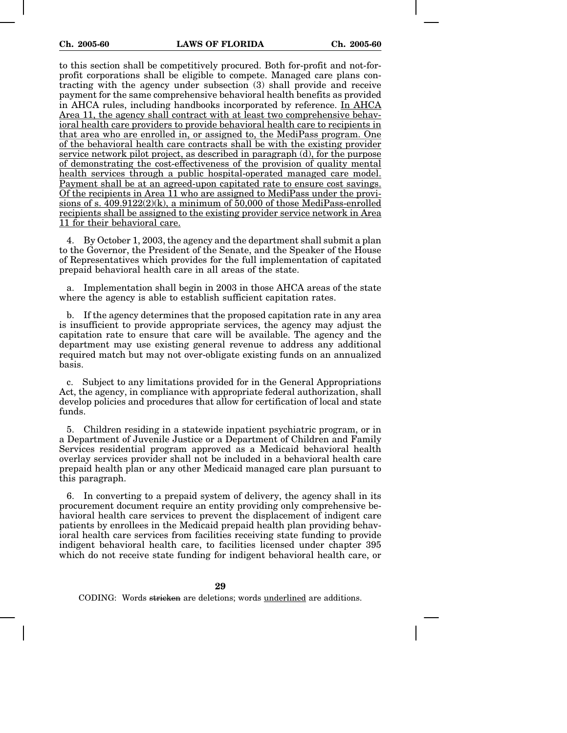to this section shall be competitively procured. Both for-profit and not-for-profit corporations shall be eligible to compete. Managed care plans contracting with the agency under subsection (3) shall provide and receive payment for the same comprehensive behavioral health benefits as provided in AHCA rules, including handbooks incorporated by reference. <u>In AHCA Area 11, the agency shall contract with at least two comprehensive behavioral health care providers to provide behavioral health care to recipients in that area who are enrolled in, or assigned to, the MediPass program. One of the behavioral health care contracts shall be with the existing provider service network pilot project, as described in paragraph (d), for the purpose of demonstrating the cost-effectiveness of the provision of quality mental health services through a public hospital-operated managed care model. Payment shall be at an agreed-upon capitated rate to ensure cost savings. Of the recipients in Area 11 who are assigned to MediPass under the provisions of s. 409.9122(2)(k), a minimum of 50,000 of those MediPass-enrolled recipients shall be assigned to the existing provider service network in Area 11 for their behavioral care.</u>

4. By October 1, 2003, the agency and the department shall submit a plan to the Governor, the President of the Senate, and the Speaker of the House of Representatives which provides for the full implementation of capitated prepaid behavioral health care in all areas of the state.

a. Implementation shall begin in 2003 in those AHCA areas of the state where the agency is able to establish sufficient capitation rates.

b. If the agency determines that the proposed capitation rate in any area is insufficient to provide appropriate services, the agency may adjust the capitation rate to ensure that care will be available. The agency and the department may use existing general revenue to address any additional required match but may not over-obligate existing funds on an annualized basis.

c. Subject to any limitations provided for in the General Appropriations Act, the agency, in compliance with appropriate federal authorization, shall develop policies and procedures that allow for certification of local and state funds.

5. Children residing in a statewide inpatient psychiatric program, or in a Department of Juvenile Justice or a Department of Children and Family Services residential program approved as a Medicaid behavioral health overlay services provider shall not be included in a behavioral health care prepaid health plan or any other Medicaid managed care plan pursuant to this paragraph.

6. In converting to a prepaid system of delivery, the agency shall in its procurement document require an entity providing only comprehensive behavioral health care services to prevent the displacement of indigent care patients by enrollees in the Medicaid prepaid health plan providing behavioral health care services from facilities receiving state funding to provide indigent behavioral health care, to facilities licensed under chapter 395 which do not receive state funding for indigent behavioral health care, or

CODING: Words ~~stricken~~ are deletions; words <u>underlined</u> are additions.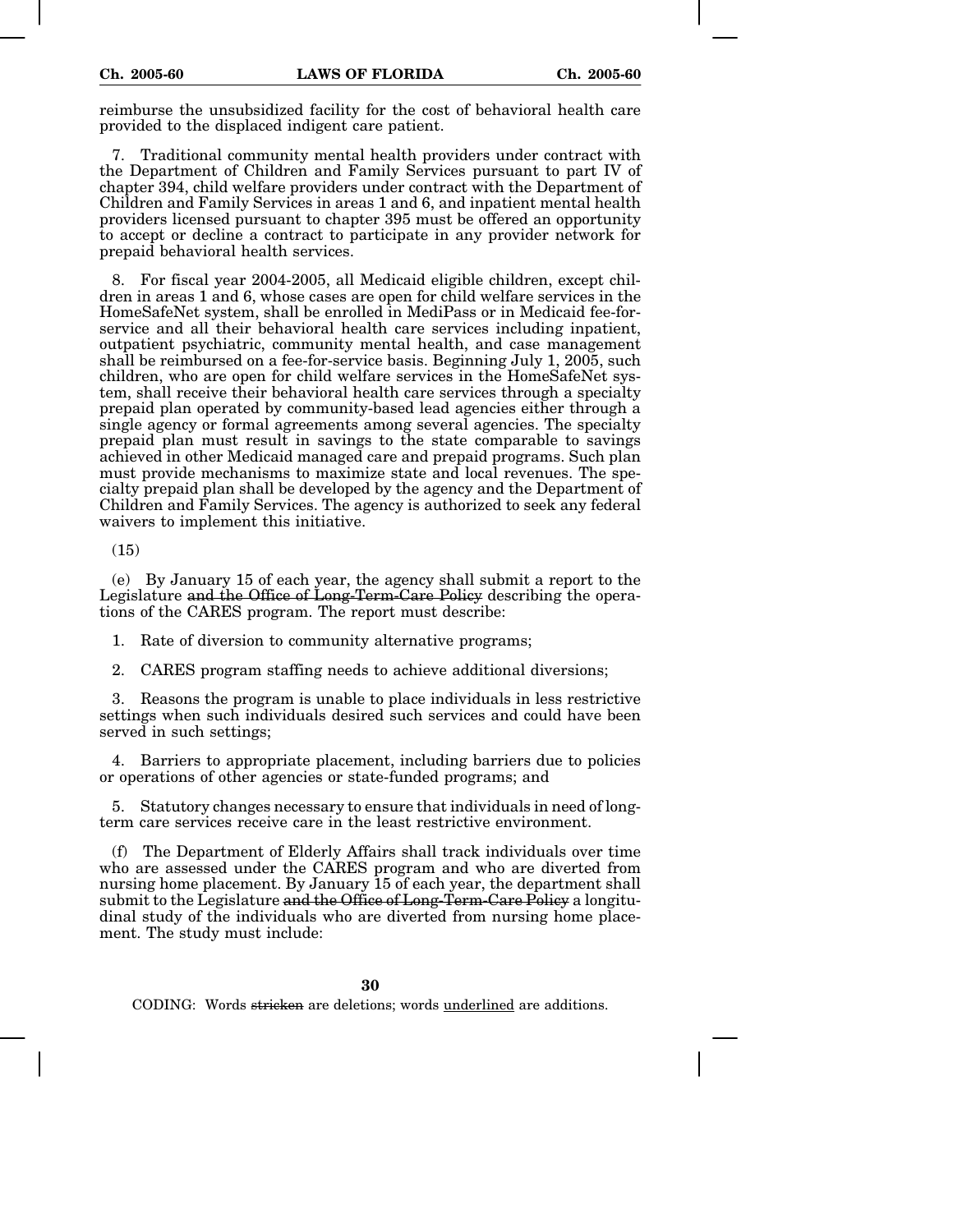reimburse the unsubsidized facility for the cost of behavioral health care provided to the displaced indigent care patient.

7. Traditional community mental health providers under contract with the Department of Children and Family Services pursuant to part IV of chapter 394, child welfare providers under contract with the Department of Children and Family Services in areas 1 and 6, and inpatient mental health providers licensed pursuant to chapter 395 must be offered an opportunity to accept or decline a contract to participate in any provider network for prepaid behavioral health services.

8. For fiscal year 2004-2005, all Medicaid eligible children, except children in areas 1 and 6, whose cases are open for child welfare services in the HomeSafeNet system, shall be enrolled in MediPass or in Medicaid fee-for-service and all their behavioral health care services including inpatient, outpatient psychiatric, community mental health, and case management shall be reimbursed on a fee-for-service basis. Beginning July 1, 2005, such children, who are open for child welfare services in the HomeSafeNet system, shall receive their behavioral health care services through a specialty prepaid plan operated by community-based lead agencies either through a single agency or formal agreements among several agencies. The specialty prepaid plan must result in savings to the state comparable to savings achieved in other Medicaid managed care and prepaid programs. Such plan must provide mechanisms to maximize state and local revenues. The specialty prepaid plan shall be developed by the agency and the Department of Children and Family Services. The agency is authorized to seek any federal waivers to implement this initiative.

(15)

(e) By January 15 of each year, the agency shall submit a report to the Legislature ~~and the Office of Long-Term-Care Policy~~ describing the operations of the CARES program. The report must describe:

1. Rate of diversion to community alternative programs;

2. CARES program staffing needs to achieve additional diversions;

3. Reasons the program is unable to place individuals in less restrictive settings when such individuals desired such services and could have been served in such settings;

4. Barriers to appropriate placement, including barriers due to policies or operations of other agencies or state-funded programs; and

5. Statutory changes necessary to ensure that individuals in need of long-term care services receive care in the least restrictive environment.

(f) The Department of Elderly Affairs shall track individuals over time who are assessed under the CARES program and who are diverted from nursing home placement. By January 15 of each year, the department shall submit to the Legislature ~~and the Office of Long-Term-Care Policy~~ a longitudinal study of the individuals who are diverted from nursing home placement. The study must include: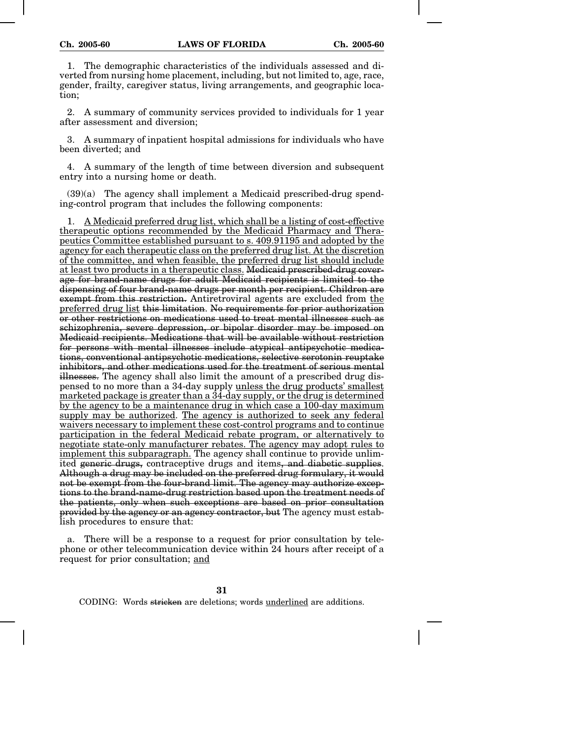1. The demographic characteristics of the individuals assessed and diverted from nursing home placement, including, but not limited to, age, race, gender, frailty, caregiver status, living arrangements, and geographic location;

2. A summary of community services provided to individuals for 1 year after assessment and diversion;

3. A summary of inpatient hospital admissions for individuals who have been diverted; and

4. A summary of the length of time between diversion and subsequent entry into a nursing home or death.

(39)(a) The agency shall implement a Medicaid prescribed-drug spending-control program that includes the following components:

1. <u>A Medicaid preferred drug list, which shall be a listing of cost-effective therapeutic options recommended by the Medicaid Pharmacy and Therapeutics Committee established pursuant to s. 409.91195 and adopted by the agency for each therapeutic class on the preferred drug list. At the discretion of the committee, and when feasible, the preferred drug list should include at least two products in a therapeutic class.</u> ~~Medicaid prescribed-drug coverage for brand-name drugs for adult Medicaid recipients is limited to the dispensing of four brand-name drugs per month per recipient. Children are exempt from this restriction.~~ Antiretroviral agents are excluded from <u>the preferred drug list</u> ~~this limitation~~. ~~No requirements for prior authorization or other restrictions on medications used to treat mental illnesses such as schizophrenia, severe depression, or bipolar disorder may be imposed on Medicaid recipients. Medications that will be available without restriction for persons with mental illnesses include atypical antipsychotic medications, conventional antipsychotic medications, selective serotonin reuptake inhibitors, and other medications used for the treatment of serious mental illnesses.~~ The agency shall also limit the amount of a prescribed drug dispensed to no more than a 34-day supply <u>unless the drug products' smallest marketed package is greater than a 34-day supply, or the drug is determined by the agency to be a maintenance drug in which case a 100-day maximum supply may be authorized</u>. <u>The agency is authorized to seek any federal waivers necessary to implement these cost-control programs and to continue participation in the federal Medicaid rebate program, or alternatively to negotiate state-only manufacturer rebates. The agency may adopt rules to implement this subparagraph.</u> The agency shall continue to provide unlimited ~~generic drugs,~~ contraceptive drugs and items~~, and diabetic supplies~~. ~~Although a drug may be included on the preferred drug formulary, it would not be exempt from the four-brand limit. The agency may authorize exceptions to the brand-name-drug restriction based upon the treatment needs of the patients, only when such exceptions are based on prior consultation provided by the agency or an agency contractor, but~~ The agency must establish procedures to ensure that:

a. There will be a response to a request for prior consultation by telephone or other telecommunication device within 24 hours after receipt of a request for prior consultation; <u>and</u>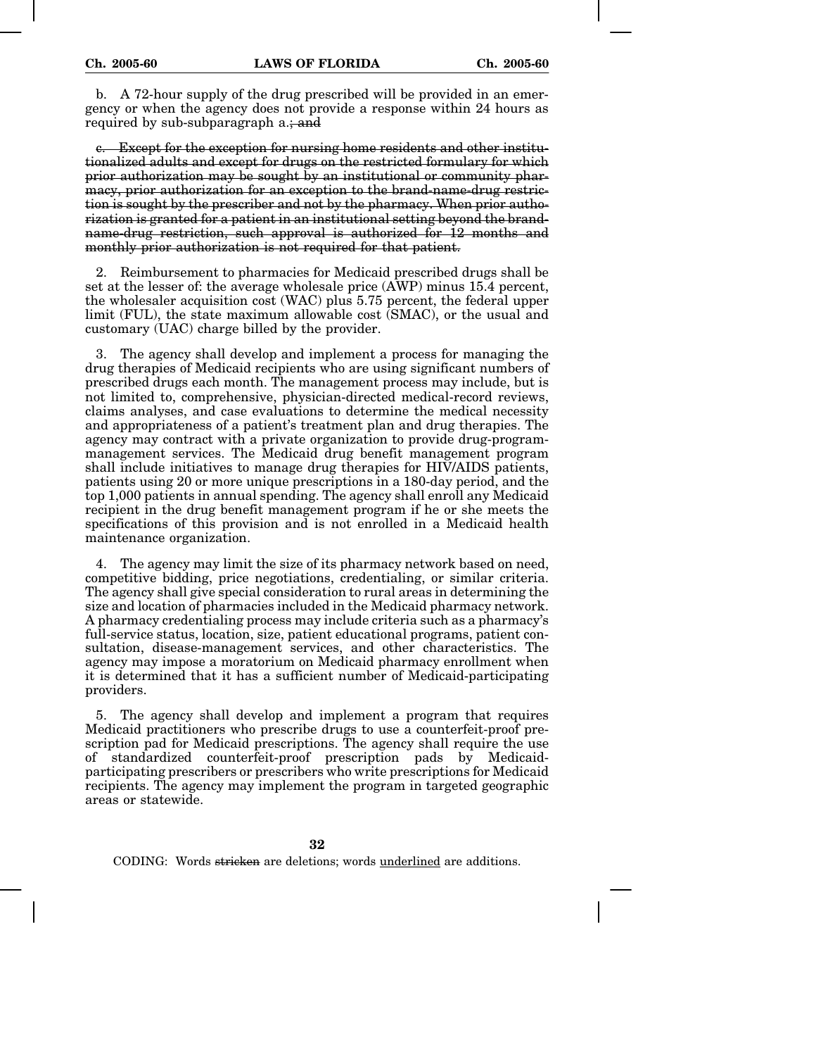b. A 72-hour supply of the drug prescribed will be provided in an emergency or when the agency does not provide a response within 24 hours as required by sub-subparagraph a.~~; and~~

~~c. Except for the exception for nursing home residents and other institutionalized adults and except for drugs on the restricted formulary for which prior authorization may be sought by an institutional or community pharmacy, prior authorization for an exception to the brand-name-drug restriction is sought by the prescriber and not by the pharmacy. When prior authorization is granted for a patient in an institutional setting beyond the brand-name-drug restriction, such approval is authorized for 12 months and monthly prior authorization is not required for that patient.~~

2. Reimbursement to pharmacies for Medicaid prescribed drugs shall be set at the lesser of: the average wholesale price (AWP) minus 15.4 percent, the wholesaler acquisition cost (WAC) plus 5.75 percent, the federal upper limit (FUL), the state maximum allowable cost (SMAC), or the usual and customary (UAC) charge billed by the provider.

3. The agency shall develop and implement a process for managing the drug therapies of Medicaid recipients who are using significant numbers of prescribed drugs each month. The management process may include, but is not limited to, comprehensive, physician-directed medical-record reviews, claims analyses, and case evaluations to determine the medical necessity and appropriateness of a patient's treatment plan and drug therapies. The agency may contract with a private organization to provide drug-program-management services. The Medicaid drug benefit management program shall include initiatives to manage drug therapies for HIV/AIDS patients, patients using 20 or more unique prescriptions in a 180-day period, and the top 1,000 patients in annual spending. The agency shall enroll any Medicaid recipient in the drug benefit management program if he or she meets the specifications of this provision and is not enrolled in a Medicaid health maintenance organization.

4. The agency may limit the size of its pharmacy network based on need, competitive bidding, price negotiations, credentialing, or similar criteria. The agency shall give special consideration to rural areas in determining the size and location of pharmacies included in the Medicaid pharmacy network. A pharmacy credentialing process may include criteria such as a pharmacy's full-service status, location, size, patient educational programs, patient consultation, disease-management services, and other characteristics. The agency may impose a moratorium on Medicaid pharmacy enrollment when it is determined that it has a sufficient number of Medicaid-participating providers.

5. The agency shall develop and implement a program that requires Medicaid practitioners who prescribe drugs to use a counterfeit-proof prescription pad for Medicaid prescriptions. The agency shall require the use of standardized counterfeit-proof prescription pads by Medicaid-participating prescribers or prescribers who write prescriptions for Medicaid recipients. The agency may implement the program in targeted geographic areas or statewide.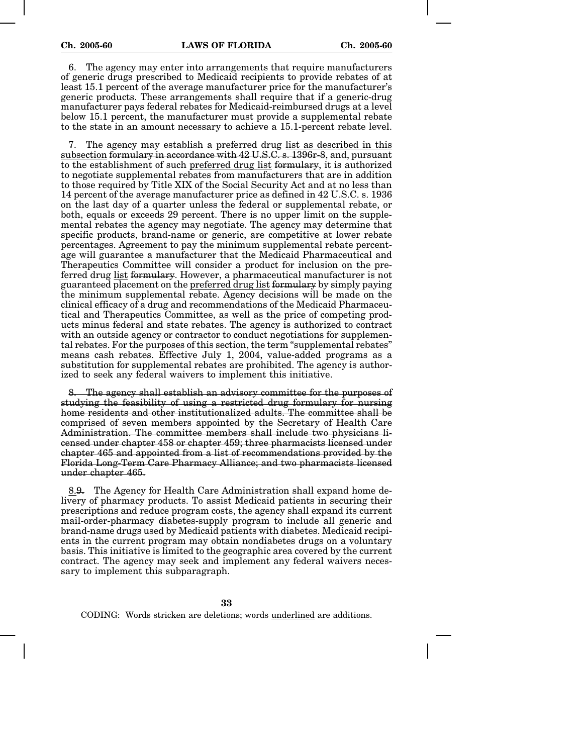6. The agency may enter into arrangements that require manufacturers of generic drugs prescribed to Medicaid recipients to provide rebates of at least 15.1 percent of the average manufacturer price for the manufacturer's generic products. These arrangements shall require that if a generic-drug manufacturer pays federal rebates for Medicaid-reimbursed drugs at a level below 15.1 percent, the manufacturer must provide a supplemental rebate to the state in an amount necessary to achieve a 15.1-percent rebate level.

7. The agency may establish a preferred drug <u>list as described in this subsection</u> ~~formulary in accordance with 42 U.S.C. s. 1396r-8~~, and, pursuant to the establishment of such <u>preferred drug list</u> ~~formulary~~, it is authorized to negotiate supplemental rebates from manufacturers that are in addition to those required by Title XIX of the Social Security Act and at no less than 14 percent of the average manufacturer price as defined in 42 U.S.C. s. 1936 on the last day of a quarter unless the federal or supplemental rebate, or both, equals or exceeds 29 percent. There is no upper limit on the supplemental rebates the agency may negotiate. The agency may determine that specific products, brand-name or generic, are competitive at lower rebate percentages. Agreement to pay the minimum supplemental rebate percentage will guarantee a manufacturer that the Medicaid Pharmaceutical and Therapeutics Committee will consider a product for inclusion on the preferred drug <u>list</u> ~~formulary~~. However, a pharmaceutical manufacturer is not guaranteed placement on the <u>preferred drug list</u> ~~formulary~~ by simply paying the minimum supplemental rebate. Agency decisions will be made on the clinical efficacy of a drug and recommendations of the Medicaid Pharmaceutical and Therapeutics Committee, as well as the price of competing products minus federal and state rebates. The agency is authorized to contract with an outside agency or contractor to conduct negotiations for supplemental rebates. For the purposes of this section, the term "supplemental rebates" means cash rebates. Effective July 1, 2004, value-added programs as a substitution for supplemental rebates are prohibited. The agency is authorized to seek any federal waivers to implement this initiative.

~~8. The agency shall establish an advisory committee for the purposes of studying the feasibility of using a restricted drug formulary for nursing home residents and other institutionalized adults. The committee shall be comprised of seven members appointed by the Secretary of Health Care Administration. The committee members shall include two physicians licensed under chapter 458 or chapter 459; three pharmacists licensed under chapter 465 and appointed from a list of recommendations provided by the Florida Long-Term Care Pharmacy Alliance; and two pharmacists licensed under chapter 465.~~

<u>8.</u>~~9.~~ The Agency for Health Care Administration shall expand home delivery of pharmacy products. To assist Medicaid patients in securing their prescriptions and reduce program costs, the agency shall expand its current mail-order-pharmacy diabetes-supply program to include all generic and brand-name drugs used by Medicaid patients with diabetes. Medicaid recipients in the current program may obtain nondiabetes drugs on a voluntary basis. This initiative is limited to the geographic area covered by the current contract. The agency may seek and implement any federal waivers necessary to implement this subparagraph.

CODING: Words ~~stricken~~ are deletions; words <u>underlined</u> are additions.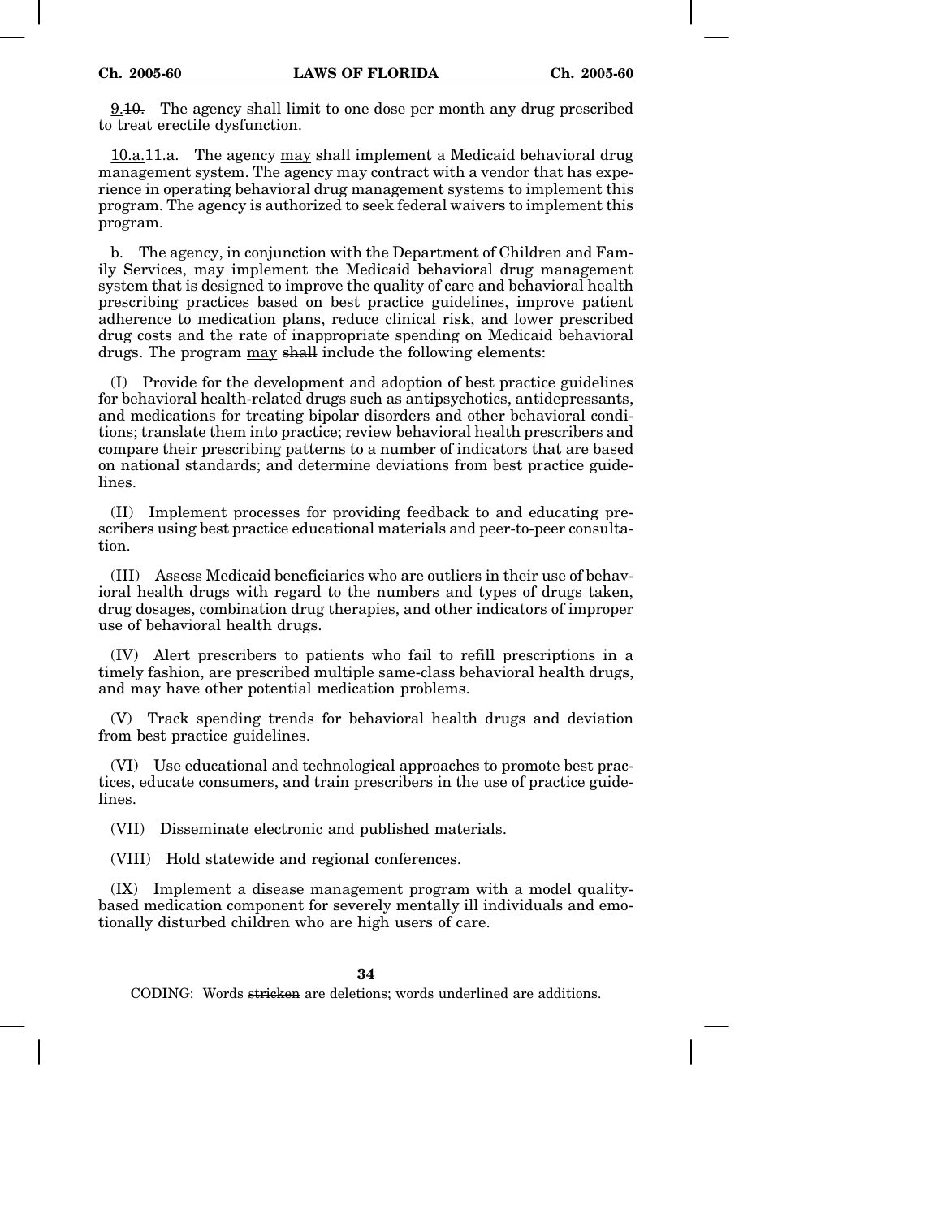<u>9.</u>~~10.~~ The agency shall limit to one dose per month any drug prescribed to treat erectile dysfunction.

<u>10.a.</u>~~11.a.~~ The agency <u>may</u> ~~shall~~ implement a Medicaid behavioral drug management system. The agency may contract with a vendor that has experience in operating behavioral drug management systems to implement this program. The agency is authorized to seek federal waivers to implement this program.

b. The agency, in conjunction with the Department of Children and Family Services, may implement the Medicaid behavioral drug management system that is designed to improve the quality of care and behavioral health prescribing practices based on best practice guidelines, improve patient adherence to medication plans, reduce clinical risk, and lower prescribed drug costs and the rate of inappropriate spending on Medicaid behavioral drugs. The program <u>may</u> ~~shall~~ include the following elements:

(I) Provide for the development and adoption of best practice guidelines for behavioral health-related drugs such as antipsychotics, antidepressants, and medications for treating bipolar disorders and other behavioral conditions; translate them into practice; review behavioral health prescribers and compare their prescribing patterns to a number of indicators that are based on national standards; and determine deviations from best practice guidelines.

(II) Implement processes for providing feedback to and educating prescribers using best practice educational materials and peer-to-peer consultation.

(III) Assess Medicaid beneficiaries who are outliers in their use of behavioral health drugs with regard to the numbers and types of drugs taken, drug dosages, combination drug therapies, and other indicators of improper use of behavioral health drugs.

(IV) Alert prescribers to patients who fail to refill prescriptions in a timely fashion, are prescribed multiple same-class behavioral health drugs, and may have other potential medication problems.

(V) Track spending trends for behavioral health drugs and deviation from best practice guidelines.

(VI) Use educational and technological approaches to promote best practices, educate consumers, and train prescribers in the use of practice guidelines.

(VII) Disseminate electronic and published materials.

(VIII) Hold statewide and regional conferences.

(IX) Implement a disease management program with a model quality-based medication component for severely mentally ill individuals and emotionally disturbed children who are high users of care.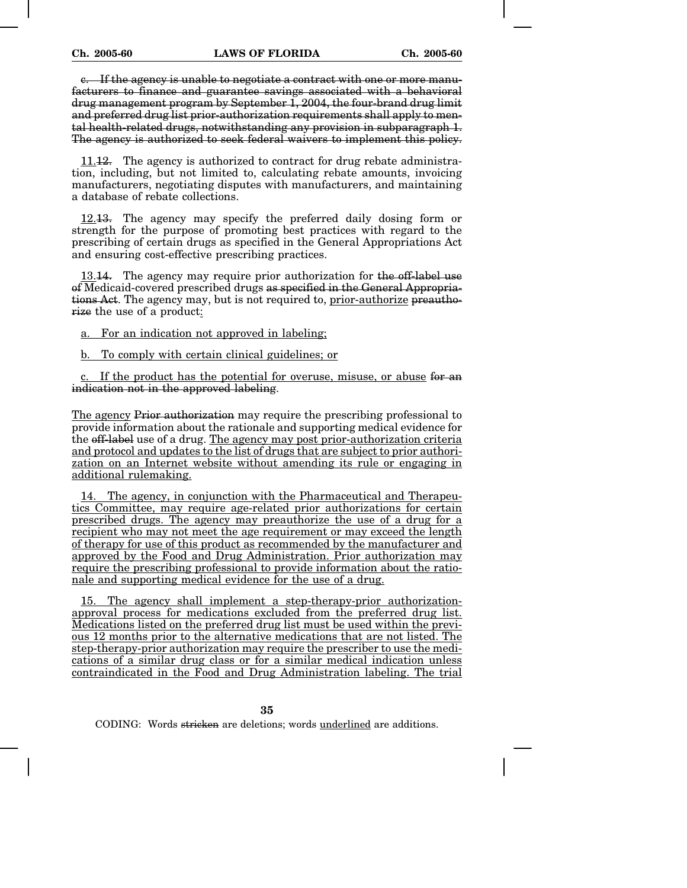~~c. If the agency is unable to negotiate a contract with one or more manufacturers to finance and guarantee savings associated with a behavioral drug management program by September 1, 2004, the four-brand drug limit and preferred drug list prior-authorization requirements shall apply to mental health-related drugs, notwithstanding any provision in subparagraph 1. The agency is authorized to seek federal waivers to implement this policy.~~

<u>11.</u>~~12.~~ The agency is authorized to contract for drug rebate administration, including, but not limited to, calculating rebate amounts, invoicing manufacturers, negotiating disputes with manufacturers, and maintaining a database of rebate collections.

<u>12.</u>~~13.~~ The agency may specify the preferred daily dosing form or strength for the purpose of promoting best practices with regard to the prescribing of certain drugs as specified in the General Appropriations Act and ensuring cost-effective prescribing practices.

<u>13.</u>~~14.~~ The agency may require prior authorization for ~~the off-label use of~~ Medicaid-covered prescribed drugs ~~as specified in the General Appropriations Act~~. The agency may, but is not required to, <u>prior-authorize</u> ~~preauthorize~~ the use of a product<u>:</u>

<u>a. For an indication not approved in labeling;</u>

<u>b. To comply with certain clinical guidelines; or</u>

<u>c. If the product has the potential for overuse, misuse, or abuse</u> ~~for an indication not in the approved labeling~~.

<u>The agency</u> ~~Prior authorization~~ may require the prescribing professional to provide information about the rationale and supporting medical evidence for the ~~off-label~~ use of a drug. <u>The agency may post prior-authorization criteria and protocol and updates to the list of drugs that are subject to prior authorization on an Internet website without amending its rule or engaging in additional rulemaking.</u>

<u>14. The agency, in conjunction with the Pharmaceutical and Therapeutics Committee, may require age-related prior authorizations for certain prescribed drugs. The agency may preauthorize the use of a drug for a recipient who may not meet the age requirement or may exceed the length of therapy for use of this product as recommended by the manufacturer and approved by the Food and Drug Administration. Prior authorization may require the prescribing professional to provide information about the rationale and supporting medical evidence for the use of a drug.</u>

<u>15. The agency shall implement a step-therapy-prior authorization-approval process for medications excluded from the preferred drug list. Medications listed on the preferred drug list must be used within the previous 12 months prior to the alternative medications that are not listed. The step-therapy-prior authorization may require the prescriber to use the medications of a similar drug class or for a similar medical indication unless contraindicated in the Food and Drug Administration labeling. The trial</u>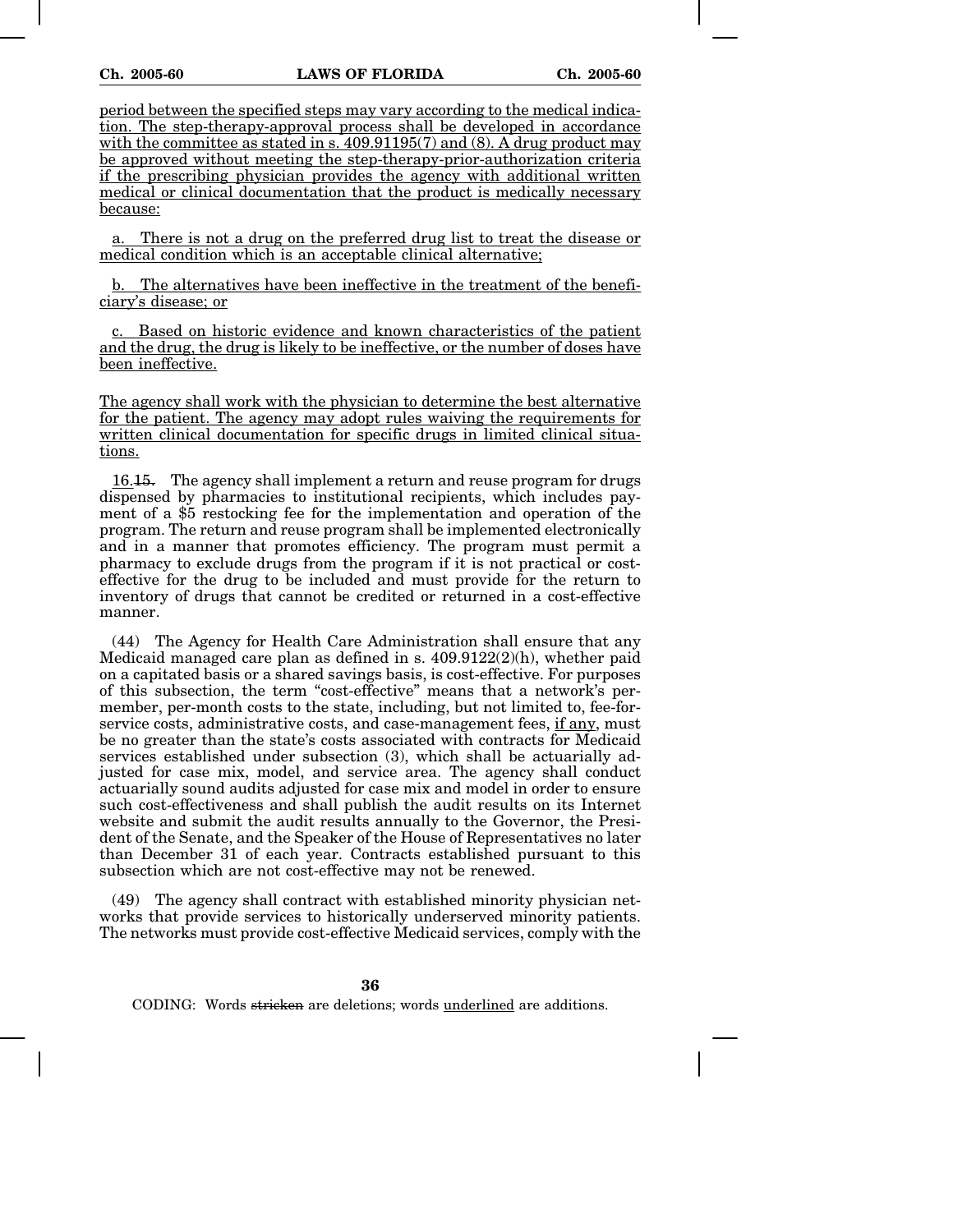period between the specified steps may vary according to the medical indication. The step-therapy-approval process shall be developed in accordance with the committee as stated in s. 409.91195(7) and (8). A drug product may be approved without meeting the step-therapy-prior-authorization criteria if the prescribing physician provides the agency with additional written medical or clinical documentation that the product is medically necessary because:

a. There is not a drug on the preferred drug list to treat the disease or medical condition which is an acceptable clinical alternative;

b. The alternatives have been ineffective in the treatment of the beneficiary's disease; or

c. Based on historic evidence and known characteristics of the patient and the drug, the drug is likely to be ineffective, or the number of doses have been ineffective.

The agency shall work with the physician to determine the best alternative for the patient. The agency may adopt rules waiving the requirements for written clinical documentation for specific drugs in limited clinical situations.

16.~~15.~~ The agency shall implement a return and reuse program for drugs dispensed by pharmacies to institutional recipients, which includes payment of a $5 restocking fee for the implementation and operation of the program. The return and reuse program shall be implemented electronically and in a manner that promotes efficiency. The program must permit a pharmacy to exclude drugs from the program if it is not practical or cost-effective for the drug to be included and must provide for the return to inventory of drugs that cannot be credited or returned in a cost-effective manner.

(44) The Agency for Health Care Administration shall ensure that any Medicaid managed care plan as defined in s. 409.9122(2)(h), whether paid on a capitated basis or a shared savings basis, is cost-effective. For purposes of this subsection, the term "cost-effective" means that a network's per-member, per-month costs to the state, including, but not limited to, fee-for-service costs, administrative costs, and case-management fees, if any, must be no greater than the state's costs associated with contracts for Medicaid services established under subsection (3), which shall be actuarially adjusted for case mix, model, and service area. The agency shall conduct actuarially sound audits adjusted for case mix and model in order to ensure such cost-effectiveness and shall publish the audit results on its Internet website and submit the audit results annually to the Governor, the President of the Senate, and the Speaker of the House of Representatives no later than December 31 of each year. Contracts established pursuant to this subsection which are not cost-effective may not be renewed.

(49) The agency shall contract with established minority physician networks that provide services to historically underserved minority patients. The networks must provide cost-effective Medicaid services, comply with the

CODING: Words ~~stricken~~ are deletions; words underlined are additions.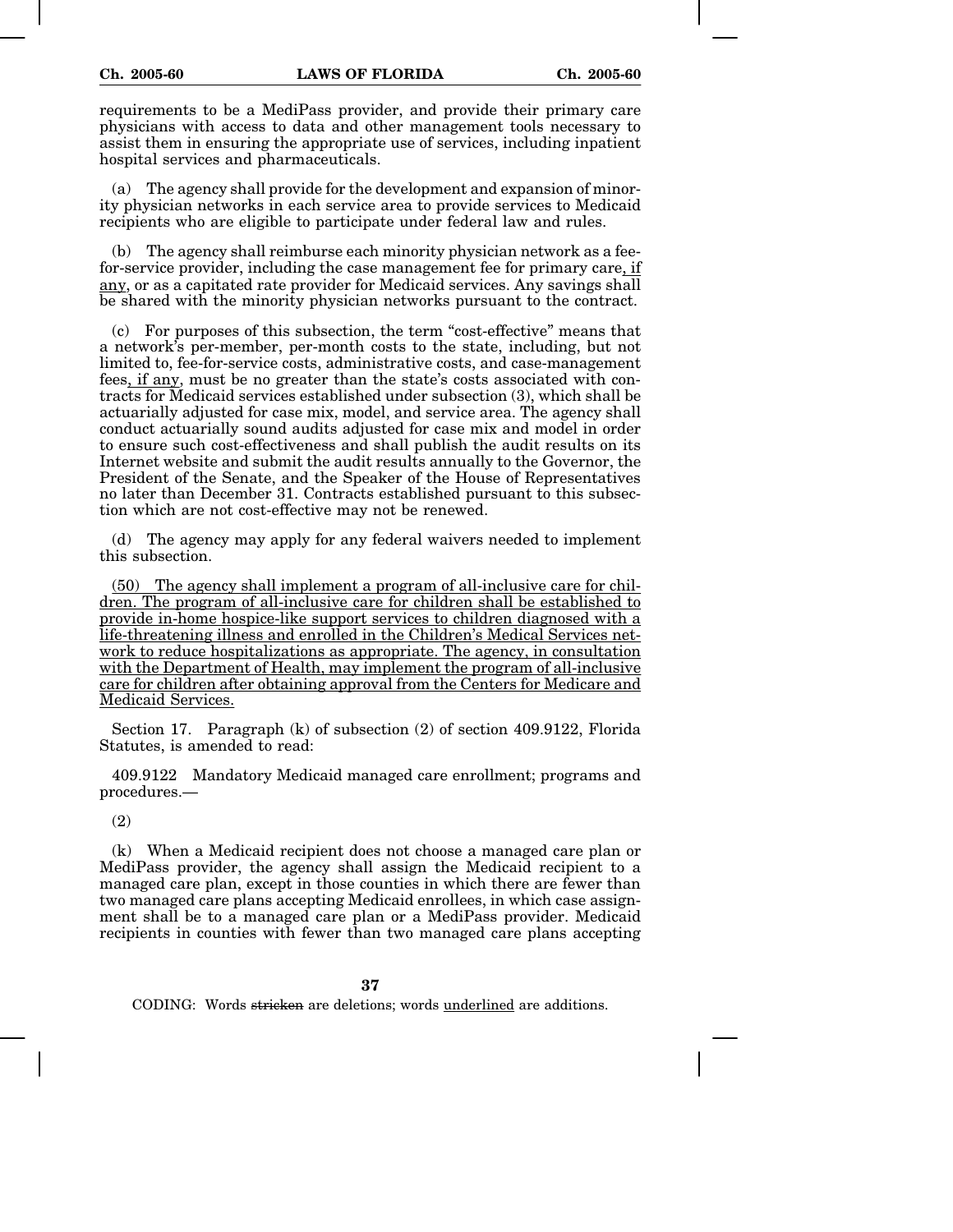requirements to be a MediPass provider, and provide their primary care physicians with access to data and other management tools necessary to assist them in ensuring the appropriate use of services, including inpatient hospital services and pharmaceuticals.

(a) The agency shall provide for the development and expansion of minority physician networks in each service area to provide services to Medicaid recipients who are eligible to participate under federal law and rules.

(b) The agency shall reimburse each minority physician network as a fee-for-service provider, including the case management fee for primary care, if any, or as a capitated rate provider for Medicaid services. Any savings shall be shared with the minority physician networks pursuant to the contract.

(c) For purposes of this subsection, the term "cost-effective" means that a network's per-member, per-month costs to the state, including, but not limited to, fee-for-service costs, administrative costs, and case-management fees, if any, must be no greater than the state's costs associated with contracts for Medicaid services established under subsection (3), which shall be actuarially adjusted for case mix, model, and service area. The agency shall conduct actuarially sound audits adjusted for case mix and model in order to ensure such cost-effectiveness and shall publish the audit results on its Internet website and submit the audit results annually to the Governor, the President of the Senate, and the Speaker of the House of Representatives no later than December 31. Contracts established pursuant to this subsection which are not cost-effective may not be renewed.

(d) The agency may apply for any federal waivers needed to implement this subsection.

(50) The agency shall implement a program of all-inclusive care for children. The program of all-inclusive care for children shall be established to provide in-home hospice-like support services to children diagnosed with a life-threatening illness and enrolled in the Children's Medical Services network to reduce hospitalizations as appropriate. The agency, in consultation with the Department of Health, may implement the program of all-inclusive care for children after obtaining approval from the Centers for Medicare and Medicaid Services.

Section 17. Paragraph (k) of subsection (2) of section 409.9122, Florida Statutes, is amended to read:

409.9122 Mandatory Medicaid managed care enrollment; programs and procedures.—

(2)

(k) When a Medicaid recipient does not choose a managed care plan or MediPass provider, the agency shall assign the Medicaid recipient to a managed care plan, except in those counties in which there are fewer than two managed care plans accepting Medicaid enrollees, in which case assignment shall be to a managed care plan or a MediPass provider. Medicaid recipients in counties with fewer than two managed care plans accepting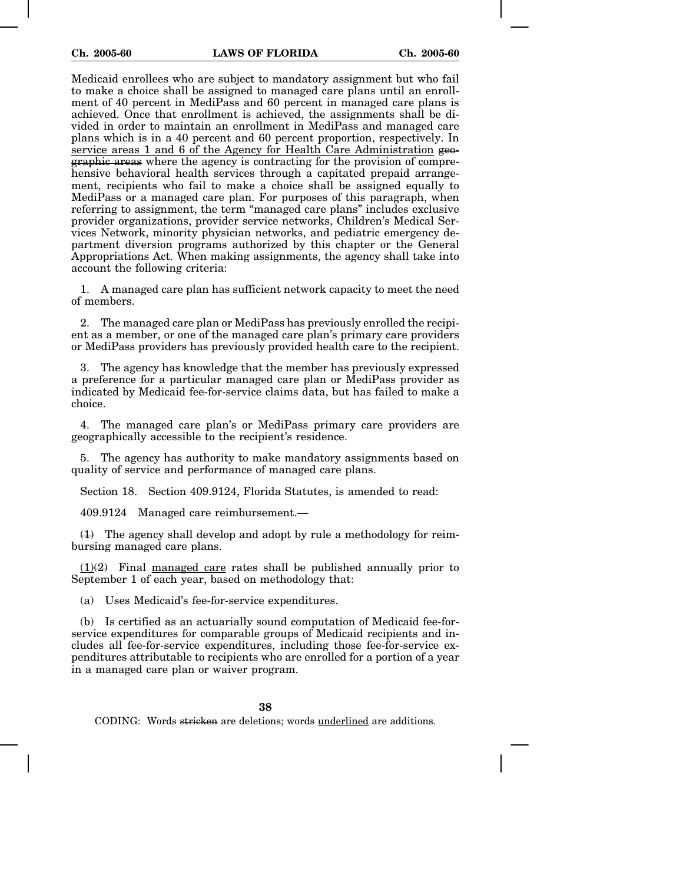Medicaid enrollees who are subject to mandatory assignment but who fail to make a choice shall be assigned to managed care plans until an enrollment of 40 percent in MediPass and 60 percent in managed care plans is achieved. Once that enrollment is achieved, the assignments shall be divided in order to maintain an enrollment in MediPass and managed care plans which is in a 40 percent and 60 percent proportion, respectively. In service areas 1 and 6 of the Agency for Health Care Administration ~~geographic areas~~ where the agency is contracting for the provision of comprehensive behavioral health services through a capitated prepaid arrangement, recipients who fail to make a choice shall be assigned equally to MediPass or a managed care plan. For purposes of this paragraph, when referring to assignment, the term "managed care plans" includes exclusive provider organizations, provider service networks, Children's Medical Services Network, minority physician networks, and pediatric emergency department diversion programs authorized by this chapter or the General Appropriations Act. When making assignments, the agency shall take into account the following criteria:

1. A managed care plan has sufficient network capacity to meet the need of members.

2. The managed care plan or MediPass has previously enrolled the recipient as a member, or one of the managed care plan's primary care providers or MediPass providers has previously provided health care to the recipient.

3. The agency has knowledge that the member has previously expressed a preference for a particular managed care plan or MediPass provider as indicated by Medicaid fee-for-service claims data, but has failed to make a choice.

4. The managed care plan's or MediPass primary care providers are geographically accessible to the recipient's residence.

5. The agency has authority to make mandatory assignments based on quality of service and performance of managed care plans.

Section 18. Section 409.9124, Florida Statutes, is amended to read:

409.9124 Managed care reimbursement.—

~~(1)~~ The agency shall develop and adopt by rule a methodology for reimbursing managed care plans.

(1)~~(2)~~ Final managed care rates shall be published annually prior to September 1 of each year, based on methodology that:

(a) Uses Medicaid's fee-for-service expenditures.

(b) Is certified as an actuarially sound computation of Medicaid fee-for-service expenditures for comparable groups of Medicaid recipients and includes all fee-for-service expenditures, including those fee-for-service expenditures attributable to recipients who are enrolled for a portion of a year in a managed care plan or waiver program.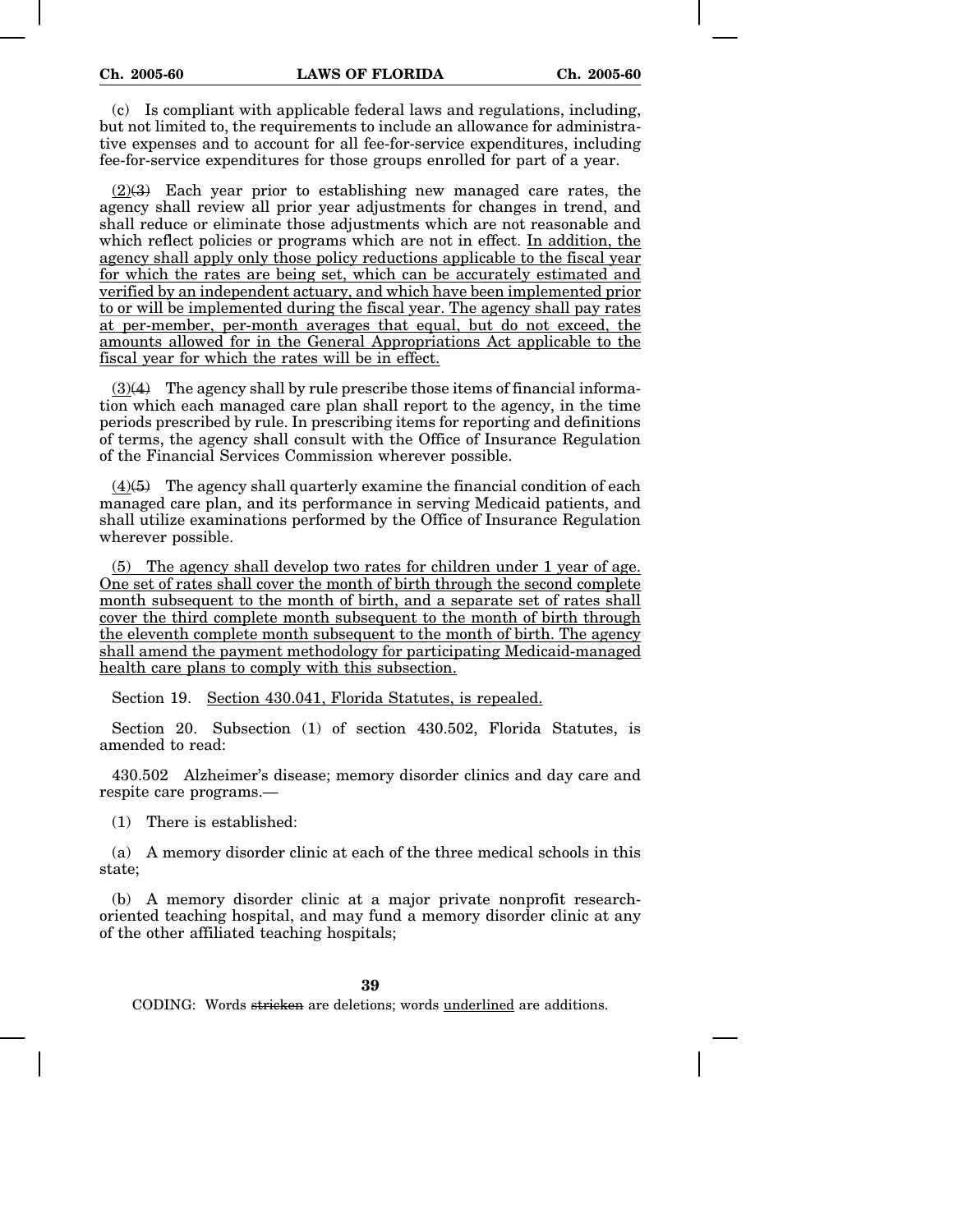(c) Is compliant with applicable federal laws and regulations, including, but not limited to, the requirements to include an allowance for administrative expenses and to account for all fee-for-service expenditures, including fee-for-service expenditures for those groups enrolled for part of a year.

(2)(3) Each year prior to establishing new managed care rates, the agency shall review all prior year adjustments for changes in trend, and shall reduce or eliminate those adjustments which are not reasonable and which reflect policies or programs which are not in effect. In addition, the agency shall apply only those policy reductions applicable to the fiscal year for which the rates are being set, which can be accurately estimated and verified by an independent actuary, and which have been implemented prior to or will be implemented during the fiscal year. The agency shall pay rates at per-member, per-month averages that equal, but do not exceed, the amounts allowed for in the General Appropriations Act applicable to the fiscal year for which the rates will be in effect.

(3)(4) The agency shall by rule prescribe those items of financial information which each managed care plan shall report to the agency, in the time periods prescribed by rule. In prescribing items for reporting and definitions of terms, the agency shall consult with the Office of Insurance Regulation of the Financial Services Commission wherever possible.

(4)(5) The agency shall quarterly examine the financial condition of each managed care plan, and its performance in serving Medicaid patients, and shall utilize examinations performed by the Office of Insurance Regulation wherever possible.

(5) The agency shall develop two rates for children under 1 year of age. One set of rates shall cover the month of birth through the second complete month subsequent to the month of birth, and a separate set of rates shall cover the third complete month subsequent to the month of birth through the eleventh complete month subsequent to the month of birth. The agency shall amend the payment methodology for participating Medicaid-managed health care plans to comply with this subsection.

Section 19. Section 430.041, Florida Statutes, is repealed.

Section 20. Subsection (1) of section 430.502, Florida Statutes, is amended to read:

430.502 Alzheimer's disease; memory disorder clinics and day care and respite care programs.—

(1) There is established:

(a) A memory disorder clinic at each of the three medical schools in this state;

(b) A memory disorder clinic at a major private nonprofit research-oriented teaching hospital, and may fund a memory disorder clinic at any of the other affiliated teaching hospitals;

CODING: Words stricken are deletions; words underlined are additions.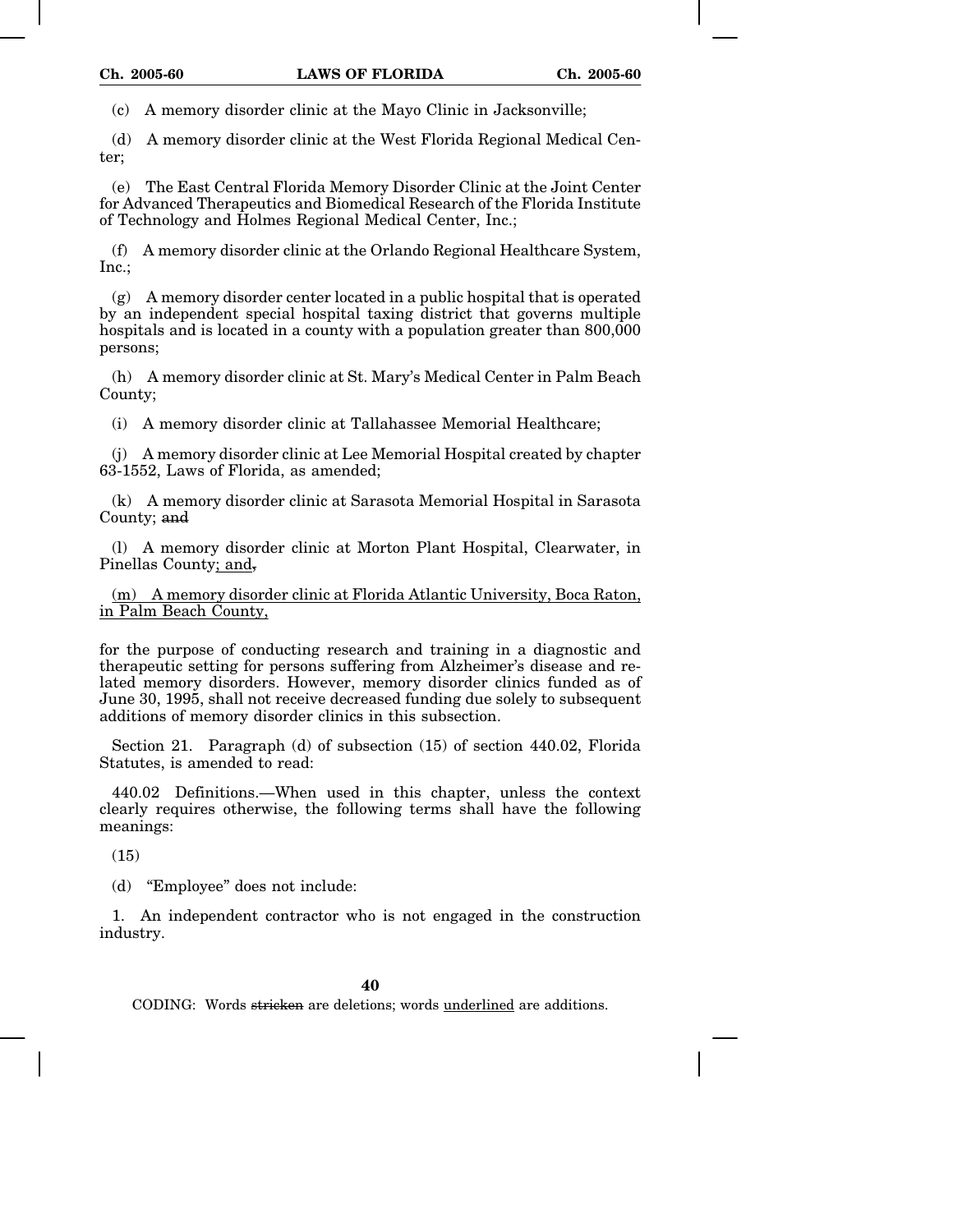(c) A memory disorder clinic at the Mayo Clinic in Jacksonville;

(d) A memory disorder clinic at the West Florida Regional Medical Center;

(e) The East Central Florida Memory Disorder Clinic at the Joint Center for Advanced Therapeutics and Biomedical Research of the Florida Institute of Technology and Holmes Regional Medical Center, Inc.;

(f) A memory disorder clinic at the Orlando Regional Healthcare System, Inc.;

(g) A memory disorder center located in a public hospital that is operated by an independent special hospital taxing district that governs multiple hospitals and is located in a county with a population greater than 800,000 persons;

(h) A memory disorder clinic at St. Mary's Medical Center in Palm Beach County;

(i) A memory disorder clinic at Tallahassee Memorial Healthcare;

(j) A memory disorder clinic at Lee Memorial Hospital created by chapter 63-1552, Laws of Florida, as amended;

(k) A memory disorder clinic at Sarasota Memorial Hospital in Sarasota County; ~~and~~

(l) A memory disorder clinic at Morton Plant Hospital, Clearwater, in Pinellas County<u>; and</u>~~,~~

<u>(m) A memory disorder clinic at Florida Atlantic University, Boca Raton, in Palm Beach County,</u>

for the purpose of conducting research and training in a diagnostic and therapeutic setting for persons suffering from Alzheimer's disease and related memory disorders. However, memory disorder clinics funded as of June 30, 1995, shall not receive decreased funding due solely to subsequent additions of memory disorder clinics in this subsection.

Section 21. Paragraph (d) of subsection (15) of section 440.02, Florida Statutes, is amended to read:

440.02 Definitions.—When used in this chapter, unless the context clearly requires otherwise, the following terms shall have the following meanings:

(15)

(d) "Employee" does not include:

1. An independent contractor who is not engaged in the construction industry.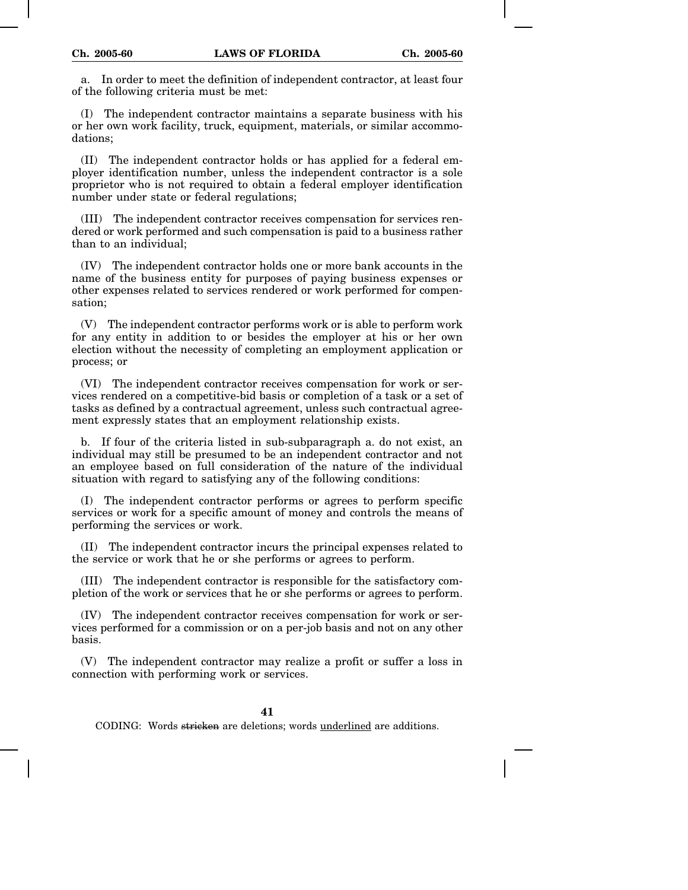a. In order to meet the definition of independent contractor, at least four of the following criteria must be met:

(I) The independent contractor maintains a separate business with his or her own work facility, truck, equipment, materials, or similar accommodations;

(II) The independent contractor holds or has applied for a federal employer identification number, unless the independent contractor is a sole proprietor who is not required to obtain a federal employer identification number under state or federal regulations;

(III) The independent contractor receives compensation for services rendered or work performed and such compensation is paid to a business rather than to an individual;

(IV) The independent contractor holds one or more bank accounts in the name of the business entity for purposes of paying business expenses or other expenses related to services rendered or work performed for compensation;

(V) The independent contractor performs work or is able to perform work for any entity in addition to or besides the employer at his or her own election without the necessity of completing an employment application or process; or

(VI) The independent contractor receives compensation for work or services rendered on a competitive-bid basis or completion of a task or a set of tasks as defined by a contractual agreement, unless such contractual agreement expressly states that an employment relationship exists.

b. If four of the criteria listed in sub-subparagraph a. do not exist, an individual may still be presumed to be an independent contractor and not an employee based on full consideration of the nature of the individual situation with regard to satisfying any of the following conditions:

(I) The independent contractor performs or agrees to perform specific services or work for a specific amount of money and controls the means of performing the services or work.

(II) The independent contractor incurs the principal expenses related to the service or work that he or she performs or agrees to perform.

(III) The independent contractor is responsible for the satisfactory completion of the work or services that he or she performs or agrees to perform.

(IV) The independent contractor receives compensation for work or services performed for a commission or on a per-job basis and not on any other basis.

(V) The independent contractor may realize a profit or suffer a loss in connection with performing work or services.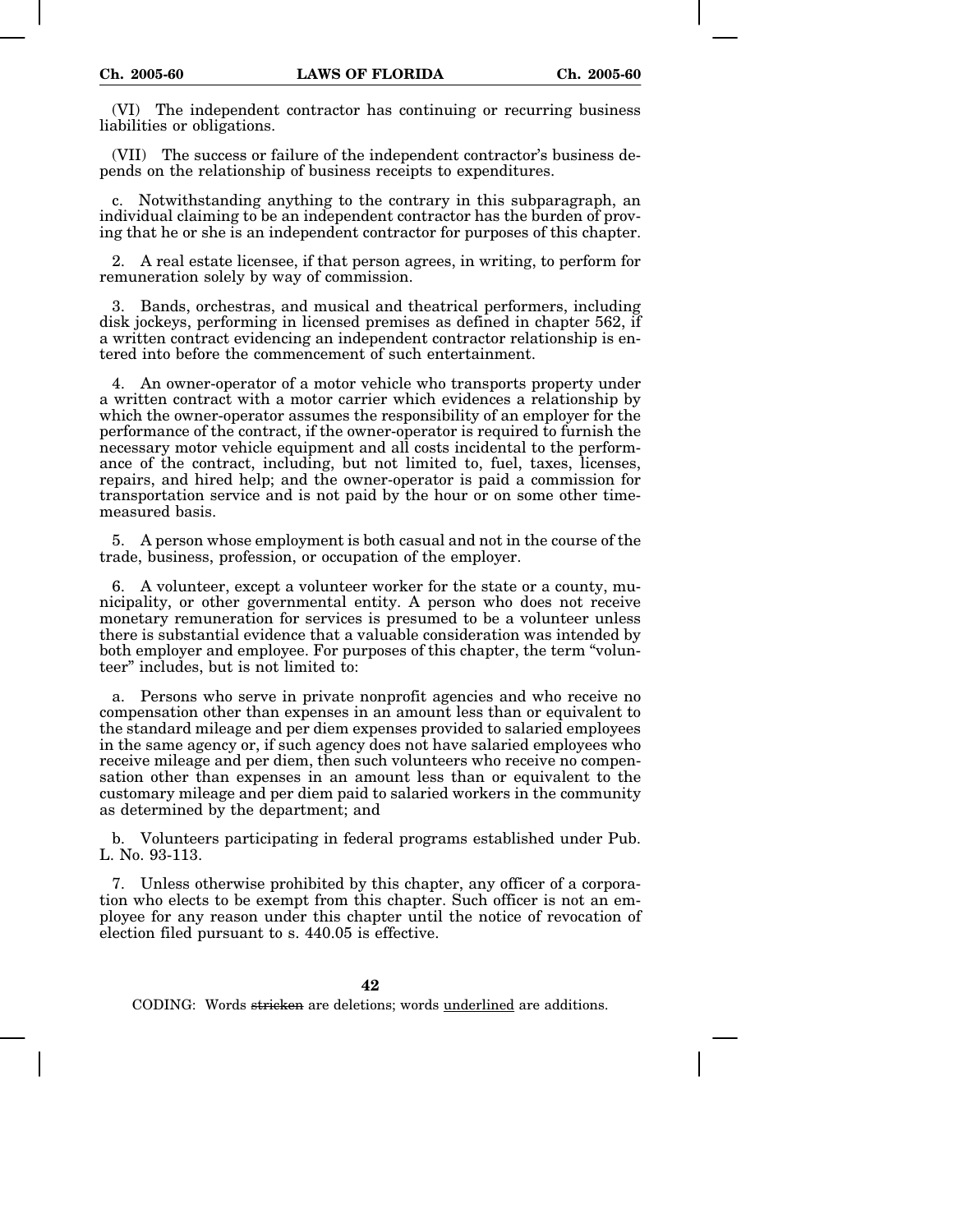(VI) The independent contractor has continuing or recurring business liabilities or obligations.

(VII) The success or failure of the independent contractor's business depends on the relationship of business receipts to expenditures.

c. Notwithstanding anything to the contrary in this subparagraph, an individual claiming to be an independent contractor has the burden of proving that he or she is an independent contractor for purposes of this chapter.

2. A real estate licensee, if that person agrees, in writing, to perform for remuneration solely by way of commission.

3. Bands, orchestras, and musical and theatrical performers, including disk jockeys, performing in licensed premises as defined in chapter 562, if a written contract evidencing an independent contractor relationship is entered into before the commencement of such entertainment.

4. An owner-operator of a motor vehicle who transports property under a written contract with a motor carrier which evidences a relationship by which the owner-operator assumes the responsibility of an employer for the performance of the contract, if the owner-operator is required to furnish the necessary motor vehicle equipment and all costs incidental to the performance of the contract, including, but not limited to, fuel, taxes, licenses, repairs, and hired help; and the owner-operator is paid a commission for transportation service and is not paid by the hour or on some other time-measured basis.

5. A person whose employment is both casual and not in the course of the trade, business, profession, or occupation of the employer.

6. A volunteer, except a volunteer worker for the state or a county, municipality, or other governmental entity. A person who does not receive monetary remuneration for services is presumed to be a volunteer unless there is substantial evidence that a valuable consideration was intended by both employer and employee. For purposes of this chapter, the term "volunteer" includes, but is not limited to:

a. Persons who serve in private nonprofit agencies and who receive no compensation other than expenses in an amount less than or equivalent to the standard mileage and per diem expenses provided to salaried employees in the same agency or, if such agency does not have salaried employees who receive mileage and per diem, then such volunteers who receive no compensation other than expenses in an amount less than or equivalent to the customary mileage and per diem paid to salaried workers in the community as determined by the department; and

b. Volunteers participating in federal programs established under Pub. L. No. 93-113.

7. Unless otherwise prohibited by this chapter, any officer of a corporation who elects to be exempt from this chapter. Such officer is not an employee for any reason under this chapter until the notice of revocation of election filed pursuant to s. 440.05 is effective.

CODING: Words ~~stricken~~ are deletions; words <u>underlined</u> are additions.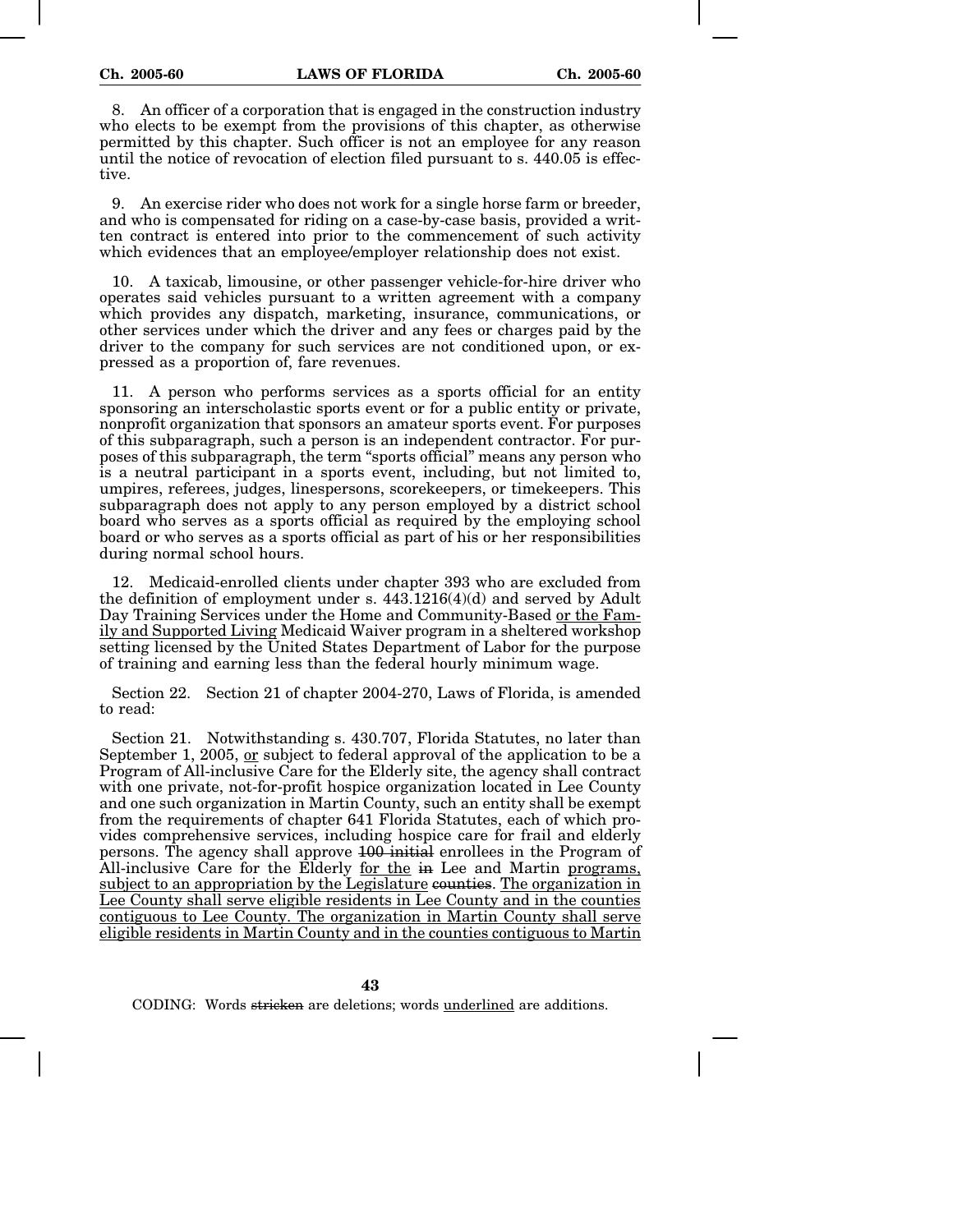8. An officer of a corporation that is engaged in the construction industry who elects to be exempt from the provisions of this chapter, as otherwise permitted by this chapter. Such officer is not an employee for any reason until the notice of revocation of election filed pursuant to s. 440.05 is effective.

9. An exercise rider who does not work for a single horse farm or breeder, and who is compensated for riding on a case-by-case basis, provided a written contract is entered into prior to the commencement of such activity which evidences that an employee/employer relationship does not exist.

10. A taxicab, limousine, or other passenger vehicle-for-hire driver who operates said vehicles pursuant to a written agreement with a company which provides any dispatch, marketing, insurance, communications, or other services under which the driver and any fees or charges paid by the driver to the company for such services are not conditioned upon, or expressed as a proportion of, fare revenues.

11. A person who performs services as a sports official for an entity sponsoring an interscholastic sports event or for a public entity or private, nonprofit organization that sponsors an amateur sports event. For purposes of this subparagraph, such a person is an independent contractor. For purposes of this subparagraph, the term "sports official" means any person who is a neutral participant in a sports event, including, but not limited to, umpires, referees, judges, linespersons, scorekeepers, or timekeepers. This subparagraph does not apply to any person employed by a district school board who serves as a sports official as required by the employing school board or who serves as a sports official as part of his or her responsibilities during normal school hours.

12. Medicaid-enrolled clients under chapter 393 who are excluded from the definition of employment under s. 443.1216(4)(d) and served by Adult Day Training Services under the Home and Community-Based <u>or the Family and Supported Living</u> Medicaid Waiver program in a sheltered workshop setting licensed by the United States Department of Labor for the purpose of training and earning less than the federal hourly minimum wage.

Section 22. Section 21 of chapter 2004-270, Laws of Florida, is amended to read:

Section 21. Notwithstanding s. 430.707, Florida Statutes, no later than September 1, 2005, <u>or</u> subject to federal approval of the application to be a Program of All-inclusive Care for the Elderly site, the agency shall contract with one private, not-for-profit hospice organization located in Lee County and one such organization in Martin County, such an entity shall be exempt from the requirements of chapter 641 Florida Statutes, each of which provides comprehensive services, including hospice care for frail and elderly persons. The agency shall approve ~~100 initial~~ enrollees in the Program of All-inclusive Care for the Elderly <u>for the</u> ~~in~~ Lee and Martin <u>programs, subject to an appropriation by the Legislature</u> ~~counties~~. <u>The organization in Lee County shall serve eligible residents in Lee County and in the counties contiguous to Lee County. The organization in Martin County shall serve eligible residents in Martin County and in the counties contiguous to Martin</u>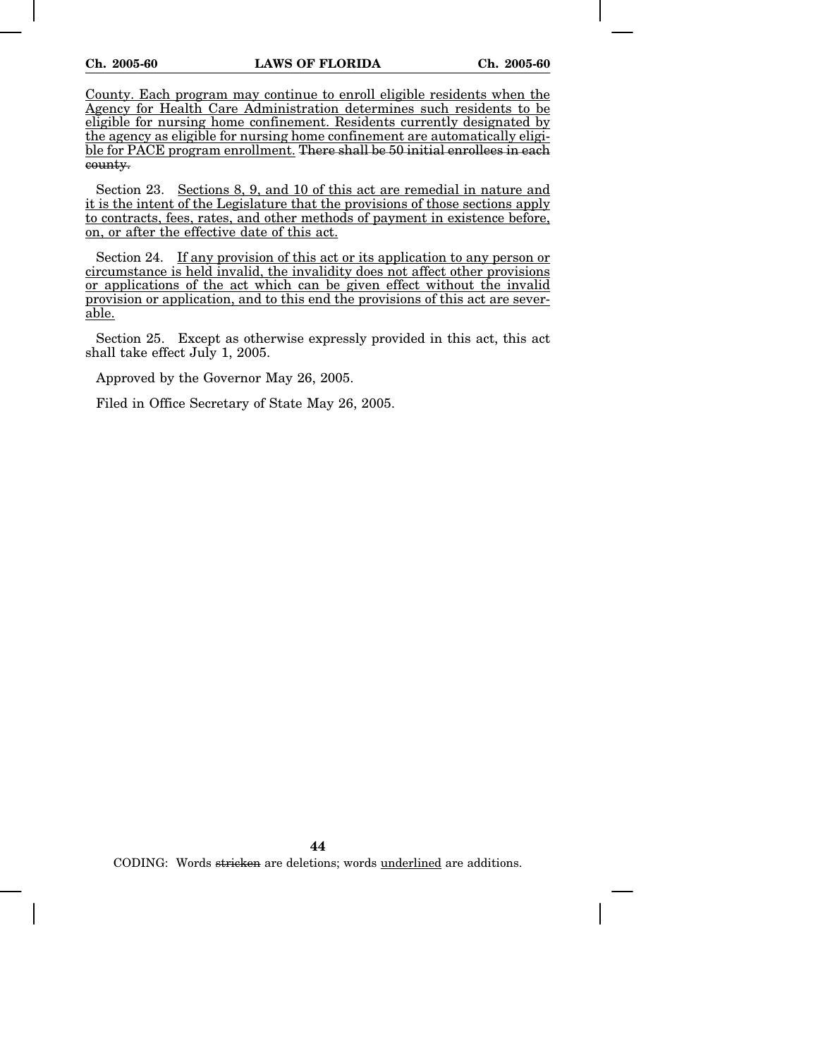County. Each program may continue to enroll eligible residents when the Agency for Health Care Administration determines such residents to be eligible for nursing home confinement. Residents currently designated by the agency as eligible for nursing home confinement are automatically eligible for PACE program enrollment. ~~There shall be 50 initial enrollees in each county.~~

Section 23. Sections 8, 9, and 10 of this act are remedial in nature and it is the intent of the Legislature that the provisions of those sections apply to contracts, fees, rates, and other methods of payment in existence before, on, or after the effective date of this act.

Section 24. If any provision of this act or its application to any person or circumstance is held invalid, the invalidity does not affect other provisions or applications of the act which can be given effect without the invalid provision or application, and to this end the provisions of this act are severable.

Section 25. Except as otherwise expressly provided in this act, this act shall take effect July 1, 2005.

Approved by the Governor May 26, 2005.

Filed in Office Secretary of State May 26, 2005.

CODING: Words ~~stricken~~ are deletions; words underlined are additions.